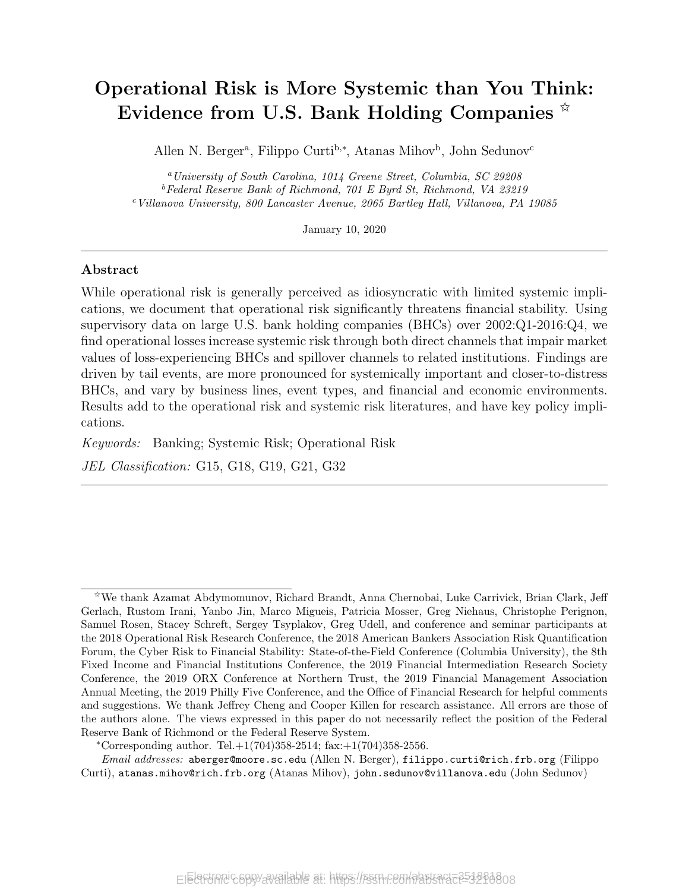# Operational Risk is More Systemic than You Think: Evidence from U.S. Bank Holding Companies ☆

Allen N. Berger[a], Filippo Curti[b,*], Atanas Mihov[b], John Sedunov[c]

[a] *University of South Carolina, 1014 Greene Street, Columbia, SC 29208*
[b] *Federal Reserve Bank of Richmond, 701 E Byrd St, Richmond, VA 23219*
[c] *Villanova University, 800 Lancaster Avenue, 2065 Bartley Hall, Villanova, PA 19085*

January 10, 2020

## Abstract

While operational risk is generally perceived as idiosyncratic with limited systemic implications, we document that operational risk significantly threatens financial stability. Using supervisory data on large U.S. bank holding companies (BHCs) over 2002:Q1-2016:Q4, we find operational losses increase systemic risk through both direct channels that impair market values of loss-experiencing BHCs and spillover channels to related institutions. Findings are driven by tail events, are more pronounced for systemically important and closer-to-distress BHCs, and vary by business lines, event types, and financial and economic environments. Results add to the operational risk and systemic risk literatures, and have key policy implications.

*Keywords:* Banking; Systemic Risk; Operational Risk

*JEL Classification:* G15, G18, G19, G21, G32

---

☆We thank Azamat Abdymomunov, Richard Brandt, Anna Chernobai, Luke Carrivick, Brian Clark, Jeff Gerlach, Rustom Irani, Yanbo Jin, Marco Migueis, Patricia Mosser, Greg Niehaus, Christophe Perignon, Samuel Rosen, Stacey Schreft, Sergey Tsyplakov, Greg Udell, and conference and seminar participants at the 2018 Operational Risk Research Conference, the 2018 American Bankers Association Risk Quantification Forum, the Cyber Risk to Financial Stability: State-of-the-Field Conference (Columbia University), the 8th Fixed Income and Financial Institutions Conference, the 2019 Financial Intermediation Research Society Conference, the 2019 ORX Conference at Northern Trust, the 2019 Financial Management Association Annual Meeting, the 2019 Philly Five Conference, and the Office of Financial Research for helpful comments and suggestions. We thank Jeffrey Cheng and Cooper Killen for research assistance. All errors are those of the authors alone. The views expressed in this paper do not necessarily reflect the position of the Federal Reserve Bank of Richmond or the Federal Reserve System.

*Corresponding author. Tel.+1(704)358-2514; fax:+1(704)358-2556.

*Email addresses:* aberger@moore.sc.edu (Allen N. Berger), filippo.curti@rich.frb.org (Filippo Curti), atanas.mihov@rich.frb.org (Atanas Mihov), john.sedunov@villanova.edu (John Sedunov)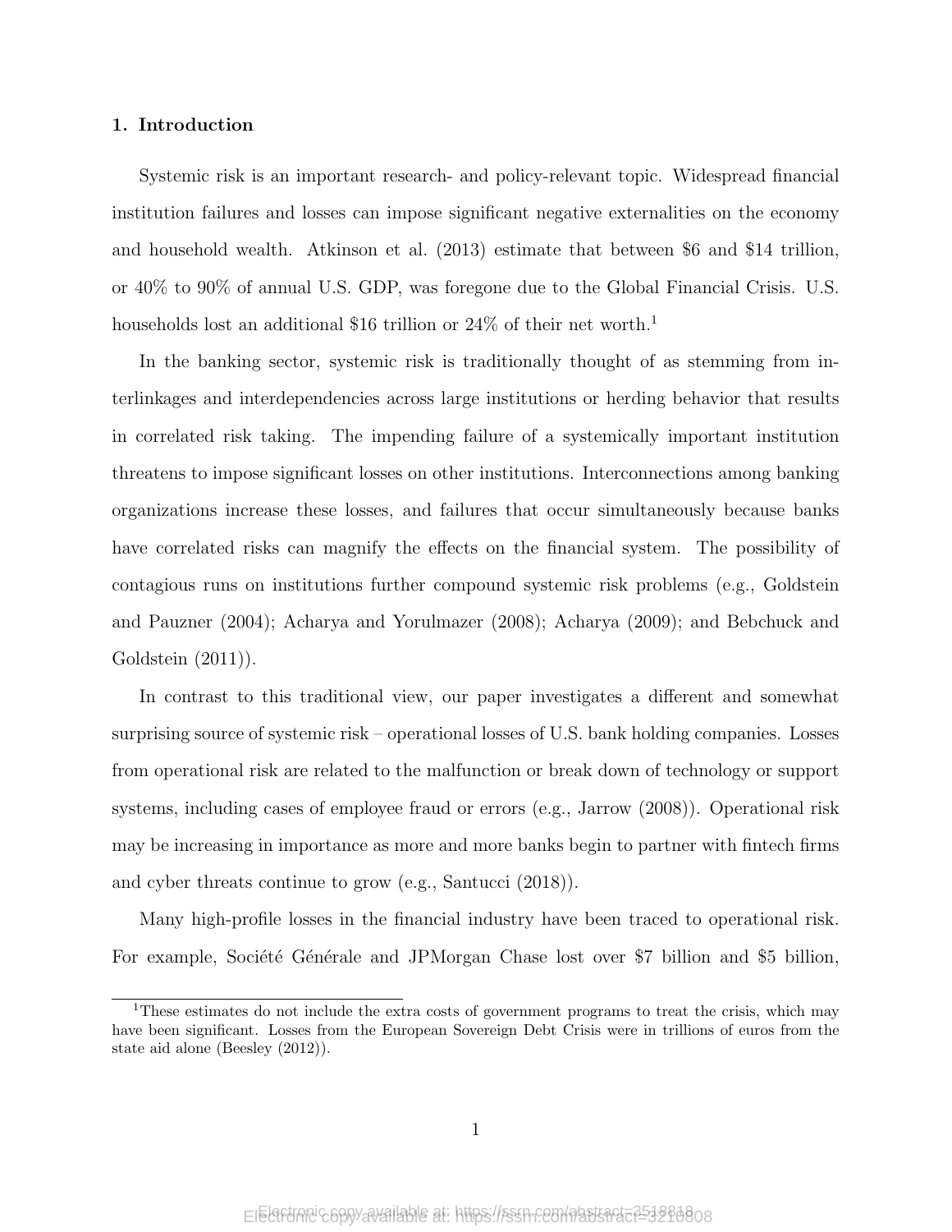## 1. Introduction

Systemic risk is an important research- and policy-relevant topic. Widespread financial institution failures and losses can impose significant negative externalities on the economy and household wealth. Atkinson et al. (2013) estimate that between $6 and $14 trillion, or 40% to 90% of annual U.S. GDP, was foregone due to the Global Financial Crisis. U.S. households lost an additional $16 trillion or 24% of their net worth.[1]

In the banking sector, systemic risk is traditionally thought of as stemming from interlinkages and interdependencies across large institutions or herding behavior that results in correlated risk taking. The impending failure of a systemically important institution threatens to impose significant losses on other institutions. Interconnections among banking organizations increase these losses, and failures that occur simultaneously because banks have correlated risks can magnify the effects on the financial system. The possibility of contagious runs on institutions further compound systemic risk problems (e.g., Goldstein and Pauzner (2004); Acharya and Yorulmazer (2008); Acharya (2009); and Bebchuck and Goldstein (2011)).

In contrast to this traditional view, our paper investigates a different and somewhat surprising source of systemic risk – operational losses of U.S. bank holding companies. Losses from operational risk are related to the malfunction or break down of technology or support systems, including cases of employee fraud or errors (e.g., Jarrow (2008)). Operational risk may be increasing in importance as more and more banks begin to partner with fintech firms and cyber threats continue to grow (e.g., Santucci (2018)).

Many high-profile losses in the financial industry have been traced to operational risk. For example, Société Générale and JPMorgan Chase lost over $7 billion and $5 billion,

[1] These estimates do not include the extra costs of government programs to treat the crisis, which may have been significant. Losses from the European Sovereign Debt Crisis were in trillions of euros from the state aid alone (Beesley (2012)).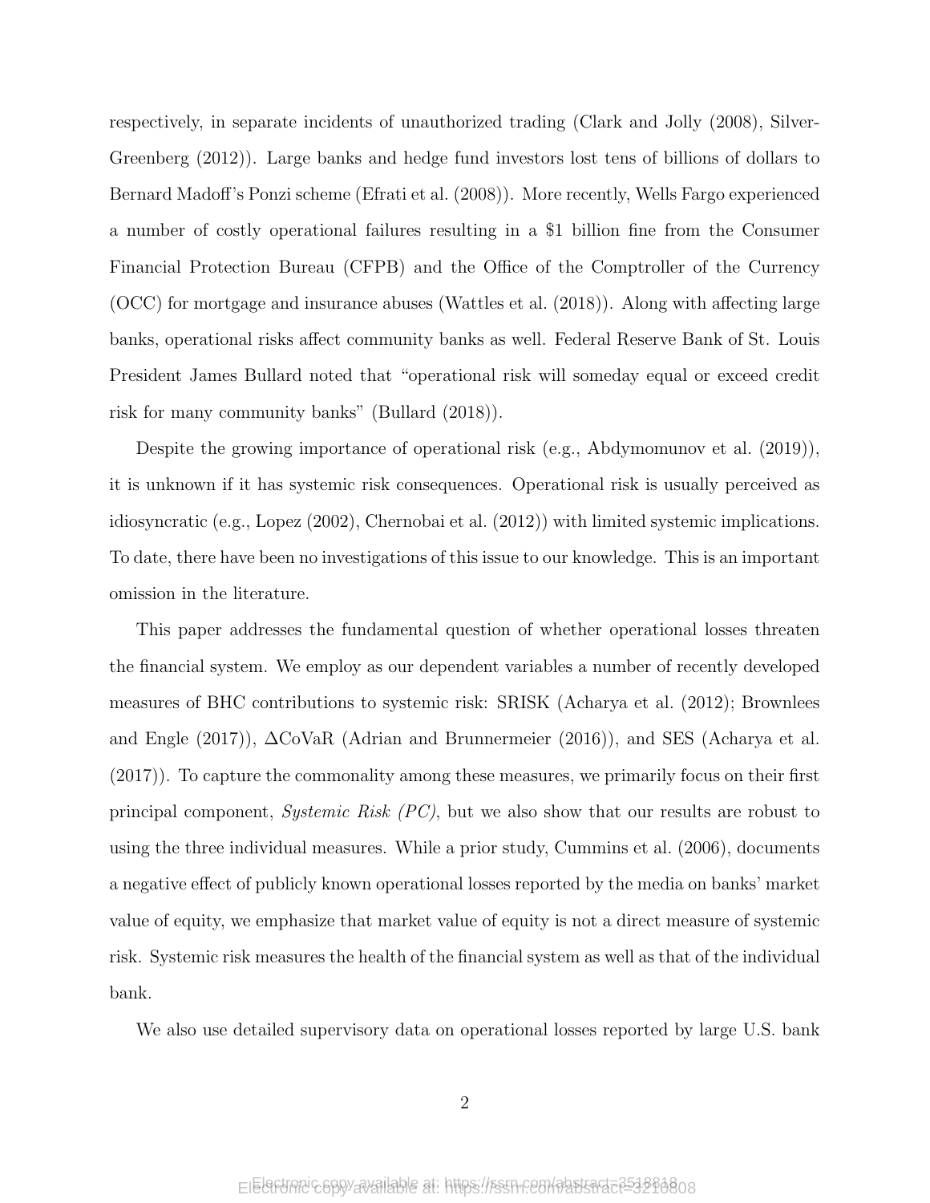respectively, in separate incidents of unauthorized trading (Clark and Jolly (2008), Silver-Greenberg (2012)). Large banks and hedge fund investors lost tens of billions of dollars to Bernard Madoff's Ponzi scheme (Efrati et al. (2008)). More recently, Wells Fargo experienced a number of costly operational failures resulting in a $1 billion fine from the Consumer Financial Protection Bureau (CFPB) and the Office of the Comptroller of the Currency (OCC) for mortgage and insurance abuses (Wattles et al. (2018)). Along with affecting large banks, operational risks affect community banks as well. Federal Reserve Bank of St. Louis President James Bullard noted that "operational risk will someday equal or exceed credit risk for many community banks" (Bullard (2018)).

Despite the growing importance of operational risk (e.g., Abdymomunov et al. (2019)), it is unknown if it has systemic risk consequences. Operational risk is usually perceived as idiosyncratic (e.g., Lopez (2002), Chernobai et al. (2012)) with limited systemic implications. To date, there have been no investigations of this issue to our knowledge. This is an important omission in the literature.

This paper addresses the fundamental question of whether operational losses threaten the financial system. We employ as our dependent variables a number of recently developed measures of BHC contributions to systemic risk: SRISK (Acharya et al. (2012); Brownlees and Engle (2017)), ΔCoVaR (Adrian and Brunnermeier (2016)), and SES (Acharya et al. (2017)). To capture the commonality among these measures, we primarily focus on their first principal component, *Systemic Risk (PC)*, but we also show that our results are robust to using the three individual measures. While a prior study, Cummins et al. (2006), documents a negative effect of publicly known operational losses reported by the media on banks' market value of equity, we emphasize that market value of equity is not a direct measure of systemic risk. Systemic risk measures the health of the financial system as well as that of the individual bank.

We also use detailed supervisory data on operational losses reported by large U.S. bank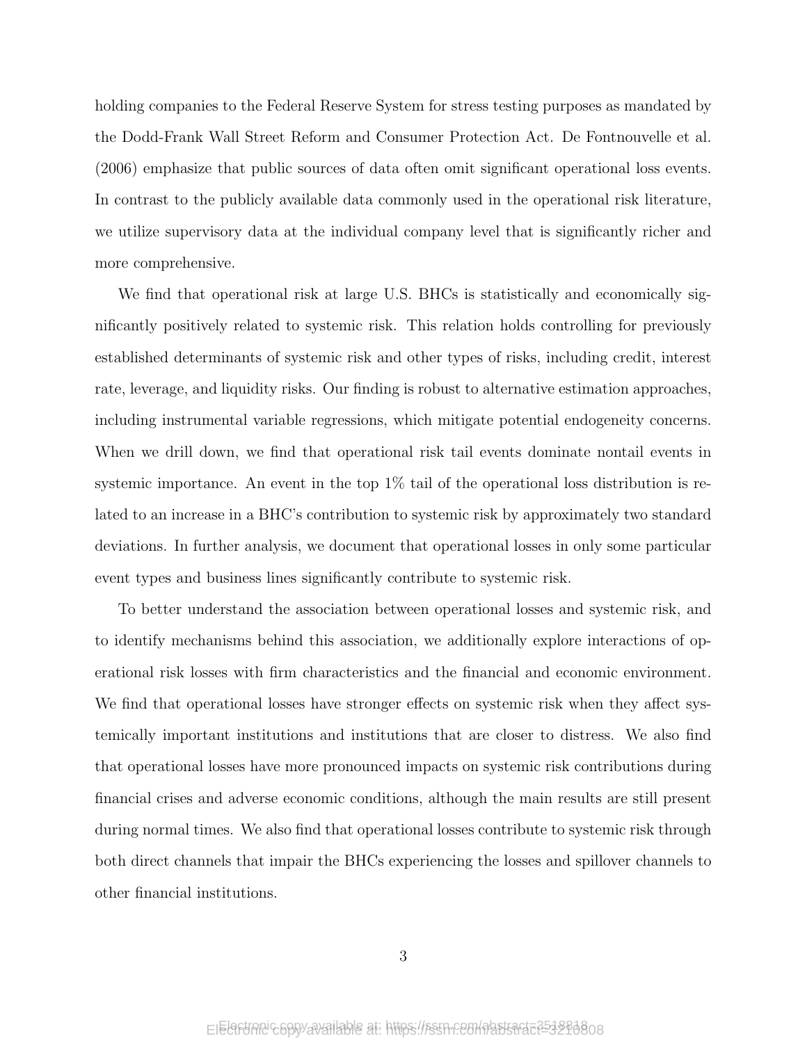holding companies to the Federal Reserve System for stress testing purposes as mandated by the Dodd-Frank Wall Street Reform and Consumer Protection Act. De Fontnouvelle et al. (2006) emphasize that public sources of data often omit significant operational loss events. In contrast to the publicly available data commonly used in the operational risk literature, we utilize supervisory data at the individual company level that is significantly richer and more comprehensive.

We find that operational risk at large U.S. BHCs is statistically and economically significantly positively related to systemic risk. This relation holds controlling for previously established determinants of systemic risk and other types of risks, including credit, interest rate, leverage, and liquidity risks. Our finding is robust to alternative estimation approaches, including instrumental variable regressions, which mitigate potential endogeneity concerns. When we drill down, we find that operational risk tail events dominate nontail events in systemic importance. An event in the top 1% tail of the operational loss distribution is related to an increase in a BHC's contribution to systemic risk by approximately two standard deviations. In further analysis, we document that operational losses in only some particular event types and business lines significantly contribute to systemic risk.

To better understand the association between operational losses and systemic risk, and to identify mechanisms behind this association, we additionally explore interactions of operational risk losses with firm characteristics and the financial and economic environment. We find that operational losses have stronger effects on systemic risk when they affect systemically important institutions and institutions that are closer to distress. We also find that operational losses have more pronounced impacts on systemic risk contributions during financial crises and adverse economic conditions, although the main results are still present during normal times. We also find that operational losses contribute to systemic risk through both direct channels that impair the BHCs experiencing the losses and spillover channels to other financial institutions.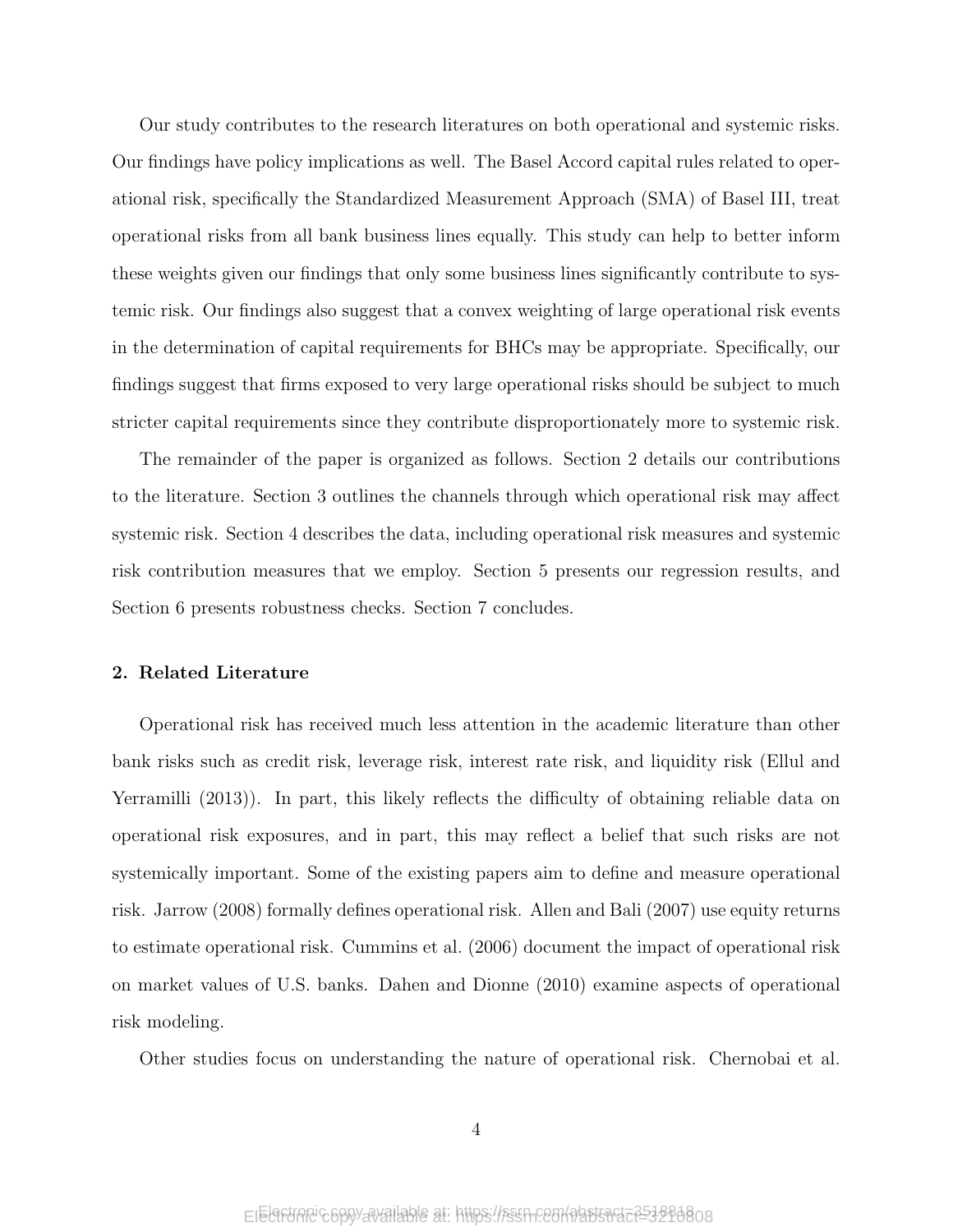Our study contributes to the research literatures on both operational and systemic risks. Our findings have policy implications as well. The Basel Accord capital rules related to operational risk, specifically the Standardized Measurement Approach (SMA) of Basel III, treat operational risks from all bank business lines equally. This study can help to better inform these weights given our findings that only some business lines significantly contribute to systemic risk. Our findings also suggest that a convex weighting of large operational risk events in the determination of capital requirements for BHCs may be appropriate. Specifically, our findings suggest that firms exposed to very large operational risks should be subject to much stricter capital requirements since they contribute disproportionately more to systemic risk.

The remainder of the paper is organized as follows. Section 2 details our contributions to the literature. Section 3 outlines the channels through which operational risk may affect systemic risk. Section 4 describes the data, including operational risk measures and systemic risk contribution measures that we employ. Section 5 presents our regression results, and Section 6 presents robustness checks. Section 7 concludes.

## 2. Related Literature

Operational risk has received much less attention in the academic literature than other bank risks such as credit risk, leverage risk, interest rate risk, and liquidity risk (Ellul and Yerramilli (2013)). In part, this likely reflects the difficulty of obtaining reliable data on operational risk exposures, and in part, this may reflect a belief that such risks are not systemically important. Some of the existing papers aim to define and measure operational risk. Jarrow (2008) formally defines operational risk. Allen and Bali (2007) use equity returns to estimate operational risk. Cummins et al. (2006) document the impact of operational risk on market values of U.S. banks. Dahen and Dionne (2010) examine aspects of operational risk modeling.

Other studies focus on understanding the nature of operational risk. Chernobai et al.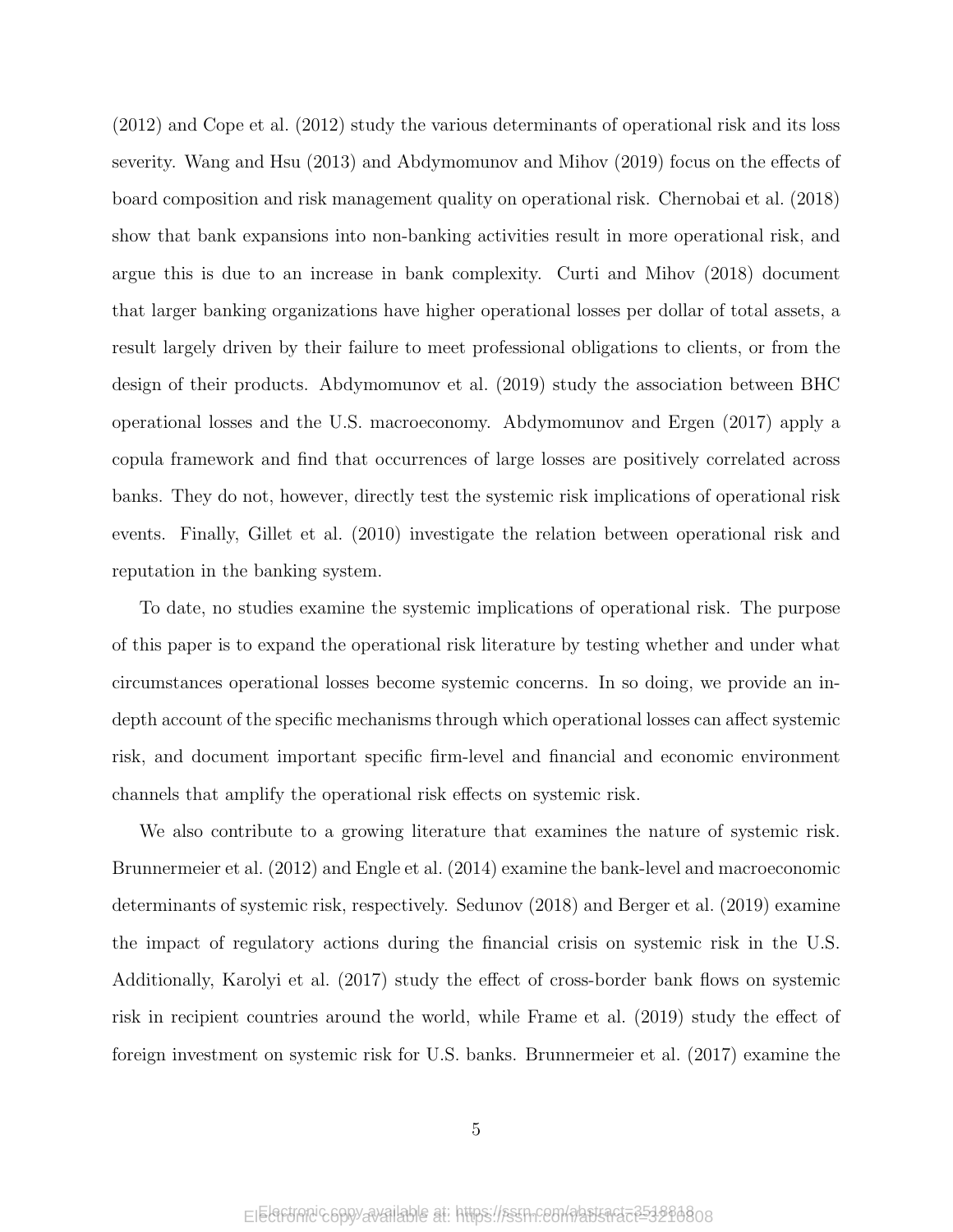(2012) and Cope et al. (2012) study the various determinants of operational risk and its loss severity. Wang and Hsu (2013) and Abdymomunov and Mihov (2019) focus on the effects of board composition and risk management quality on operational risk. Chernobai et al. (2018) show that bank expansions into non-banking activities result in more operational risk, and argue this is due to an increase in bank complexity. Curti and Mihov (2018) document that larger banking organizations have higher operational losses per dollar of total assets, a result largely driven by their failure to meet professional obligations to clients, or from the design of their products. Abdymomunov et al. (2019) study the association between BHC operational losses and the U.S. macroeconomy. Abdymomunov and Ergen (2017) apply a copula framework and find that occurrences of large losses are positively correlated across banks. They do not, however, directly test the systemic risk implications of operational risk events. Finally, Gillet et al. (2010) investigate the relation between operational risk and reputation in the banking system.

To date, no studies examine the systemic implications of operational risk. The purpose of this paper is to expand the operational risk literature by testing whether and under what circumstances operational losses become systemic concerns. In so doing, we provide an in-depth account of the specific mechanisms through which operational losses can affect systemic risk, and document important specific firm-level and financial and economic environment channels that amplify the operational risk effects on systemic risk.

We also contribute to a growing literature that examines the nature of systemic risk. Brunnermeier et al. (2012) and Engle et al. (2014) examine the bank-level and macroeconomic determinants of systemic risk, respectively. Sedunov (2018) and Berger et al. (2019) examine the impact of regulatory actions during the financial crisis on systemic risk in the U.S. Additionally, Karolyi et al. (2017) study the effect of cross-border bank flows on systemic risk in recipient countries around the world, while Frame et al. (2019) study the effect of foreign investment on systemic risk for U.S. banks. Brunnermeier et al. (2017) examine the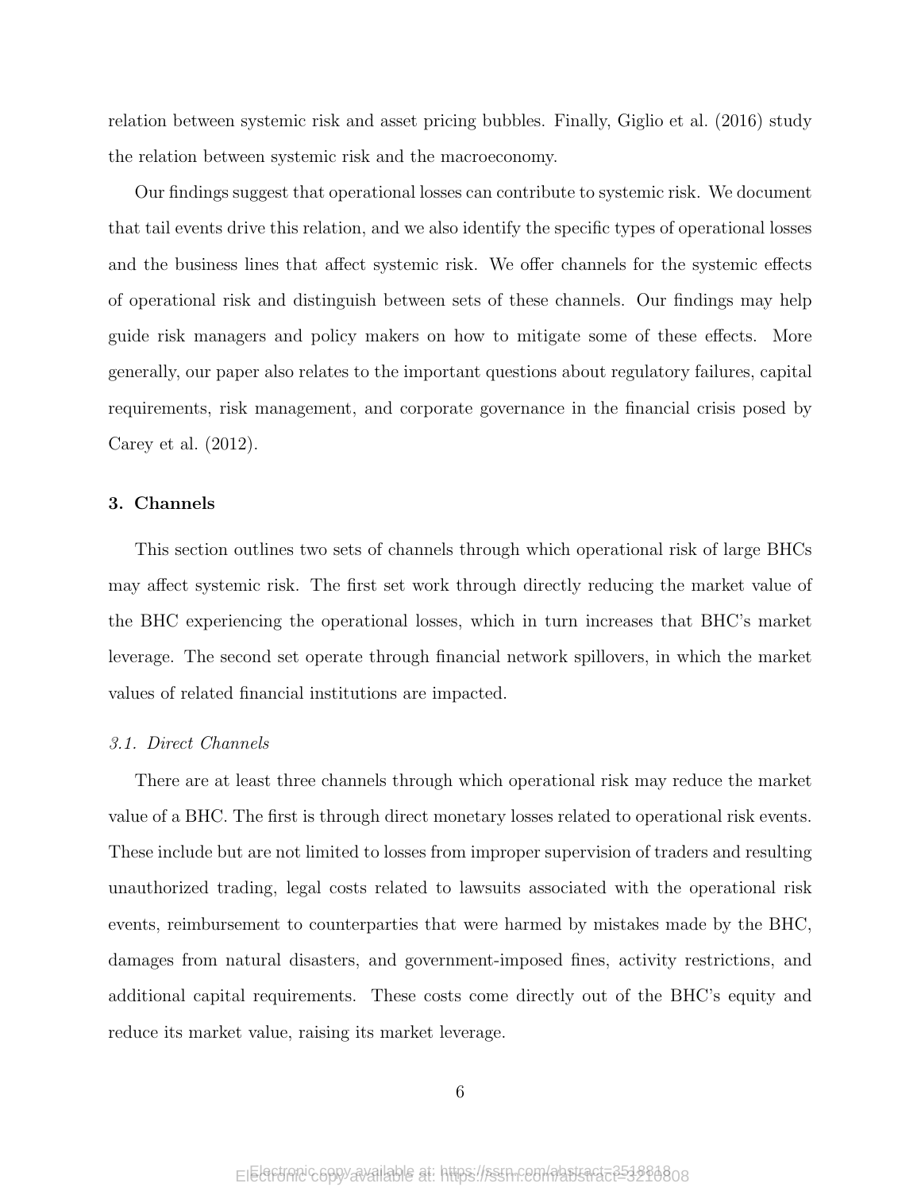relation between systemic risk and asset pricing bubbles. Finally, Giglio et al. (2016) study the relation between systemic risk and the macroeconomy.

Our findings suggest that operational losses can contribute to systemic risk. We document that tail events drive this relation, and we also identify the specific types of operational losses and the business lines that affect systemic risk. We offer channels for the systemic effects of operational risk and distinguish between sets of these channels. Our findings may help guide risk managers and policy makers on how to mitigate some of these effects. More generally, our paper also relates to the important questions about regulatory failures, capital requirements, risk management, and corporate governance in the financial crisis posed by Carey et al. (2012).

## 3. Channels

This section outlines two sets of channels through which operational risk of large BHCs may affect systemic risk. The first set work through directly reducing the market value of the BHC experiencing the operational losses, which in turn increases that BHC's market leverage. The second set operate through financial network spillovers, in which the market values of related financial institutions are impacted.

### *3.1. Direct Channels*

There are at least three channels through which operational risk may reduce the market value of a BHC. The first is through direct monetary losses related to operational risk events. These include but are not limited to losses from improper supervision of traders and resulting unauthorized trading, legal costs related to lawsuits associated with the operational risk events, reimbursement to counterparties that were harmed by mistakes made by the BHC, damages from natural disasters, and government-imposed fines, activity restrictions, and additional capital requirements. These costs come directly out of the BHC's equity and reduce its market value, raising its market leverage.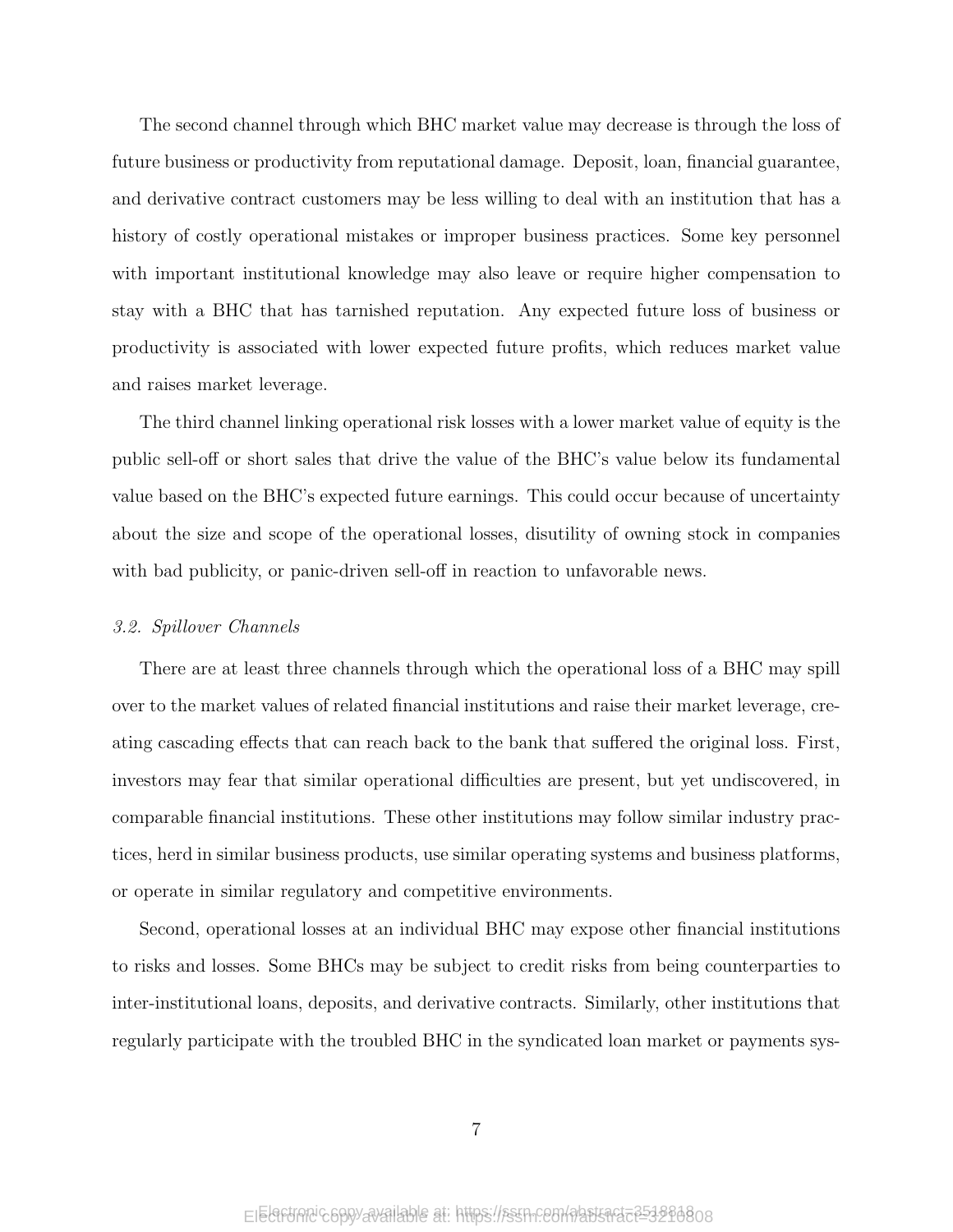The second channel through which BHC market value may decrease is through the loss of future business or productivity from reputational damage. Deposit, loan, financial guarantee, and derivative contract customers may be less willing to deal with an institution that has a history of costly operational mistakes or improper business practices. Some key personnel with important institutional knowledge may also leave or require higher compensation to stay with a BHC that has tarnished reputation. Any expected future loss of business or productivity is associated with lower expected future profits, which reduces market value and raises market leverage.

The third channel linking operational risk losses with a lower market value of equity is the public sell-off or short sales that drive the value of the BHC's value below its fundamental value based on the BHC's expected future earnings. This could occur because of uncertainty about the size and scope of the operational losses, disutility of owning stock in companies with bad publicity, or panic-driven sell-off in reaction to unfavorable news.

### *3.2. Spillover Channels*

There are at least three channels through which the operational loss of a BHC may spill over to the market values of related financial institutions and raise their market leverage, creating cascading effects that can reach back to the bank that suffered the original loss. First, investors may fear that similar operational difficulties are present, but yet undiscovered, in comparable financial institutions. These other institutions may follow similar industry practices, herd in similar business products, use similar operating systems and business platforms, or operate in similar regulatory and competitive environments.

Second, operational losses at an individual BHC may expose other financial institutions to risks and losses. Some BHCs may be subject to credit risks from being counterparties to inter-institutional loans, deposits, and derivative contracts. Similarly, other institutions that regularly participate with the troubled BHC in the syndicated loan market or payments sys-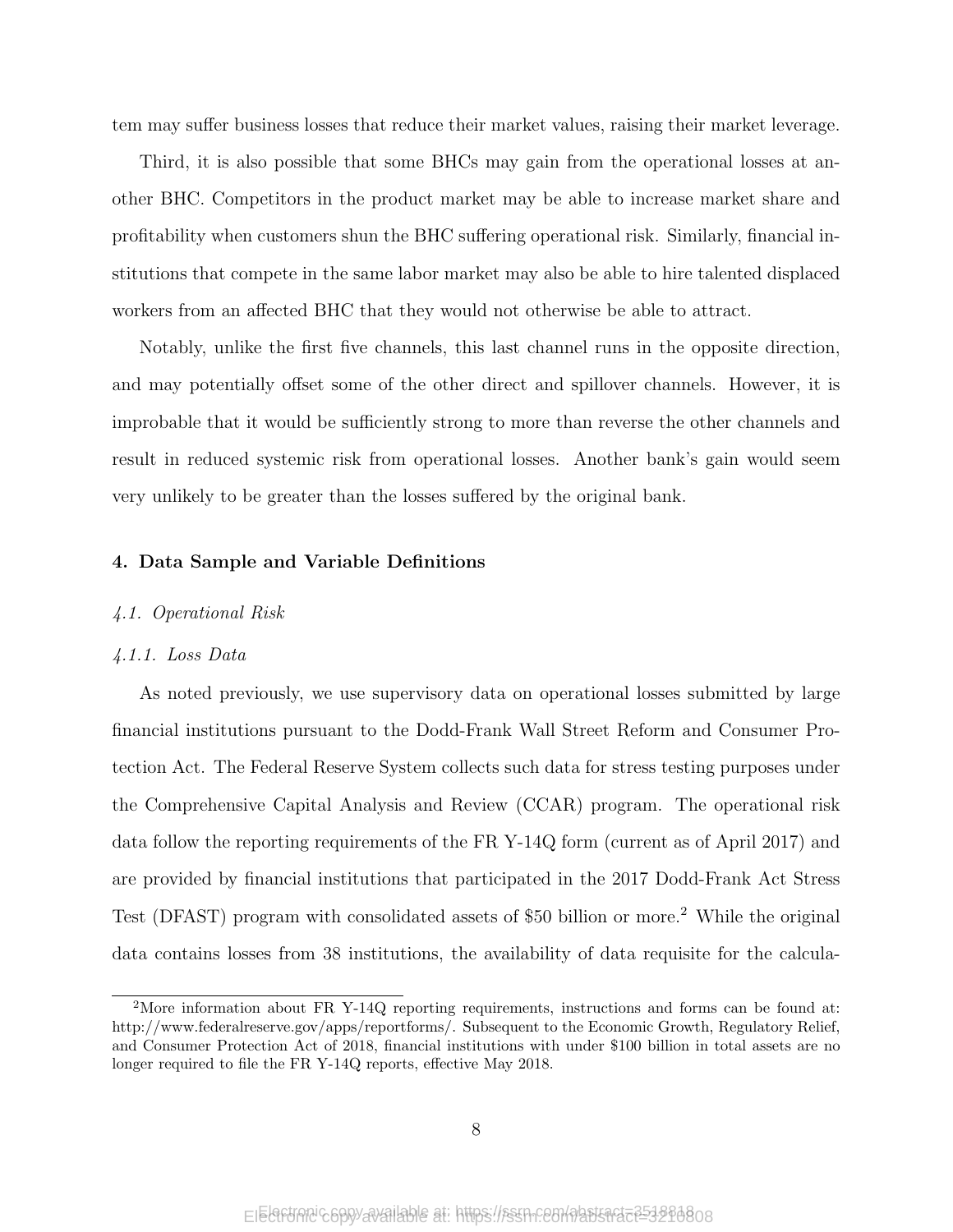tem may suffer business losses that reduce their market values, raising their market leverage.

Third, it is also possible that some BHCs may gain from the operational losses at another BHC. Competitors in the product market may be able to increase market share and profitability when customers shun the BHC suffering operational risk. Similarly, financial institutions that compete in the same labor market may also be able to hire talented displaced workers from an affected BHC that they would not otherwise be able to attract.

Notably, unlike the first five channels, this last channel runs in the opposite direction, and may potentially offset some of the other direct and spillover channels. However, it is improbable that it would be sufficiently strong to more than reverse the other channels and result in reduced systemic risk from operational losses. Another bank's gain would seem very unlikely to be greater than the losses suffered by the original bank.

## 4. Data Sample and Variable Definitions

### *4.1. Operational Risk*

#### *4.1.1. Loss Data*

As noted previously, we use supervisory data on operational losses submitted by large financial institutions pursuant to the Dodd-Frank Wall Street Reform and Consumer Protection Act. The Federal Reserve System collects such data for stress testing purposes under the Comprehensive Capital Analysis and Review (CCAR) program. The operational risk data follow the reporting requirements of the FR Y-14Q form (current as of April 2017) and are provided by financial institutions that participated in the 2017 Dodd-Frank Act Stress Test (DFAST) program with consolidated assets of \$50 billion or more.[2] While the original data contains losses from 38 institutions, the availability of data requisite for the calcula-

[2] More information about FR Y-14Q reporting requirements, instructions and forms can be found at: http://www.federalreserve.gov/apps/reportforms/. Subsequent to the Economic Growth, Regulatory Relief, and Consumer Protection Act of 2018, financial institutions with under \$100 billion in total assets are no longer required to file the FR Y-14Q reports, effective May 2018.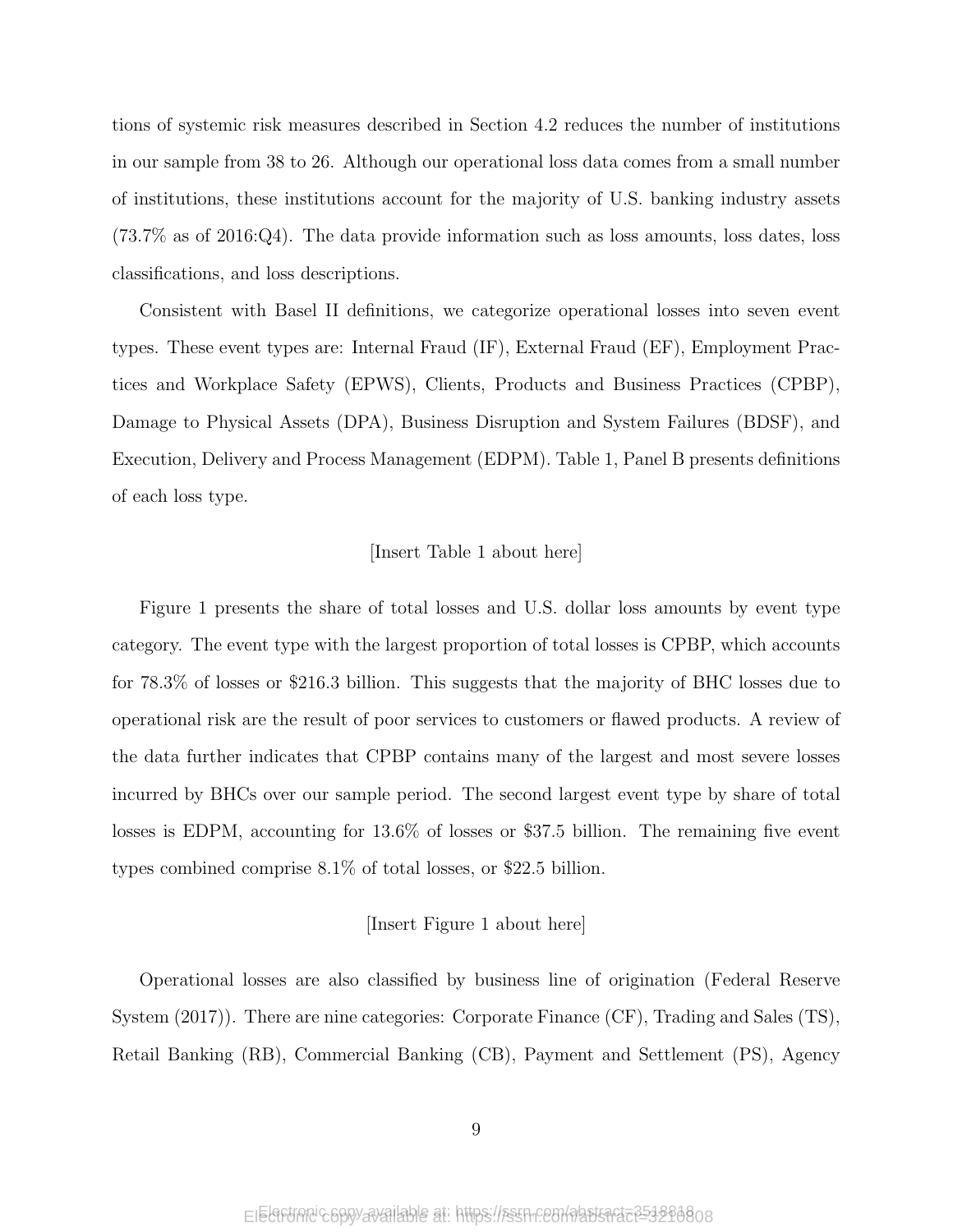tions of systemic risk measures described in Section 4.2 reduces the number of institutions in our sample from 38 to 26. Although our operational loss data comes from a small number of institutions, these institutions account for the majority of U.S. banking industry assets (73.7% as of 2016:Q4). The data provide information such as loss amounts, loss dates, loss classifications, and loss descriptions.

Consistent with Basel II definitions, we categorize operational losses into seven event types. These event types are: Internal Fraud (IF), External Fraud (EF), Employment Practices and Workplace Safety (EPWS), Clients, Products and Business Practices (CPBP), Damage to Physical Assets (DPA), Business Disruption and System Failures (BDSF), and Execution, Delivery and Process Management (EDPM). Table 1, Panel B presents definitions of each loss type.

[Insert Table 1 about here]

Figure 1 presents the share of total losses and U.S. dollar loss amounts by event type category. The event type with the largest proportion of total losses is CPBP, which accounts for 78.3% of losses or $216.3 billion. This suggests that the majority of BHC losses due to operational risk are the result of poor services to customers or flawed products. A review of the data further indicates that CPBP contains many of the largest and most severe losses incurred by BHCs over our sample period. The second largest event type by share of total losses is EDPM, accounting for 13.6% of losses or $37.5 billion. The remaining five event types combined comprise 8.1% of total losses, or $22.5 billion.

[Insert Figure 1 about here]

Operational losses are also classified by business line of origination (Federal Reserve System (2017)). There are nine categories: Corporate Finance (CF), Trading and Sales (TS), Retail Banking (RB), Commercial Banking (CB), Payment and Settlement (PS), Agency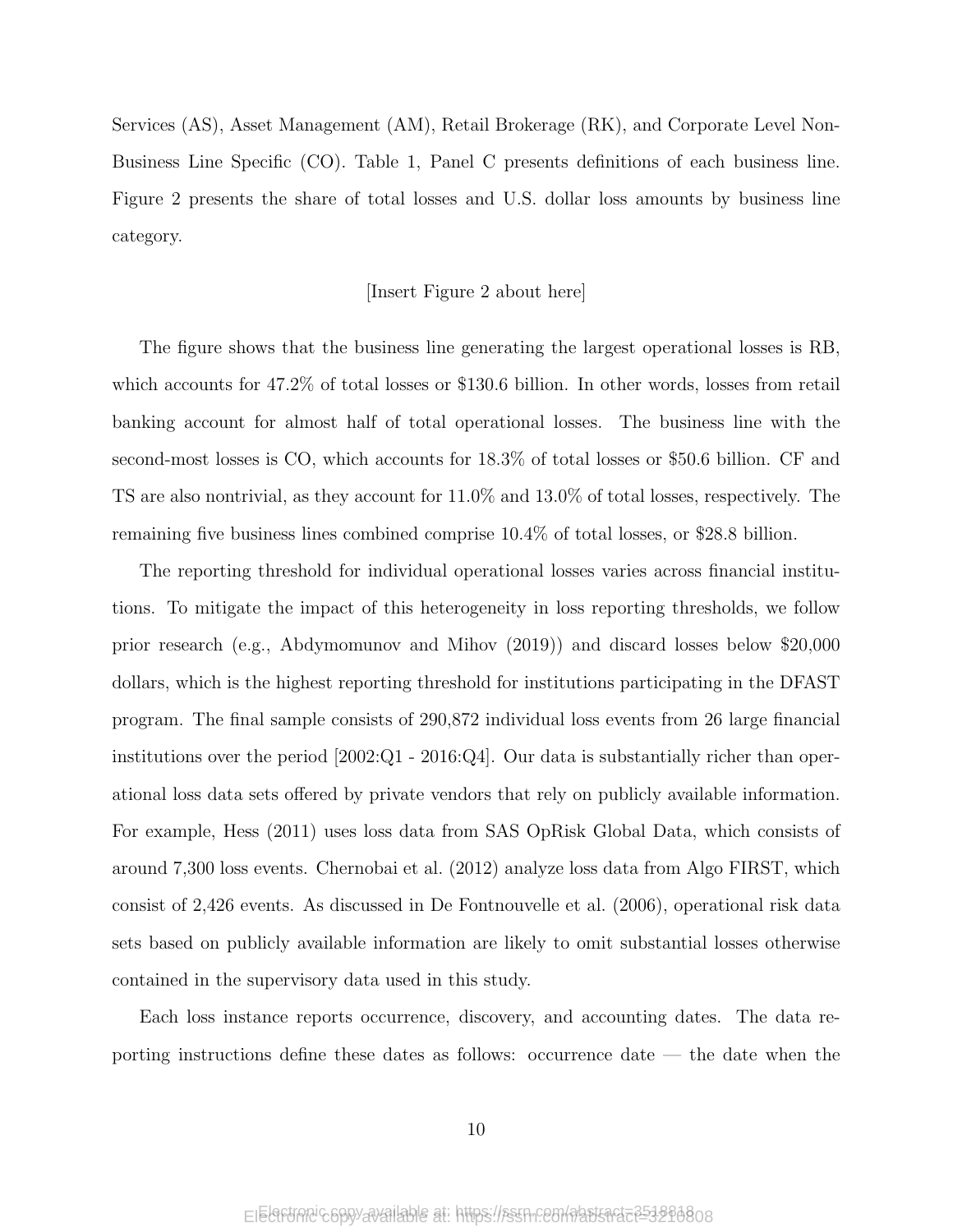Services (AS), Asset Management (AM), Retail Brokerage (RK), and Corporate Level Non-Business Line Specific (CO). Table 1, Panel C presents definitions of each business line. Figure 2 presents the share of total losses and U.S. dollar loss amounts by business line category.

[Insert Figure 2 about here]

The figure shows that the business line generating the largest operational losses is RB, which accounts for 47.2% of total losses or $130.6 billion. In other words, losses from retail banking account for almost half of total operational losses. The business line with the second-most losses is CO, which accounts for 18.3% of total losses or $50.6 billion. CF and TS are also nontrivial, as they account for 11.0% and 13.0% of total losses, respectively. The remaining five business lines combined comprise 10.4% of total losses, or $28.8 billion.

The reporting threshold for individual operational losses varies across financial institutions. To mitigate the impact of this heterogeneity in loss reporting thresholds, we follow prior research (e.g., Abdymomunov and Mihov (2019)) and discard losses below $20,000 dollars, which is the highest reporting threshold for institutions participating in the DFAST program. The final sample consists of 290,872 individual loss events from 26 large financial institutions over the period [2002:Q1 - 2016:Q4]. Our data is substantially richer than operational loss data sets offered by private vendors that rely on publicly available information. For example, Hess (2011) uses loss data from SAS OpRisk Global Data, which consists of around 7,300 loss events. Chernobai et al. (2012) analyze loss data from Algo FIRST, which consist of 2,426 events. As discussed in De Fontnouvelle et al. (2006), operational risk data sets based on publicly available information are likely to omit substantial losses otherwise contained in the supervisory data used in this study.

Each loss instance reports occurrence, discovery, and accounting dates. The data reporting instructions define these dates as follows: occurrence date — the date when the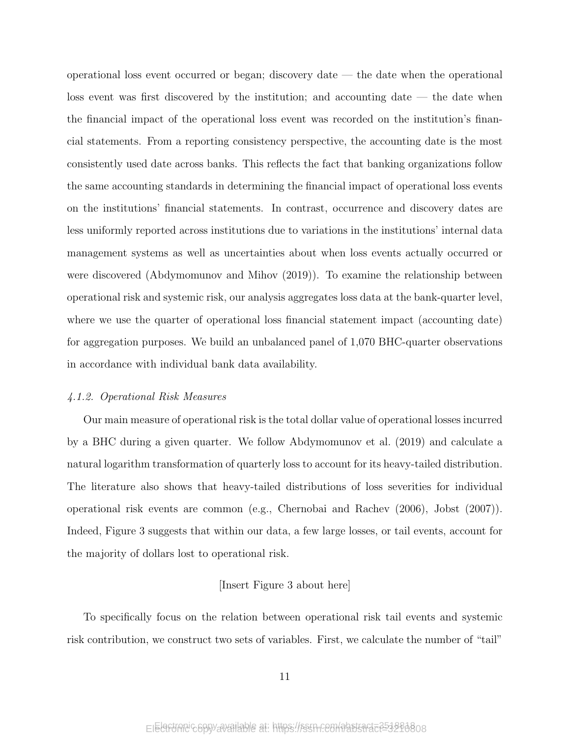operational loss event occurred or began; discovery date — the date when the operational loss event was first discovered by the institution; and accounting date — the date when the financial impact of the operational loss event was recorded on the institution's financial statements. From a reporting consistency perspective, the accounting date is the most consistently used date across banks. This reflects the fact that banking organizations follow the same accounting standards in determining the financial impact of operational loss events on the institutions' financial statements. In contrast, occurrence and discovery dates are less uniformly reported across institutions due to variations in the institutions' internal data management systems as well as uncertainties about when loss events actually occurred or were discovered (Abdymomunov and Mihov (2019)). To examine the relationship between operational risk and systemic risk, our analysis aggregates loss data at the bank-quarter level, where we use the quarter of operational loss financial statement impact (accounting date) for aggregation purposes. We build an unbalanced panel of 1,070 BHC-quarter observations in accordance with individual bank data availability.

#### *4.1.2. Operational Risk Measures*

Our main measure of operational risk is the total dollar value of operational losses incurred by a BHC during a given quarter. We follow Abdymomunov et al. (2019) and calculate a natural logarithm transformation of quarterly loss to account for its heavy-tailed distribution. The literature also shows that heavy-tailed distributions of loss severities for individual operational risk events are common (e.g., Chernobai and Rachev (2006), Jobst (2007)). Indeed, Figure 3 suggests that within our data, a few large losses, or tail events, account for the majority of dollars lost to operational risk.

[Insert Figure 3 about here]

To specifically focus on the relation between operational risk tail events and systemic risk contribution, we construct two sets of variables. First, we calculate the number of "tail"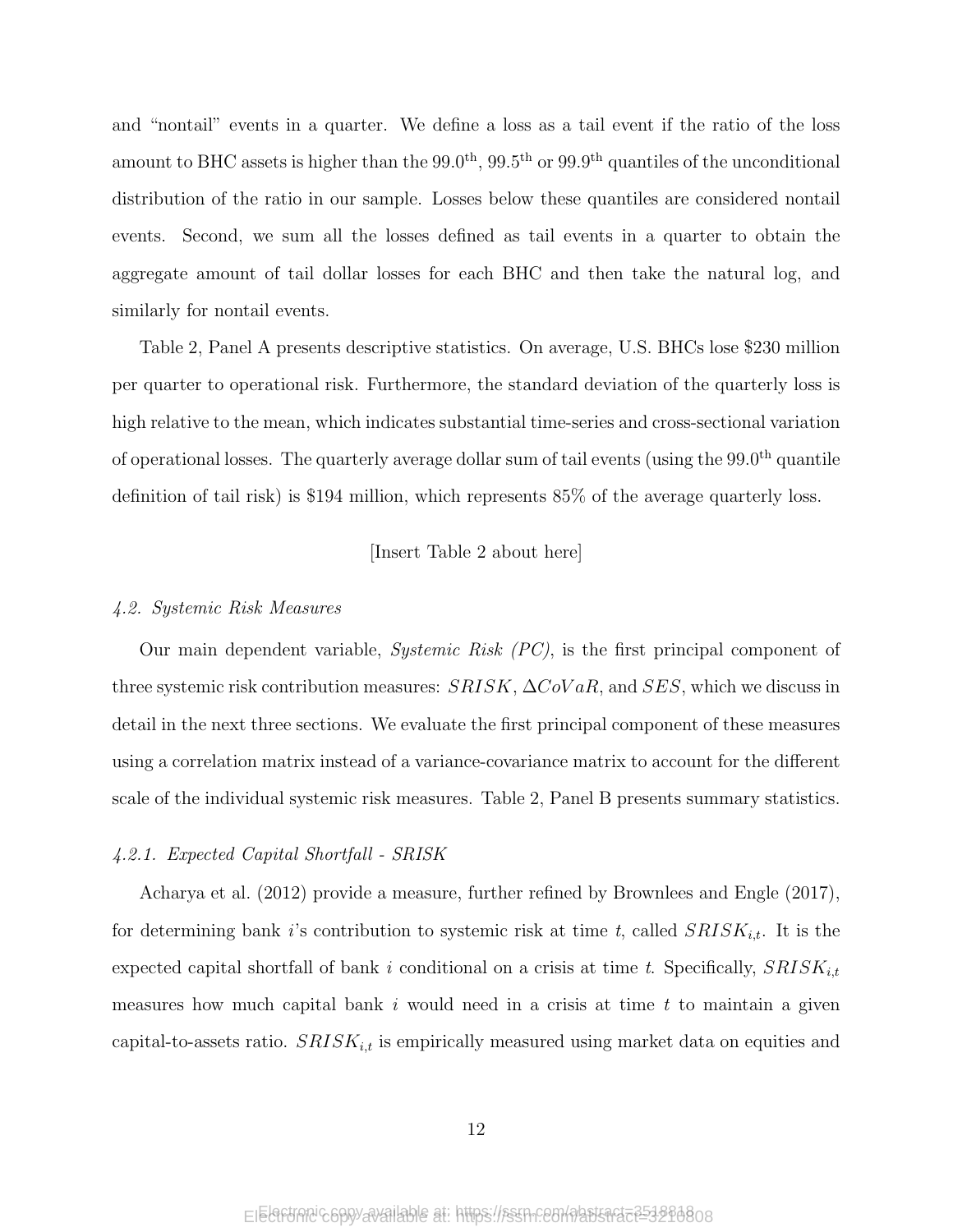and "nontail" events in a quarter. We define a loss as a tail event if the ratio of the loss amount to BHC assets is higher than the 99.0$^{\text{th}}$, 99.5$^{\text{th}}$ or 99.9$^{\text{th}}$ quantiles of the unconditional distribution of the ratio in our sample. Losses below these quantiles are considered nontail events. Second, we sum all the losses defined as tail events in a quarter to obtain the aggregate amount of tail dollar losses for each BHC and then take the natural log, and similarly for nontail events.

Table 2, Panel A presents descriptive statistics. On average, U.S. BHCs lose \$230 million per quarter to operational risk. Furthermore, the standard deviation of the quarterly loss is high relative to the mean, which indicates substantial time-series and cross-sectional variation of operational losses. The quarterly average dollar sum of tail events (using the 99.0$^{\text{th}}$ quantile definition of tail risk) is \$194 million, which represents 85% of the average quarterly loss.

[Insert Table 2 about here]

### *4.2. Systemic Risk Measures*

Our main dependent variable, *Systemic Risk (PC)*, is the first principal component of three systemic risk contribution measures: $SRISK$, $\Delta CoVaR$, and $SES$, which we discuss in detail in the next three sections. We evaluate the first principal component of these measures using a correlation matrix instead of a variance-covariance matrix to account for the different scale of the individual systemic risk measures. Table 2, Panel B presents summary statistics.

#### *4.2.1. Expected Capital Shortfall - SRISK*

Acharya et al. (2012) provide a measure, further refined by Brownlees and Engle (2017), for determining bank $i$'s contribution to systemic risk at time $t$, called $SRISK_{i,t}$. It is the expected capital shortfall of bank $i$ conditional on a crisis at time $t$. Specifically, $SRISK_{i,t}$ measures how much capital bank $i$ would need in a crisis at time $t$ to maintain a given capital-to-assets ratio. $SRISK_{i,t}$ is empirically measured using market data on equities and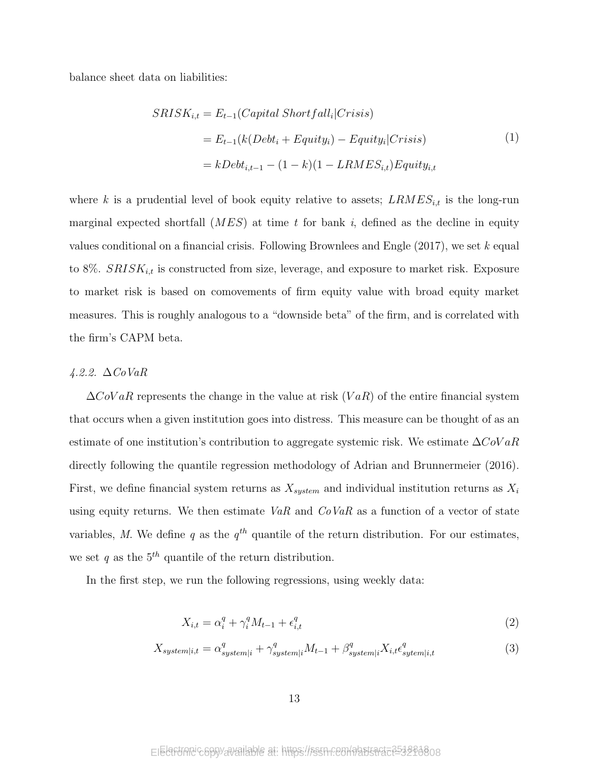balance sheet data on liabilities:

$$
\begin{aligned}
SRISK_{i,t} &= E_{t-1}(Capital\ Shortfall_i|Crisis) \\
&= E_{t-1}(k(Debt_i + Equity_i) - Equity_i|Crisis) \\
&= kDebt_{i,t-1} - (1-k)(1 - LRMES_{i,t})Equity_{i,t}
\end{aligned} \tag{1}
$$

where $k$ is a prudential level of book equity relative to assets; $LRMES_{i,t}$ is the long-run marginal expected shortfall ($MES$) at time $t$ for bank $i$, defined as the decline in equity values conditional on a financial crisis. Following Brownlees and Engle (2017), we set $k$ equal to 8%. $SRISK_{i,t}$ is constructed from size, leverage, and exposure to market risk. Exposure to market risk is based on comovements of firm equity value with broad equity market measures. This is roughly analogous to a "downside beta" of the firm, and is correlated with the firm's CAPM beta.

#### *4.2.2. $\Delta CoVaR$*

$\Delta CoVaR$ represents the change in the value at risk ($VaR$) of the entire financial system that occurs when a given institution goes into distress. This measure can be thought of as an estimate of one institution's contribution to aggregate systemic risk. We estimate $\Delta CoVaR$ directly following the quantile regression methodology of Adrian and Brunnermeier (2016). First, we define financial system returns as $X_{system}$ and individual institution returns as $X_i$ using equity returns. We then estimate *VaR* and *CoVaR* as a function of a vector of state variables, *M*. We define $q$ as the $q^{th}$ quantile of the return distribution. For our estimates, we set $q$ as the $5^{th}$ quantile of the return distribution.

In the first step, we run the following regressions, using weekly data:

$$
X_{i,t} = \alpha_i^q + \gamma_i^q M_{t-1} + \epsilon_{i,t}^q \tag{2}
$$

$$
X_{system|i,t} = \alpha_{system|i}^q + \gamma_{system|i}^q M_{t-1} + \beta_{system|i}^q X_{i,t} \epsilon_{sytem|i,t}^q \tag{3}
$$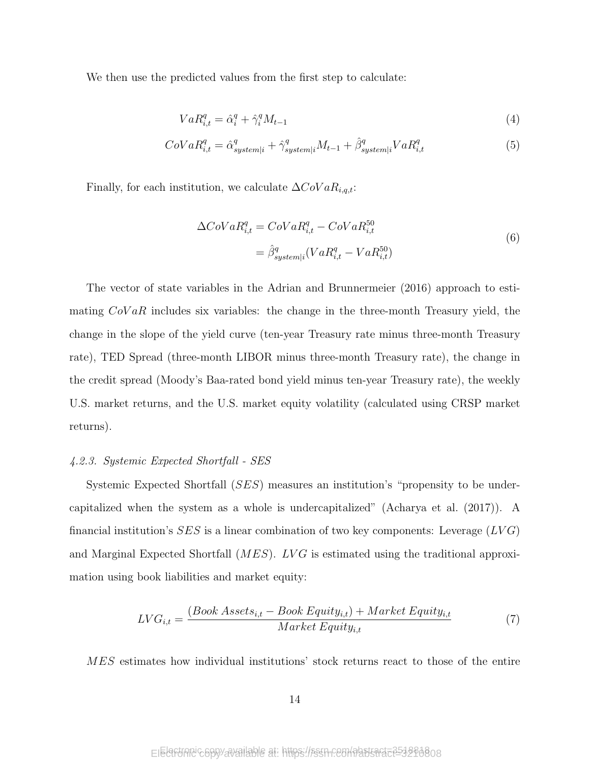We then use the predicted values from the first step to calculate:

$$VaR_{i,t}^{q} = \hat{\alpha}_i^q + \hat{\gamma}_i^q M_{t-1} \tag{4}$$

$$CoVaR_{i,t}^{q} = \hat{\alpha}_{system|i}^{q} + \hat{\gamma}_{system|i}^{q} M_{t-1} + \hat{\beta}_{system|i}^{q} VaR_{i,t}^{q} \tag{5}$$

Finally, for each institution, we calculate $\Delta CoVaR_{i,q,t}$:

$$\begin{aligned} \Delta CoVaR_{i,t}^{q} &= CoVaR_{i,t}^{q} - CoVaR_{i,t}^{50} \\ &= \hat{\beta}_{system|i}^{q}(VaR_{i,t}^{q} - VaR_{i,t}^{50}) \end{aligned} \tag{6}$$

The vector of state variables in the Adrian and Brunnermeier (2016) approach to estimating $CoVaR$ includes six variables: the change in the three-month Treasury yield, the change in the slope of the yield curve (ten-year Treasury rate minus three-month Treasury rate), TED Spread (three-month LIBOR minus three-month Treasury rate), the change in the credit spread (Moody's Baa-rated bond yield minus ten-year Treasury rate), the weekly U.S. market returns, and the U.S. market equity volatility (calculated using CRSP market returns).

#### *4.2.3. Systemic Expected Shortfall - SES*

Systemic Expected Shortfall ($SES$) measures an institution's "propensity to be undercapitalized when the system as a whole is undercapitalized" (Acharya et al. (2017)). A financial institution's $SES$ is a linear combination of two key components: Leverage ($LVG$) and Marginal Expected Shortfall ($MES$). $LVG$ is estimated using the traditional approximation using book liabilities and market equity:

$$LVG_{i,t} = \frac{(Book\ Assets_{i,t} - Book\ Equity_{i,t}) + Market\ Equity_{i,t}}{Market\ Equity_{i,t}} \tag{7}$$

$MES$ estimates how individual institutions' stock returns react to those of the entire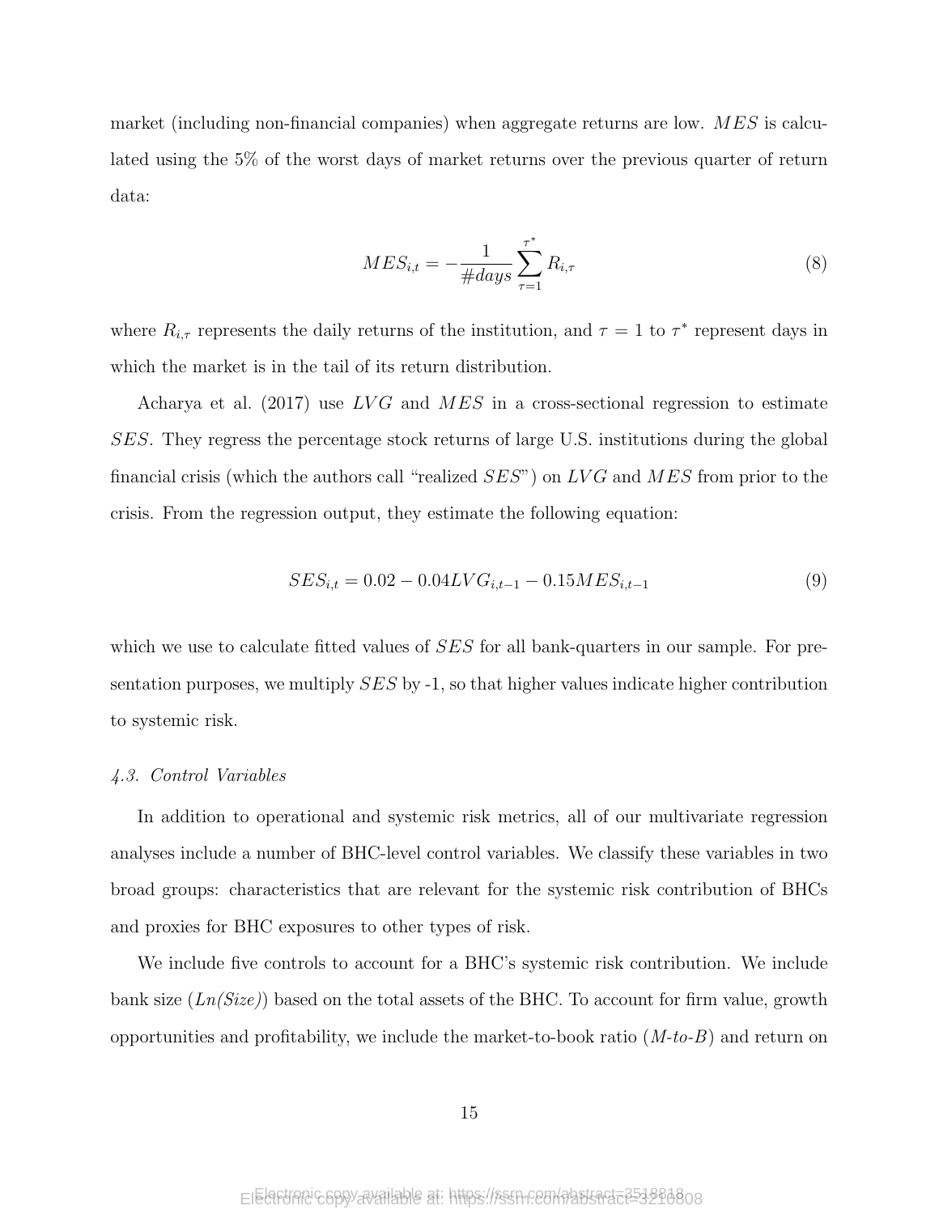market (including non-financial companies) when aggregate returns are low. $MES$ is calculated using the 5% of the worst days of market returns over the previous quarter of return data:

$$MES_{i,t} = -\frac{1}{\#days} \sum_{\tau=1}^{\tau^*} R_{i,\tau} \tag{8}$$

where $R_{i,\tau}$ represents the daily returns of the institution, and $\tau = 1$ to $\tau^*$ represent days in which the market is in the tail of its return distribution.

Acharya et al. (2017) use $LVG$ and $MES$ in a cross-sectional regression to estimate $SES$. They regress the percentage stock returns of large U.S. institutions during the global financial crisis (which the authors call "realized $SES$") on $LVG$ and $MES$ from prior to the crisis. From the regression output, they estimate the following equation:

$$SES_{i,t} = 0.02 - 0.04LVG_{i,t-1} - 0.15MES_{i,t-1} \tag{9}$$

which we use to calculate fitted values of $SES$ for all bank-quarters in our sample. For presentation purposes, we multiply $SES$ by -1, so that higher values indicate higher contribution to systemic risk.

### *4.3. Control Variables*

In addition to operational and systemic risk metrics, all of our multivariate regression analyses include a number of BHC-level control variables. We classify these variables in two broad groups: characteristics that are relevant for the systemic risk contribution of BHCs and proxies for BHC exposures to other types of risk.

We include five controls to account for a BHC's systemic risk contribution. We include bank size (*Ln(Size)*) based on the total assets of the BHC. To account for firm value, growth opportunities and profitability, we include the market-to-book ratio (*M-to-B*) and return on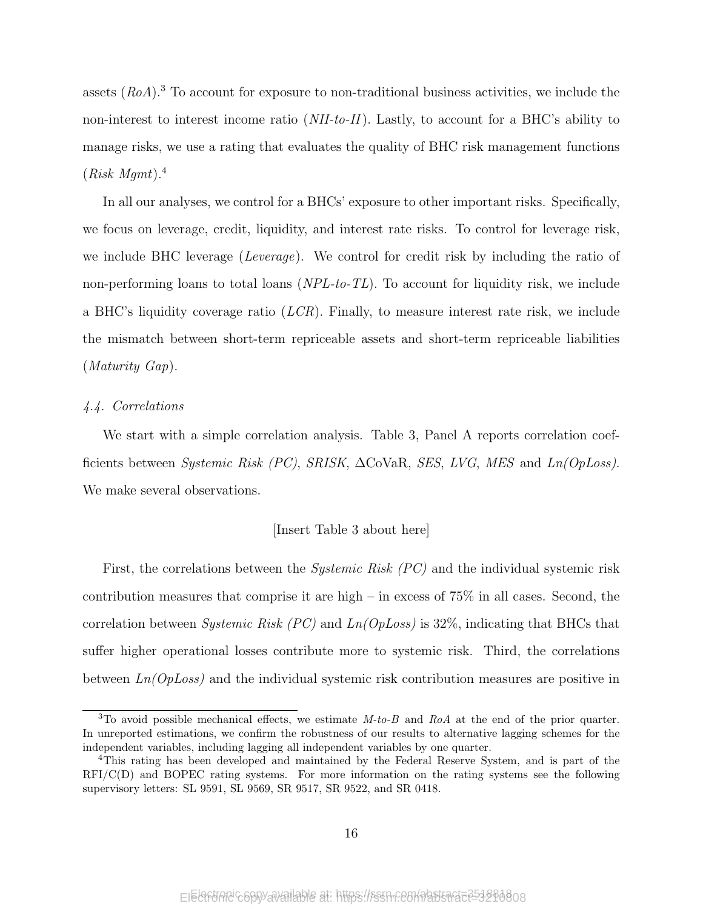assets (*RoA*).[3] To account for exposure to non-traditional business activities, we include the non-interest to interest income ratio (*NII-to-II*). Lastly, to account for a BHC's ability to manage risks, we use a rating that evaluates the quality of BHC risk management functions (*Risk Mgmt*).[4]

In all our analyses, we control for a BHCs' exposure to other important risks. Specifically, we focus on leverage, credit, liquidity, and interest rate risks. To control for leverage risk, we include BHC leverage (*Leverage*). We control for credit risk by including the ratio of non-performing loans to total loans (*NPL-to-TL*). To account for liquidity risk, we include a BHC's liquidity coverage ratio (*LCR*). Finally, to measure interest rate risk, we include the mismatch between short-term repriceable assets and short-term repriceable liabilities (*Maturity Gap*).

### *4.4. Correlations*

We start with a simple correlation analysis. Table 3, Panel A reports correlation coefficients between *Systemic Risk (PC)*, *SRISK*, $\Delta$CoVaR, *SES*, *LVG*, *MES* and *Ln(OpLoss)*. We make several observations.

[Insert Table 3 about here]

First, the correlations between the *Systemic Risk (PC)* and the individual systemic risk contribution measures that comprise it are high – in excess of 75% in all cases. Second, the correlation between *Systemic Risk (PC)* and *Ln(OpLoss)* is 32%, indicating that BHCs that suffer higher operational losses contribute more to systemic risk. Third, the correlations between *Ln(OpLoss)* and the individual systemic risk contribution measures are positive in

---

[3] To avoid possible mechanical effects, we estimate *M-to-B* and *RoA* at the end of the prior quarter. In unreported estimations, we confirm the robustness of our results to alternative lagging schemes for the independent variables, including lagging all independent variables by one quarter.

[4] This rating has been developed and maintained by the Federal Reserve System, and is part of the RFI/C(D) and BOPEC rating systems. For more information on the rating systems see the following supervisory letters: SL 9591, SL 9569, SR 9517, SR 9522, and SR 0418.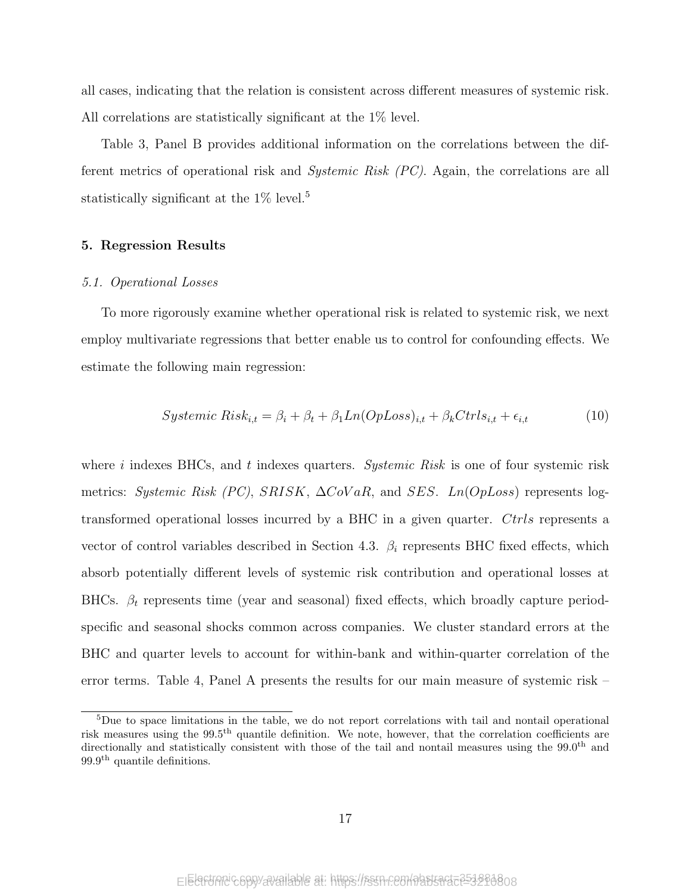all cases, indicating that the relation is consistent across different measures of systemic risk. All correlations are statistically significant at the 1% level.

Table 3, Panel B provides additional information on the correlations between the different metrics of operational risk and *Systemic Risk (PC)*. Again, the correlations are all statistically significant at the 1% level.[5]

## 5. Regression Results

### 5.1. Operational Losses

To more rigorously examine whether operational risk is related to systemic risk, we next employ multivariate regressions that better enable us to control for confounding effects. We estimate the following main regression:

$$Systemic\ Risk_{i,t} = \beta_i + \beta_t + \beta_1 Ln(OpLoss)_{i,t} + \beta_k Ctrls_{i,t} + \epsilon_{i,t} \tag{10}$$

where $i$ indexes BHCs, and $t$ indexes quarters. *Systemic Risk* is one of four systemic risk metrics: *Systemic Risk (PC)*, $SRISK$, $\Delta CoVaR$, and $SES$. $Ln(OpLoss)$ represents log-transformed operational losses incurred by a BHC in a given quarter. $Ctrls$ represents a vector of control variables described in Section 4.3. $\beta_i$ represents BHC fixed effects, which absorb potentially different levels of systemic risk contribution and operational losses at BHCs. $\beta_t$ represents time (year and seasonal) fixed effects, which broadly capture period-specific and seasonal shocks common across companies. We cluster standard errors at the BHC and quarter levels to account for within-bank and within-quarter correlation of the error terms. Table 4, Panel A presents the results for our main measure of systemic risk –

[5] Due to space limitations in the table, we do not report correlations with tail and nontail operational risk measures using the 99.5$^{\text{th}}$ quantile definition. We note, however, that the correlation coefficients are directionally and statistically consistent with those of the tail and nontail measures using the 99.0$^{\text{th}}$ and 99.9$^{\text{th}}$ quantile definitions.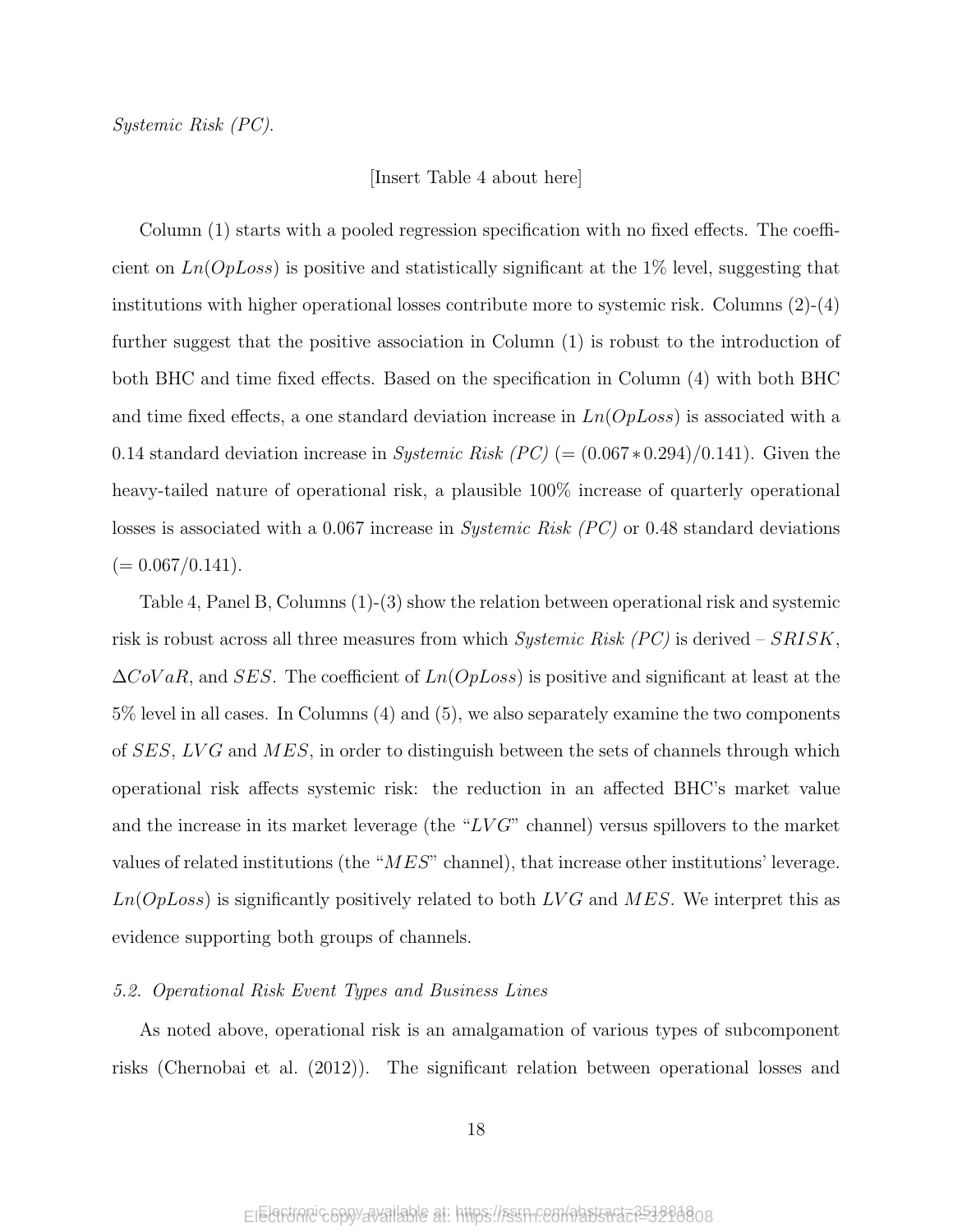*Systemic Risk (PC)*.

[Insert Table 4 about here]

Column (1) starts with a pooled regression specification with no fixed effects. The coefficient on $Ln(OpLoss)$ is positive and statistically significant at the 1% level, suggesting that institutions with higher operational losses contribute more to systemic risk. Columns (2)-(4) further suggest that the positive association in Column (1) is robust to the introduction of both BHC and time fixed effects. Based on the specification in Column (4) with both BHC and time fixed effects, a one standard deviation increase in $Ln(OpLoss)$ is associated with a 0.14 standard deviation increase in *Systemic Risk (PC)* ($= (0.067 * 0.294)/0.141$). Given the heavy-tailed nature of operational risk, a plausible 100% increase of quarterly operational losses is associated with a 0.067 increase in *Systemic Risk (PC)* or 0.48 standard deviations ($= 0.067/0.141$).

Table 4, Panel B, Columns (1)-(3) show the relation between operational risk and systemic risk is robust across all three measures from which *Systemic Risk (PC)* is derived – $SRISK$, $\Delta CoVaR$, and $SES$. The coefficient of $Ln(OpLoss)$ is positive and significant at least at the 5% level in all cases. In Columns (4) and (5), we also separately examine the two components of $SES$, $LVG$ and $MES$, in order to distinguish between the sets of channels through which operational risk affects systemic risk: the reduction in an affected BHC's market value and the increase in its market leverage (the "$LVG$" channel) versus spillovers to the market values of related institutions (the "$MES$" channel), that increase other institutions' leverage. $Ln(OpLoss)$ is significantly positively related to both $LVG$ and $MES$. We interpret this as evidence supporting both groups of channels.

*5.2. Operational Risk Event Types and Business Lines*

As noted above, operational risk is an amalgamation of various types of subcomponent risks (Chernobai et al. (2012)). The significant relation between operational losses and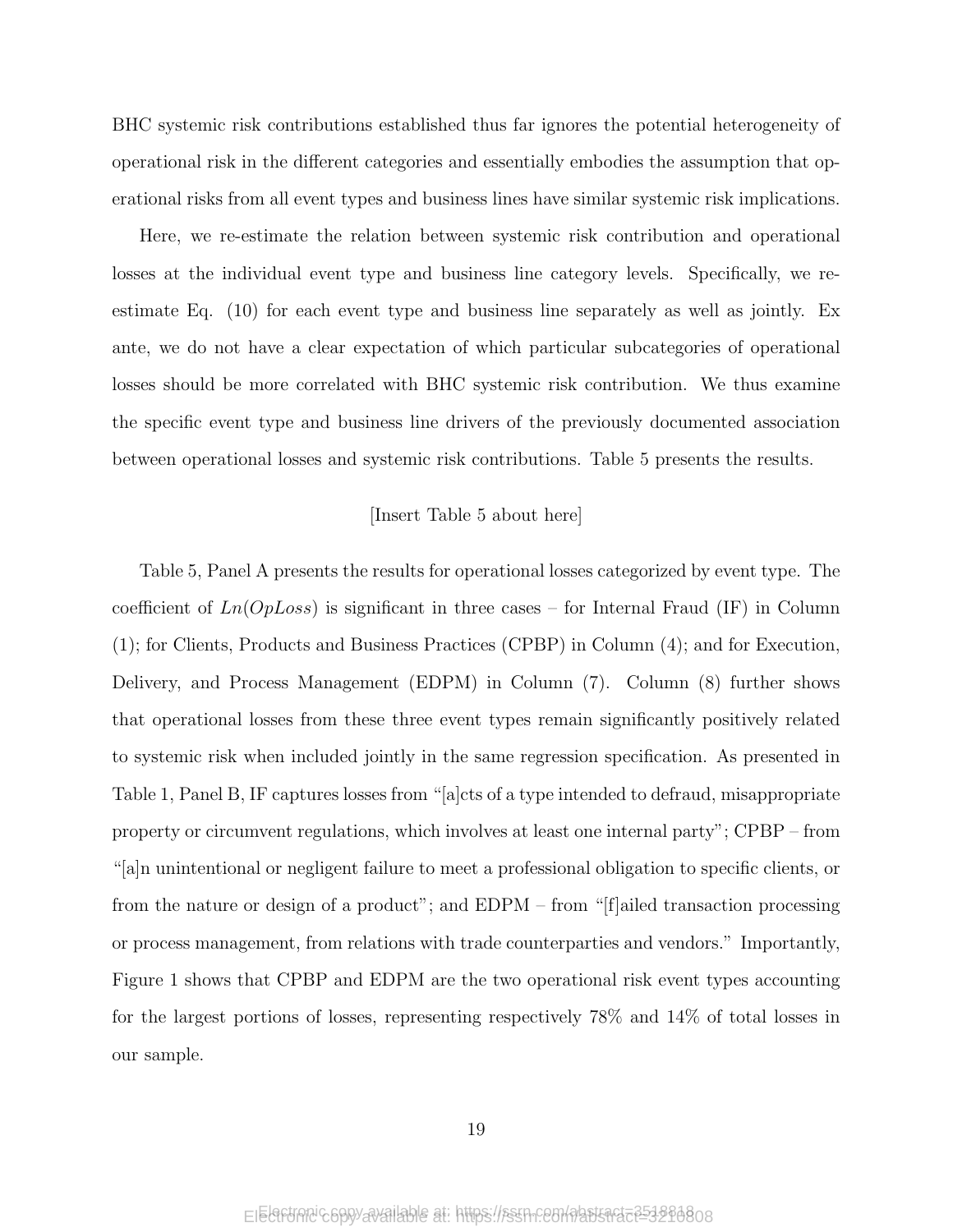BHC systemic risk contributions established thus far ignores the potential heterogeneity of operational risk in the different categories and essentially embodies the assumption that operational risks from all event types and business lines have similar systemic risk implications.

Here, we re-estimate the relation between systemic risk contribution and operational losses at the individual event type and business line category levels. Specifically, we re-estimate Eq. (10) for each event type and business line separately as well as jointly. Ex ante, we do not have a clear expectation of which particular subcategories of operational losses should be more correlated with BHC systemic risk contribution. We thus examine the specific event type and business line drivers of the previously documented association between operational losses and systemic risk contributions. Table 5 presents the results.

[Insert Table 5 about here]

Table 5, Panel A presents the results for operational losses categorized by event type. The coefficient of *Ln*(*OpLoss*) is significant in three cases – for Internal Fraud (IF) in Column (1); for Clients, Products and Business Practices (CPBP) in Column (4); and for Execution, Delivery, and Process Management (EDPM) in Column (7). Column (8) further shows that operational losses from these three event types remain significantly positively related to systemic risk when included jointly in the same regression specification. As presented in Table 1, Panel B, IF captures losses from "[a]cts of a type intended to defraud, misappropriate property or circumvent regulations, which involves at least one internal party"; CPBP – from "[a]n unintentional or negligent failure to meet a professional obligation to specific clients, or from the nature or design of a product"; and EDPM – from "[f]ailed transaction processing or process management, from relations with trade counterparties and vendors." Importantly, Figure 1 shows that CPBP and EDPM are the two operational risk event types accounting for the largest portions of losses, representing respectively 78% and 14% of total losses in our sample.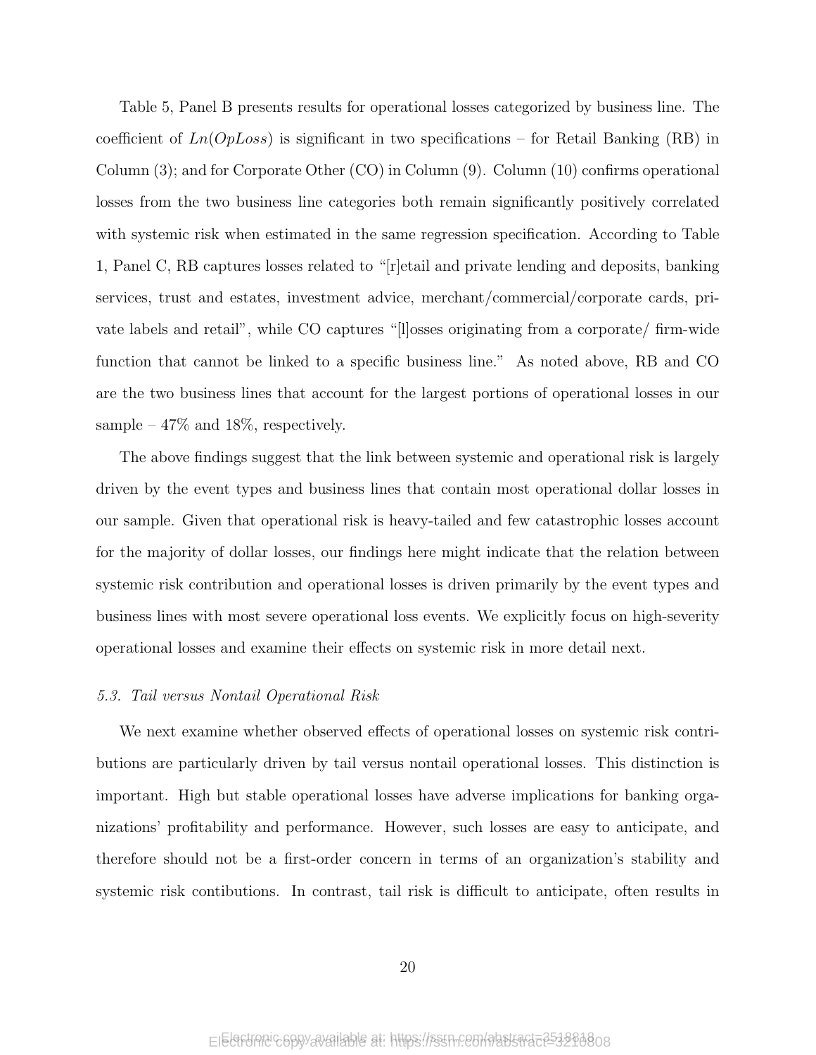Table 5, Panel B presents results for operational losses categorized by business line. The coefficient of $Ln(OpLoss)$ is significant in two specifications – for Retail Banking (RB) in Column (3); and for Corporate Other (CO) in Column (9). Column (10) confirms operational losses from the two business line categories both remain significantly positively correlated with systemic risk when estimated in the same regression specification. According to Table 1, Panel C, RB captures losses related to "[r]etail and private lending and deposits, banking services, trust and estates, investment advice, merchant/commercial/corporate cards, private labels and retail", while CO captures "[l]osses originating from a corporate/ firm-wide function that cannot be linked to a specific business line." As noted above, RB and CO are the two business lines that account for the largest portions of operational losses in our sample – 47% and 18%, respectively.

The above findings suggest that the link between systemic and operational risk is largely driven by the event types and business lines that contain most operational dollar losses in our sample. Given that operational risk is heavy-tailed and few catastrophic losses account for the majority of dollar losses, our findings here might indicate that the relation between systemic risk contribution and operational losses is driven primarily by the event types and business lines with most severe operational loss events. We explicitly focus on high-severity operational losses and examine their effects on systemic risk in more detail next.

### *5.3. Tail versus Nontail Operational Risk*

We next examine whether observed effects of operational losses on systemic risk contributions are particularly driven by tail versus nontail operational losses. This distinction is important. High but stable operational losses have adverse implications for banking organizations' profitability and performance. However, such losses are easy to anticipate, and therefore should not be a first-order concern in terms of an organization's stability and systemic risk contibutions. In contrast, tail risk is difficult to anticipate, often results in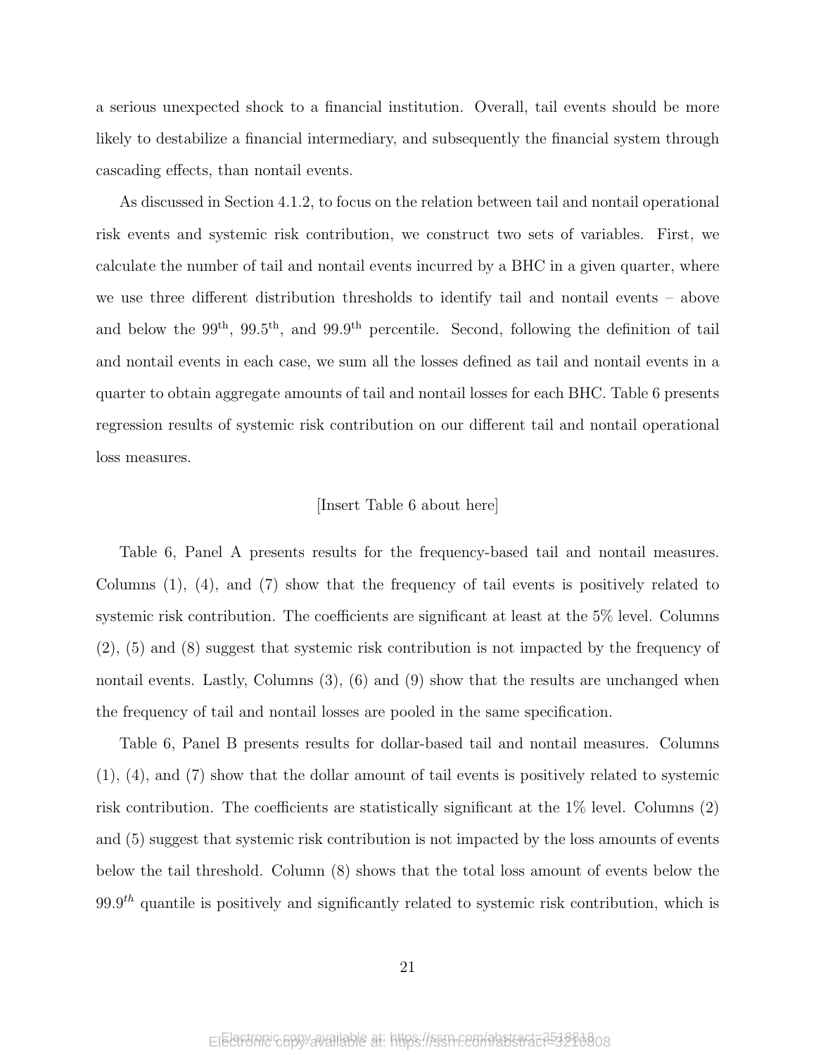a serious unexpected shock to a financial institution. Overall, tail events should be more likely to destabilize a financial intermediary, and subsequently the financial system through cascading effects, than nontail events.

As discussed in Section 4.1.2, to focus on the relation between tail and nontail operational risk events and systemic risk contribution, we construct two sets of variables. First, we calculate the number of tail and nontail events incurred by a BHC in a given quarter, where we use three different distribution thresholds to identify tail and nontail events – above and below the 99$^{\text{th}}$, 99.5$^{\text{th}}$, and 99.9$^{\text{th}}$ percentile. Second, following the definition of tail and nontail events in each case, we sum all the losses defined as tail and nontail events in a quarter to obtain aggregate amounts of tail and nontail losses for each BHC. Table 6 presents regression results of systemic risk contribution on our different tail and nontail operational loss measures.

[Insert Table 6 about here]

Table 6, Panel A presents results for the frequency-based tail and nontail measures. Columns (1), (4), and (7) show that the frequency of tail events is positively related to systemic risk contribution. The coefficients are significant at least at the 5% level. Columns (2), (5) and (8) suggest that systemic risk contribution is not impacted by the frequency of nontail events. Lastly, Columns (3), (6) and (9) show that the results are unchanged when the frequency of tail and nontail losses are pooled in the same specification.

Table 6, Panel B presents results for dollar-based tail and nontail measures. Columns (1), (4), and (7) show that the dollar amount of tail events is positively related to systemic risk contribution. The coefficients are statistically significant at the 1% level. Columns (2) and (5) suggest that systemic risk contribution is not impacted by the loss amounts of events below the tail threshold. Column (8) shows that the total loss amount of events below the 99.9$^{th}$ quantile is positively and significantly related to systemic risk contribution, which is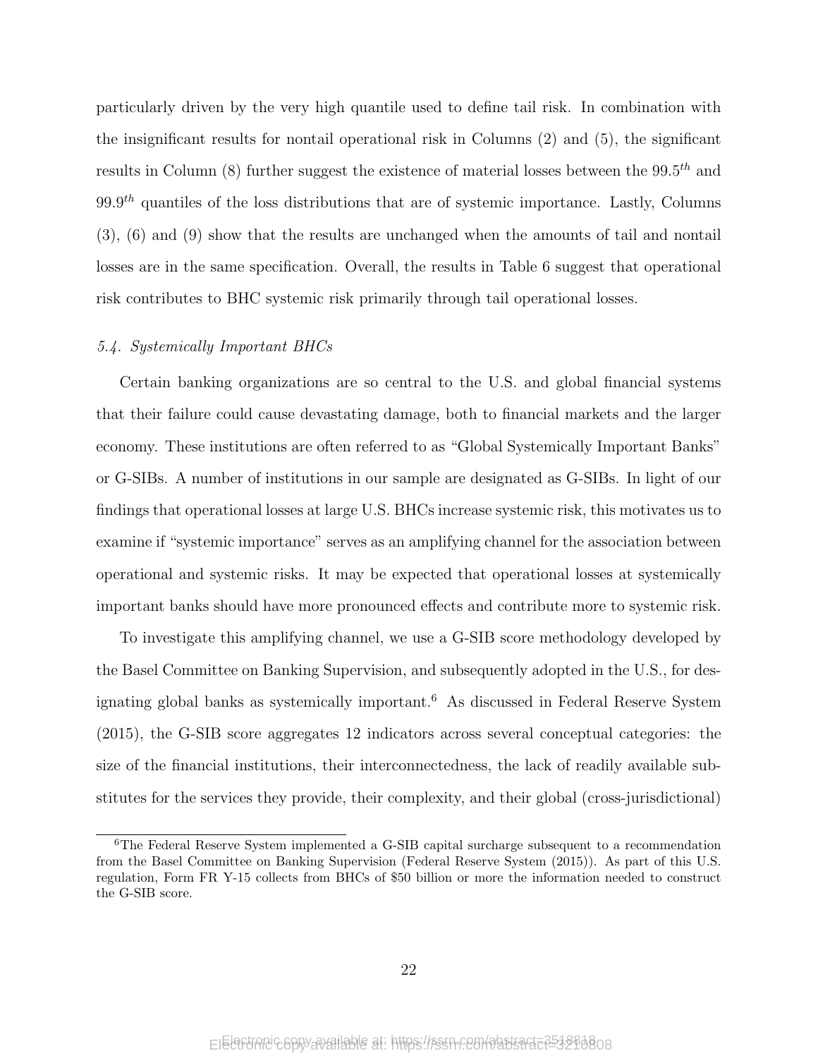particularly driven by the very high quantile used to define tail risk. In combination with the insignificant results for nontail operational risk in Columns (2) and (5), the significant results in Column (8) further suggest the existence of material losses between the $99.5^{th}$ and $99.9^{th}$ quantiles of the loss distributions that are of systemic importance. Lastly, Columns (3), (6) and (9) show that the results are unchanged when the amounts of tail and nontail losses are in the same specification. Overall, the results in Table 6 suggest that operational risk contributes to BHC systemic risk primarily through tail operational losses.

### *5.4. Systemically Important BHCs*

Certain banking organizations are so central to the U.S. and global financial systems that their failure could cause devastating damage, both to financial markets and the larger economy. These institutions are often referred to as "Global Systemically Important Banks" or G-SIBs. A number of institutions in our sample are designated as G-SIBs. In light of our findings that operational losses at large U.S. BHCs increase systemic risk, this motivates us to examine if "systemic importance" serves as an amplifying channel for the association between operational and systemic risks. It may be expected that operational losses at systemically important banks should have more pronounced effects and contribute more to systemic risk.

To investigate this amplifying channel, we use a G-SIB score methodology developed by the Basel Committee on Banking Supervision, and subsequently adopted in the U.S., for designating global banks as systemically important.[6] As discussed in Federal Reserve System (2015), the G-SIB score aggregates 12 indicators across several conceptual categories: the size of the financial institutions, their interconnectedness, the lack of readily available substitutes for the services they provide, their complexity, and their global (cross-jurisdictional)

[6] The Federal Reserve System implemented a G-SIB capital surcharge subsequent to a recommendation from the Basel Committee on Banking Supervision (Federal Reserve System (2015)). As part of this U.S. regulation, Form FR Y-15 collects from BHCs of $50 billion or more the information needed to construct the G-SIB score.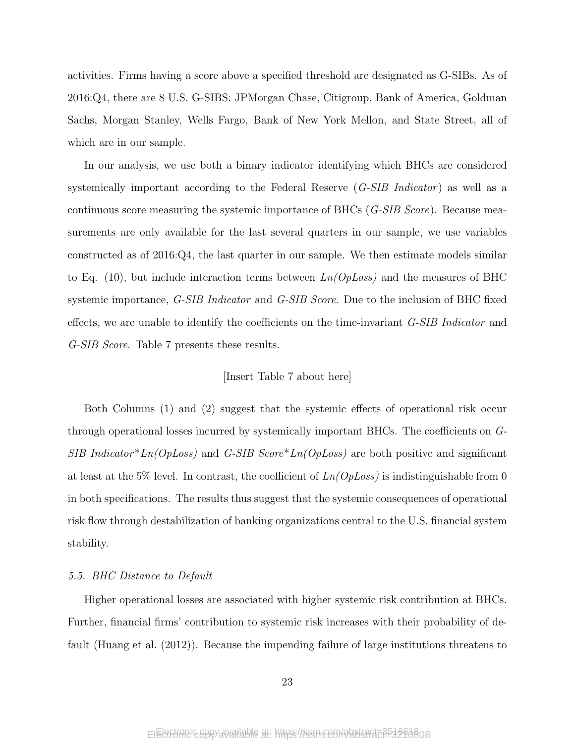activities. Firms having a score above a specified threshold are designated as G-SIBs. As of 2016:Q4, there are 8 U.S. G-SIBS: JPMorgan Chase, Citigroup, Bank of America, Goldman Sachs, Morgan Stanley, Wells Fargo, Bank of New York Mellon, and State Street, all of which are in our sample.

In our analysis, we use both a binary indicator identifying which BHCs are considered systemically important according to the Federal Reserve (*G-SIB Indicator*) as well as a continuous score measuring the systemic importance of BHCs (*G-SIB Score*). Because measurements are only available for the last several quarters in our sample, we use variables constructed as of 2016:Q4, the last quarter in our sample. We then estimate models similar to Eq. (10), but include interaction terms between *Ln(OpLoss)* and the measures of BHC systemic importance, *G-SIB Indicator* and *G-SIB Score*. Due to the inclusion of BHC fixed effects, we are unable to identify the coefficients on the time-invariant *G-SIB Indicator* and *G-SIB Score*. Table 7 presents these results.

[Insert Table 7 about here]

Both Columns (1) and (2) suggest that the systemic effects of operational risk occur through operational losses incurred by systemically important BHCs. The coefficients on *G-SIB Indicator*\*Ln(OpLoss)* and *G-SIB Score*\*Ln(OpLoss)* are both positive and significant at least at the 5% level. In contrast, the coefficient of *Ln(OpLoss)* is indistinguishable from 0 in both specifications. The results thus suggest that the systemic consequences of operational risk flow through destabilization of banking organizations central to the U.S. financial system stability.

### 5.5. BHC Distance to Default

Higher operational losses are associated with higher systemic risk contribution at BHCs. Further, financial firms' contribution to systemic risk increases with their probability of default (Huang et al. (2012)). Because the impending failure of large institutions threatens to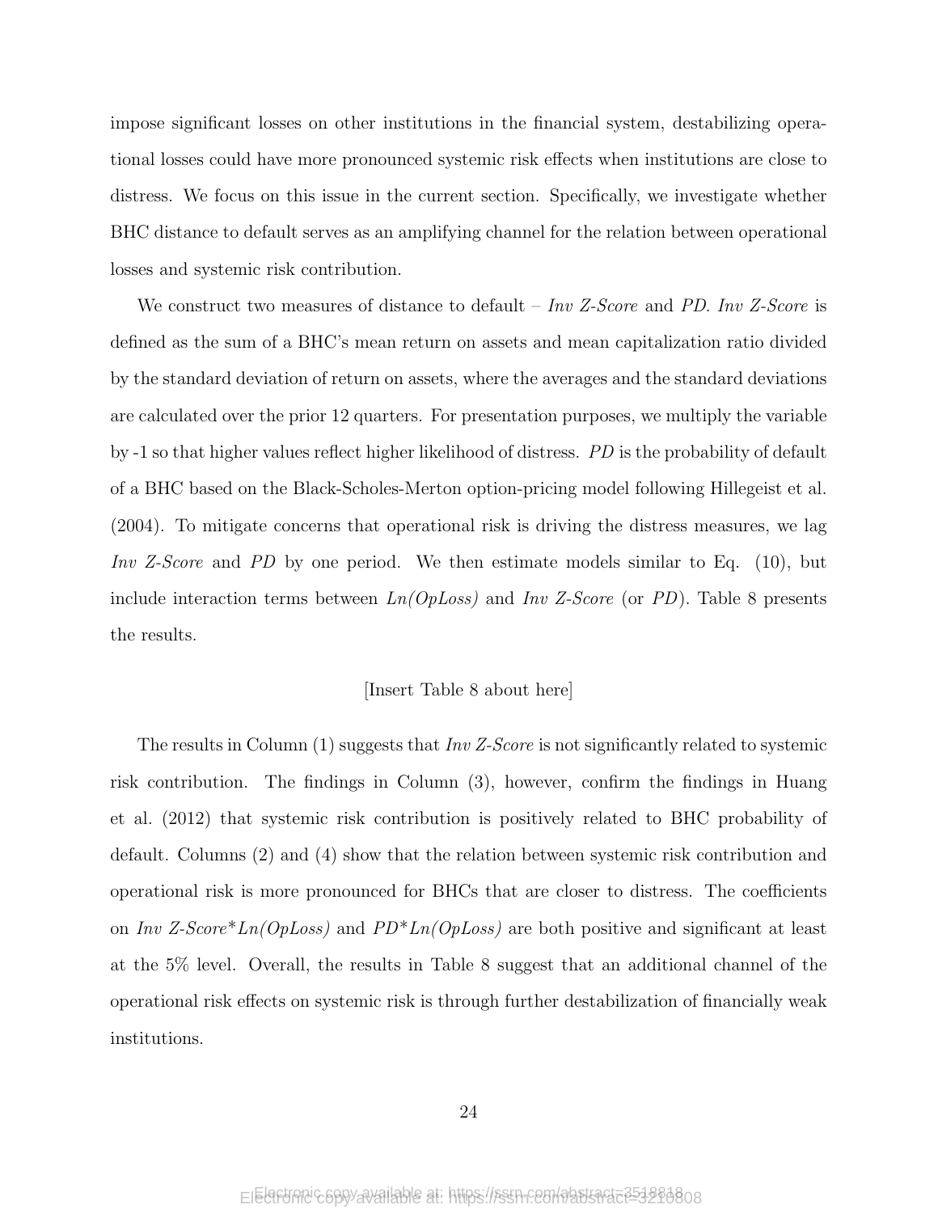impose significant losses on other institutions in the financial system, destabilizing operational losses could have more pronounced systemic risk effects when institutions are close to distress. We focus on this issue in the current section. Specifically, we investigate whether BHC distance to default serves as an amplifying channel for the relation between operational losses and systemic risk contribution.

We construct two measures of distance to default – *Inv Z-Score* and *PD*. *Inv Z-Score* is defined as the sum of a BHC's mean return on assets and mean capitalization ratio divided by the standard deviation of return on assets, where the averages and the standard deviations are calculated over the prior 12 quarters. For presentation purposes, we multiply the variable by -1 so that higher values reflect higher likelihood of distress. *PD* is the probability of default of a BHC based on the Black-Scholes-Merton option-pricing model following Hillegeist et al. (2004). To mitigate concerns that operational risk is driving the distress measures, we lag *Inv Z-Score* and *PD* by one period. We then estimate models similar to Eq. (10), but include interaction terms between *Ln(OpLoss)* and *Inv Z-Score* (or *PD*). Table 8 presents the results.

[Insert Table 8 about here]

The results in Column (1) suggests that *Inv Z-Score* is not significantly related to systemic risk contribution. The findings in Column (3), however, confirm the findings in Huang et al. (2012) that systemic risk contribution is positively related to BHC probability of default. Columns (2) and (4) show that the relation between systemic risk contribution and operational risk is more pronounced for BHCs that are closer to distress. The coefficients on *Inv Z-Score*\**Ln(OpLoss)* and *PD*\**Ln(OpLoss)* are both positive and significant at least at the 5% level. Overall, the results in Table 8 suggest that an additional channel of the operational risk effects on systemic risk is through further destabilization of financially weak institutions.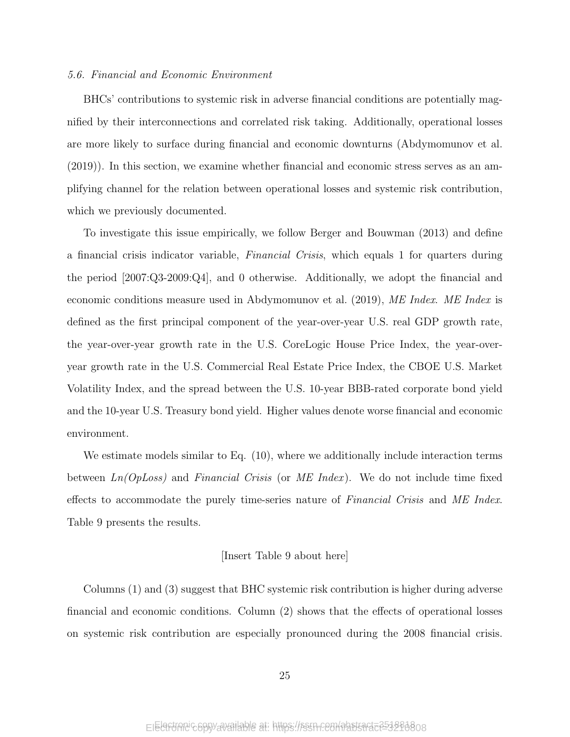### 5.6. Financial and Economic Environment

BHCs' contributions to systemic risk in adverse financial conditions are potentially magnified by their interconnections and correlated risk taking. Additionally, operational losses are more likely to surface during financial and economic downturns (Abdymomunov et al. (2019)). In this section, we examine whether financial and economic stress serves as an amplifying channel for the relation between operational losses and systemic risk contribution, which we previously documented.

To investigate this issue empirically, we follow Berger and Bouwman (2013) and define a financial crisis indicator variable, *Financial Crisis*, which equals 1 for quarters during the period [2007:Q3-2009:Q4], and 0 otherwise. Additionally, we adopt the financial and economic conditions measure used in Abdymomunov et al. (2019), *ME Index*. *ME Index* is defined as the first principal component of the year-over-year U.S. real GDP growth rate, the year-over-year growth rate in the U.S. CoreLogic House Price Index, the year-over-year growth rate in the U.S. Commercial Real Estate Price Index, the CBOE U.S. Market Volatility Index, and the spread between the U.S. 10-year BBB-rated corporate bond yield and the 10-year U.S. Treasury bond yield. Higher values denote worse financial and economic environment.

We estimate models similar to Eq. (10), where we additionally include interaction terms between *Ln(OpLoss)* and *Financial Crisis* (or *ME Index*). We do not include time fixed effects to accommodate the purely time-series nature of *Financial Crisis* and *ME Index*. Table 9 presents the results.

[Insert Table 9 about here]

Columns (1) and (3) suggest that BHC systemic risk contribution is higher during adverse financial and economic conditions. Column (2) shows that the effects of operational losses on systemic risk contribution are especially pronounced during the 2008 financial crisis.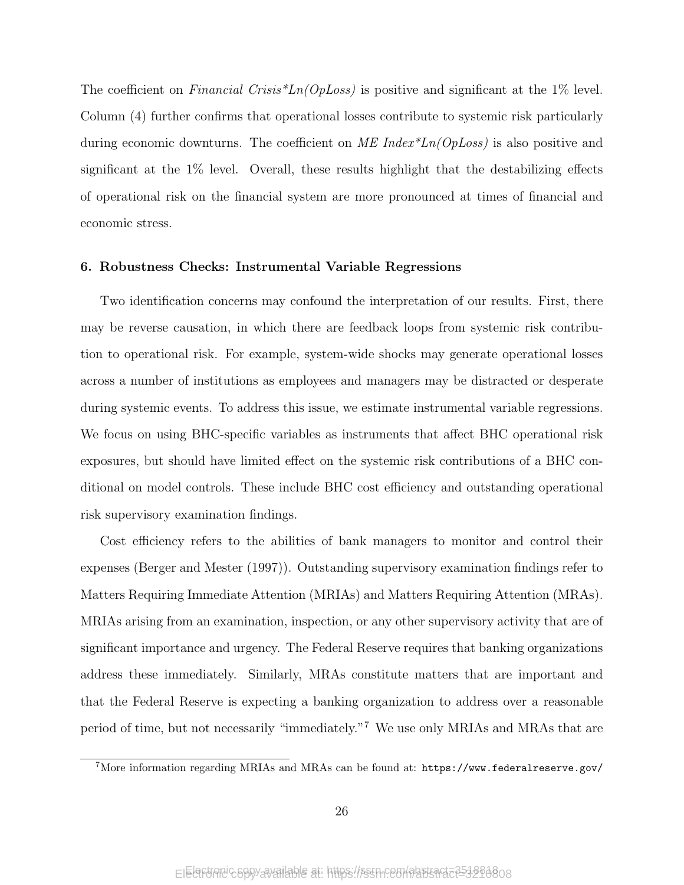The coefficient on *Financial Crisis*Ln(OpLoss)* is positive and significant at the 1% level. Column (4) further confirms that operational losses contribute to systemic risk particularly during economic downturns. The coefficient on *ME Index*Ln(OpLoss)* is also positive and significant at the 1% level. Overall, these results highlight that the destabilizing effects of operational risk on the financial system are more pronounced at times of financial and economic stress.

### 6. Robustness Checks: Instrumental Variable Regressions

Two identification concerns may confound the interpretation of our results. First, there may be reverse causation, in which there are feedback loops from systemic risk contribution to operational risk. For example, system-wide shocks may generate operational losses across a number of institutions as employees and managers may be distracted or desperate during systemic events. To address this issue, we estimate instrumental variable regressions. We focus on using BHC-specific variables as instruments that affect BHC operational risk exposures, but should have limited effect on the systemic risk contributions of a BHC conditional on model controls. These include BHC cost efficiency and outstanding operational risk supervisory examination findings.

Cost efficiency refers to the abilities of bank managers to monitor and control their expenses (Berger and Mester (1997)). Outstanding supervisory examination findings refer to Matters Requiring Immediate Attention (MRIAs) and Matters Requiring Attention (MRAs). MRIAs arising from an examination, inspection, or any other supervisory activity that are of significant importance and urgency. The Federal Reserve requires that banking organizations address these immediately. Similarly, MRAs constitute matters that are important and that the Federal Reserve is expecting a banking organization to address over a reasonable period of time, but not necessarily "immediately."[7] We use only MRIAs and MRAs that are

[7] More information regarding MRIAs and MRAs can be found at: https://www.federalreserve.gov/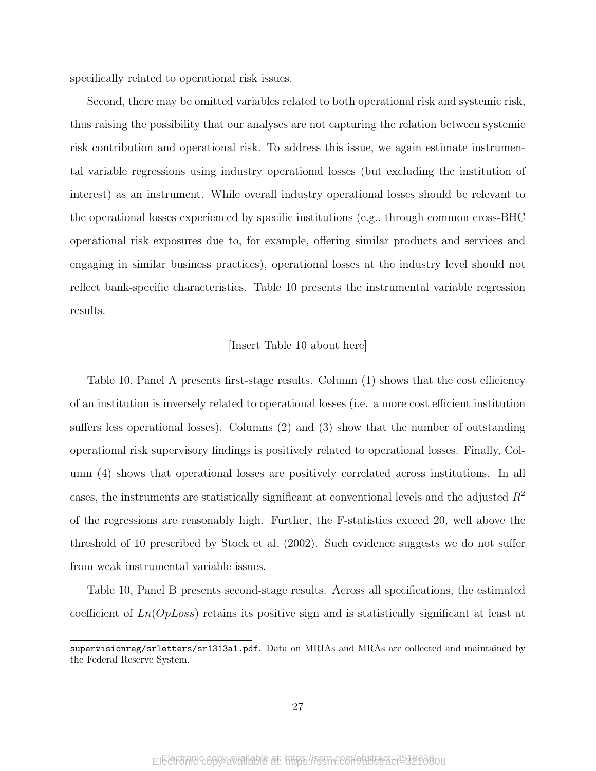specifically related to operational risk issues.

Second, there may be omitted variables related to both operational risk and systemic risk, thus raising the possibility that our analyses are not capturing the relation between systemic risk contribution and operational risk. To address this issue, we again estimate instrumental variable regressions using industry operational losses (but excluding the institution of interest) as an instrument. While overall industry operational losses should be relevant to the operational losses experienced by specific institutions (e.g., through common cross-BHC operational risk exposures due to, for example, offering similar products and services and engaging in similar business practices), operational losses at the industry level should not reflect bank-specific characteristics. Table 10 presents the instrumental variable regression results.

[Insert Table 10 about here]

Table 10, Panel A presents first-stage results. Column (1) shows that the cost efficiency of an institution is inversely related to operational losses (i.e. a more cost efficient institution suffers less operational losses). Columns (2) and (3) show that the number of outstanding operational risk supervisory findings is positively related to operational losses. Finally, Column (4) shows that operational losses are positively correlated across institutions. In all cases, the instruments are statistically significant at conventional levels and the adjusted $R^2$ of the regressions are reasonably high. Further, the F-statistics exceed 20, well above the threshold of 10 prescribed by Stock et al. (2002). Such evidence suggests we do not suffer from weak instrumental variable issues.

Table 10, Panel B presents second-stage results. Across all specifications, the estimated coefficient of $Ln(OpLoss)$ retains its positive sign and is statistically significant at least at

supervisionreg/srletters/sr1313a1.pdf. Data on MRIAs and MRAs are collected and maintained by the Federal Reserve System.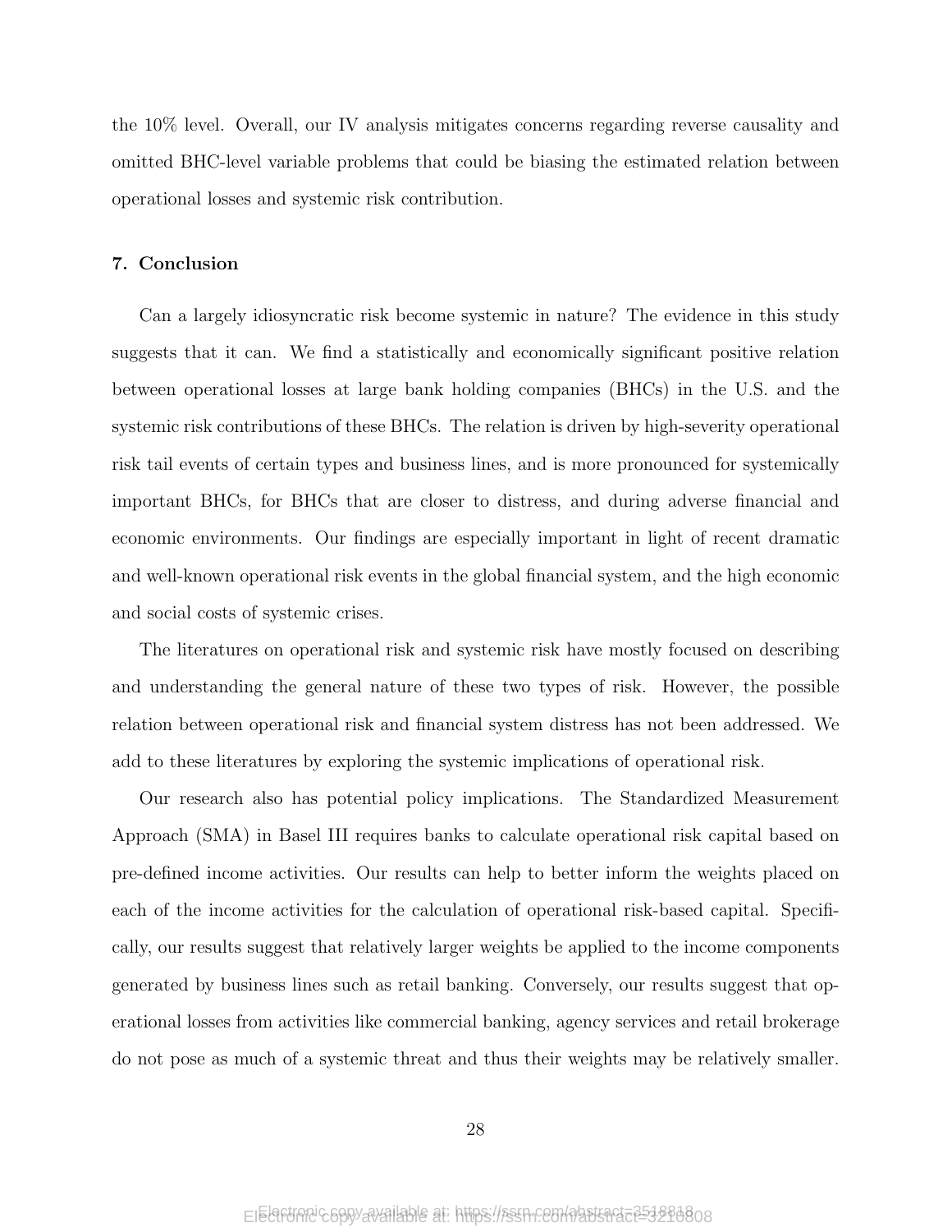the 10% level. Overall, our IV analysis mitigates concerns regarding reverse causality and omitted BHC-level variable problems that could be biasing the estimated relation between operational losses and systemic risk contribution.

## 7. Conclusion

Can a largely idiosyncratic risk become systemic in nature? The evidence in this study suggests that it can. We find a statistically and economically significant positive relation between operational losses at large bank holding companies (BHCs) in the U.S. and the systemic risk contributions of these BHCs. The relation is driven by high-severity operational risk tail events of certain types and business lines, and is more pronounced for systemically important BHCs, for BHCs that are closer to distress, and during adverse financial and economic environments. Our findings are especially important in light of recent dramatic and well-known operational risk events in the global financial system, and the high economic and social costs of systemic crises.

The literatures on operational risk and systemic risk have mostly focused on describing and understanding the general nature of these two types of risk. However, the possible relation between operational risk and financial system distress has not been addressed. We add to these literatures by exploring the systemic implications of operational risk.

Our research also has potential policy implications. The Standardized Measurement Approach (SMA) in Basel III requires banks to calculate operational risk capital based on pre-defined income activities. Our results can help to better inform the weights placed on each of the income activities for the calculation of operational risk-based capital. Specifically, our results suggest that relatively larger weights be applied to the income components generated by business lines such as retail banking. Conversely, our results suggest that operational losses from activities like commercial banking, agency services and retail brokerage do not pose as much of a systemic threat and thus their weights may be relatively smaller.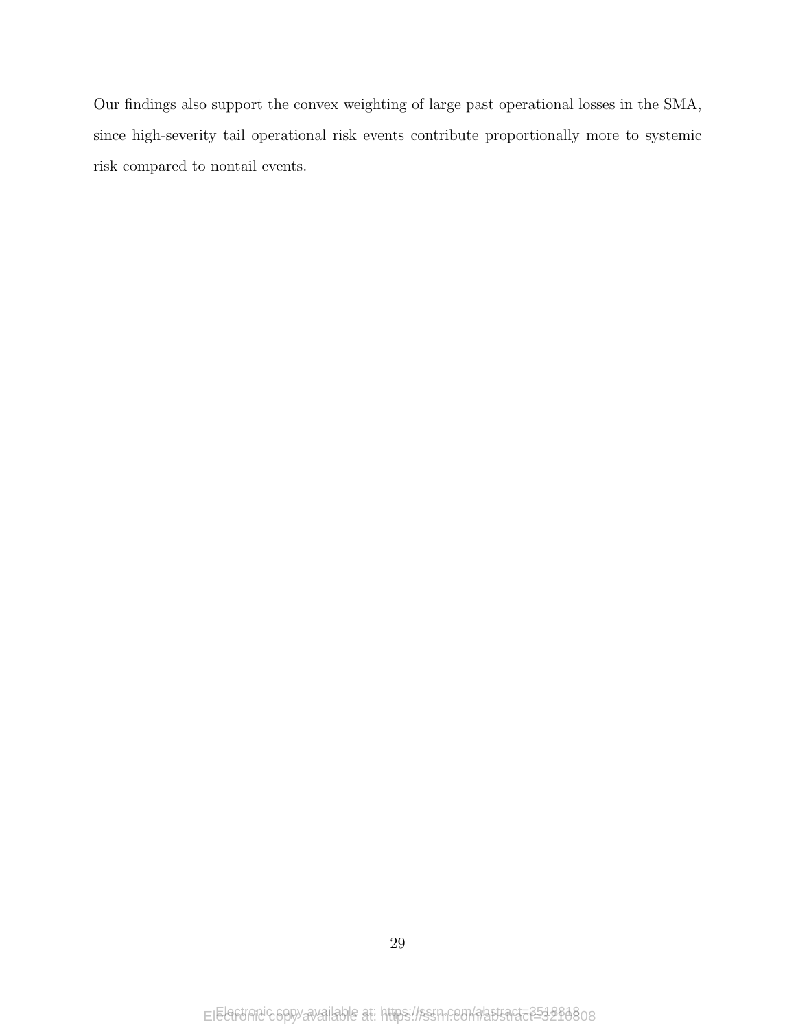Our findings also support the convex weighting of large past operational losses in the SMA, since high-severity tail operational risk events contribute proportionally more to systemic risk compared to nontail events.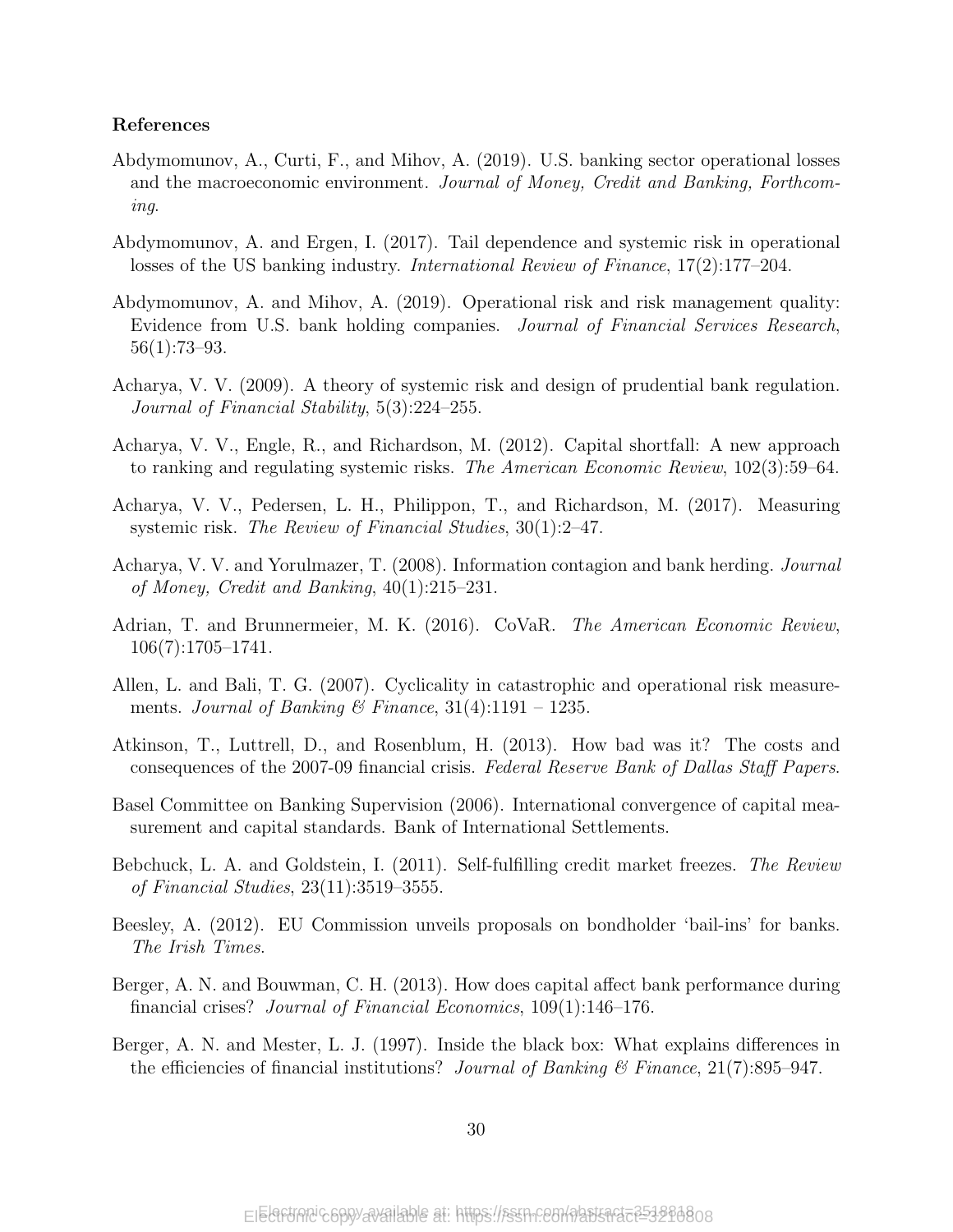**References**

Abdymomunov, A., Curti, F., and Mihov, A. (2019). U.S. banking sector operational losses and the macroeconomic environment. *Journal of Money, Credit and Banking, Forthcoming*.

Abdymomunov, A. and Ergen, I. (2017). Tail dependence and systemic risk in operational losses of the US banking industry. *International Review of Finance*, 17(2):177–204.

Abdymomunov, A. and Mihov, A. (2019). Operational risk and risk management quality: Evidence from U.S. bank holding companies. *Journal of Financial Services Research*, 56(1):73–93.

Acharya, V. V. (2009). A theory of systemic risk and design of prudential bank regulation. *Journal of Financial Stability*, 5(3):224–255.

Acharya, V. V., Engle, R., and Richardson, M. (2012). Capital shortfall: A new approach to ranking and regulating systemic risks. *The American Economic Review*, 102(3):59–64.

Acharya, V. V., Pedersen, L. H., Philippon, T., and Richardson, M. (2017). Measuring systemic risk. *The Review of Financial Studies*, 30(1):2–47.

Acharya, V. V. and Yorulmazer, T. (2008). Information contagion and bank herding. *Journal of Money, Credit and Banking*, 40(1):215–231.

Adrian, T. and Brunnermeier, M. K. (2016). CoVaR. *The American Economic Review*, 106(7):1705–1741.

Allen, L. and Bali, T. G. (2007). Cyclicality in catastrophic and operational risk measurements. *Journal of Banking & Finance*, 31(4):1191 – 1235.

Atkinson, T., Luttrell, D., and Rosenblum, H. (2013). How bad was it? The costs and consequences of the 2007-09 financial crisis. *Federal Reserve Bank of Dallas Staff Papers*.

Basel Committee on Banking Supervision (2006). International convergence of capital measurement and capital standards. Bank of International Settlements.

Bebchuck, L. A. and Goldstein, I. (2011). Self-fulfilling credit market freezes. *The Review of Financial Studies*, 23(11):3519–3555.

Beesley, A. (2012). EU Commission unveils proposals on bondholder 'bail-ins' for banks. *The Irish Times*.

Berger, A. N. and Bouwman, C. H. (2013). How does capital affect bank performance during financial crises? *Journal of Financial Economics*, 109(1):146–176.

Berger, A. N. and Mester, L. J. (1997). Inside the black box: What explains differences in the efficiencies of financial institutions? *Journal of Banking & Finance*, 21(7):895–947.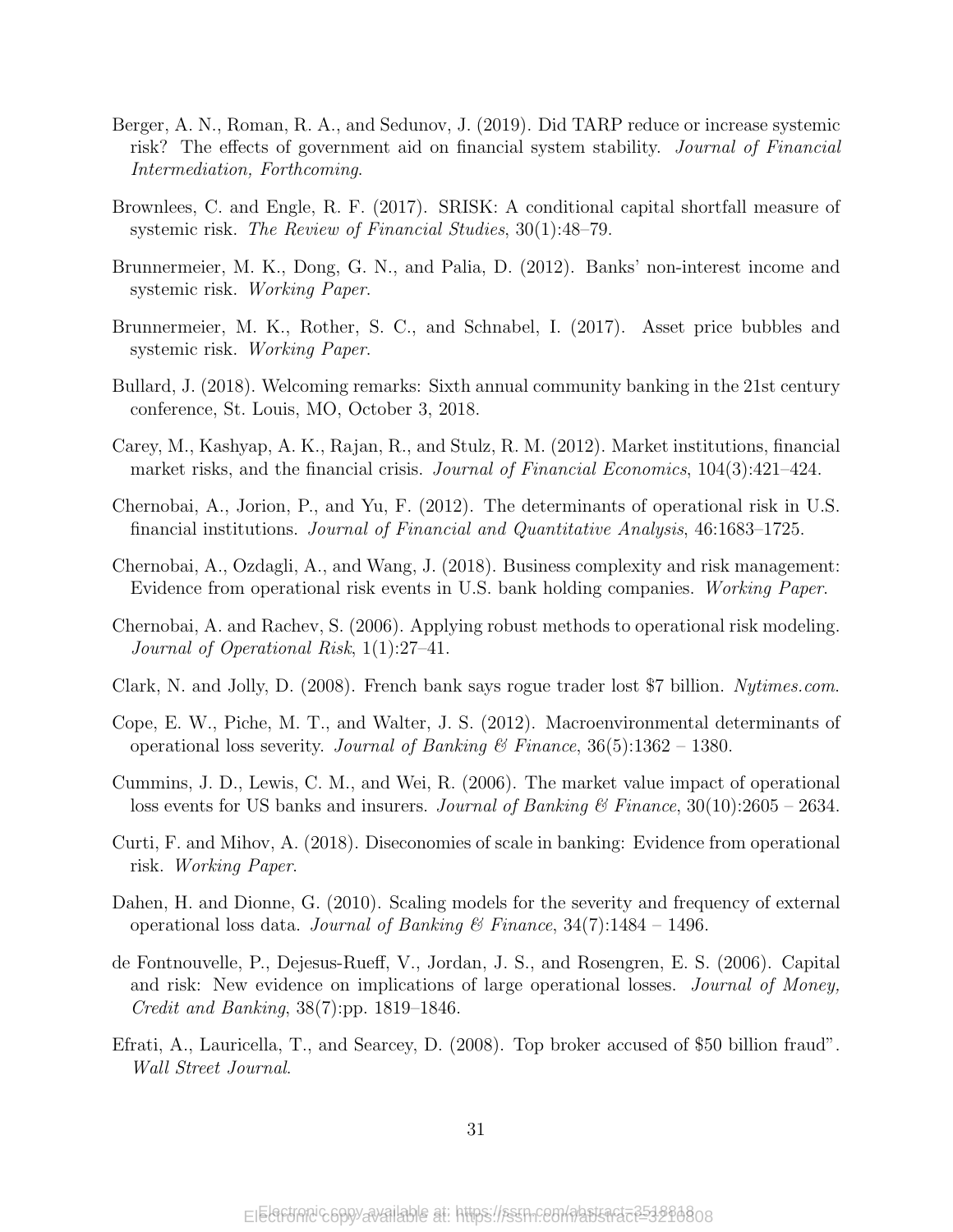Berger, A. N., Roman, R. A., and Sedunov, J. (2019). Did TARP reduce or increase systemic risk? The effects of government aid on financial system stability. *Journal of Financial Intermediation, Forthcoming*.

Brownlees, C. and Engle, R. F. (2017). SRISK: A conditional capital shortfall measure of systemic risk. *The Review of Financial Studies*, 30(1):48–79.

Brunnermeier, M. K., Dong, G. N., and Palia, D. (2012). Banks' non-interest income and systemic risk. *Working Paper*.

Brunnermeier, M. K., Rother, S. C., and Schnabel, I. (2017). Asset price bubbles and systemic risk. *Working Paper*.

Bullard, J. (2018). Welcoming remarks: Sixth annual community banking in the 21st century conference, St. Louis, MO, October 3, 2018.

Carey, M., Kashyap, A. K., Rajan, R., and Stulz, R. M. (2012). Market institutions, financial market risks, and the financial crisis. *Journal of Financial Economics*, 104(3):421–424.

Chernobai, A., Jorion, P., and Yu, F. (2012). The determinants of operational risk in U.S. financial institutions. *Journal of Financial and Quantitative Analysis*, 46:1683–1725.

Chernobai, A., Ozdagli, A., and Wang, J. (2018). Business complexity and risk management: Evidence from operational risk events in U.S. bank holding companies. *Working Paper*.

Chernobai, A. and Rachev, S. (2006). Applying robust methods to operational risk modeling. *Journal of Operational Risk*, 1(1):27–41.

Clark, N. and Jolly, D. (2008). French bank says rogue trader lost $7 billion. *Nytimes.com*.

Cope, E. W., Piche, M. T., and Walter, J. S. (2012). Macroenvironmental determinants of operational loss severity. *Journal of Banking & Finance*, 36(5):1362 – 1380.

Cummins, J. D., Lewis, C. M., and Wei, R. (2006). The market value impact of operational loss events for US banks and insurers. *Journal of Banking & Finance*, 30(10):2605 – 2634.

Curti, F. and Mihov, A. (2018). Diseconomies of scale in banking: Evidence from operational risk. *Working Paper*.

Dahen, H. and Dionne, G. (2010). Scaling models for the severity and frequency of external operational loss data. *Journal of Banking & Finance*, 34(7):1484 – 1496.

de Fontnouvelle, P., Dejesus-Rueff, V., Jordan, J. S., and Rosengren, E. S. (2006). Capital and risk: New evidence on implications of large operational losses. *Journal of Money, Credit and Banking*, 38(7):pp. 1819–1846.

Efrati, A., Lauricella, T., and Searcey, D. (2008). Top broker accused of $50 billion fraud". *Wall Street Journal*.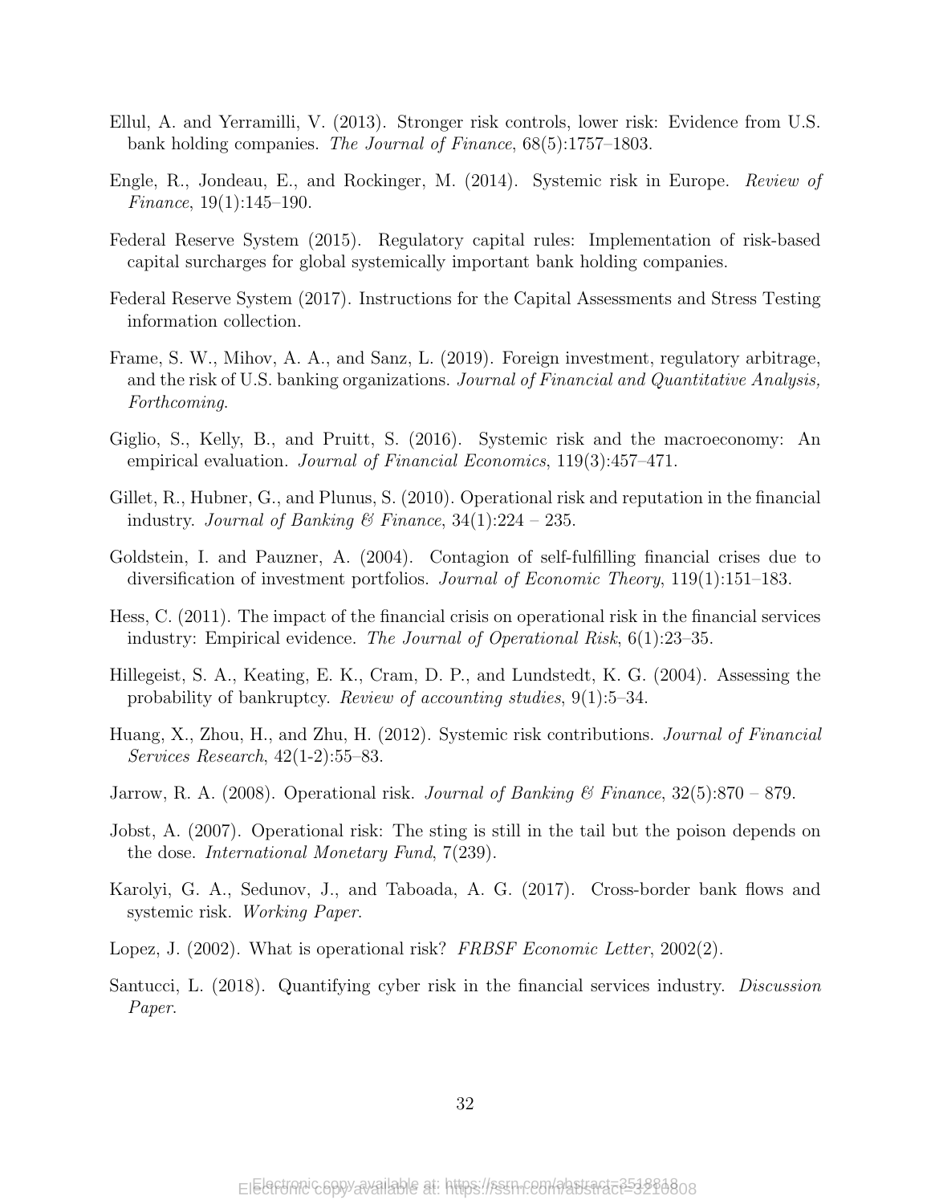Ellul, A. and Yerramilli, V. (2013). Stronger risk controls, lower risk: Evidence from U.S. bank holding companies. *The Journal of Finance*, 68(5):1757–1803.

Engle, R., Jondeau, E., and Rockinger, M. (2014). Systemic risk in Europe. *Review of Finance*, 19(1):145–190.

Federal Reserve System (2015). Regulatory capital rules: Implementation of risk-based capital surcharges for global systemically important bank holding companies.

Federal Reserve System (2017). Instructions for the Capital Assessments and Stress Testing information collection.

Frame, S. W., Mihov, A. A., and Sanz, L. (2019). Foreign investment, regulatory arbitrage, and the risk of U.S. banking organizations. *Journal of Financial and Quantitative Analysis, Forthcoming*.

Giglio, S., Kelly, B., and Pruitt, S. (2016). Systemic risk and the macroeconomy: An empirical evaluation. *Journal of Financial Economics*, 119(3):457–471.

Gillet, R., Hubner, G., and Plunus, S. (2010). Operational risk and reputation in the financial industry. *Journal of Banking & Finance*, 34(1):224 – 235.

Goldstein, I. and Pauzner, A. (2004). Contagion of self-fulfilling financial crises due to diversification of investment portfolios. *Journal of Economic Theory*, 119(1):151–183.

Hess, C. (2011). The impact of the financial crisis on operational risk in the financial services industry: Empirical evidence. *The Journal of Operational Risk*, 6(1):23–35.

Hillegeist, S. A., Keating, E. K., Cram, D. P., and Lundstedt, K. G. (2004). Assessing the probability of bankruptcy. *Review of accounting studies*, 9(1):5–34.

Huang, X., Zhou, H., and Zhu, H. (2012). Systemic risk contributions. *Journal of Financial Services Research*, 42(1-2):55–83.

Jarrow, R. A. (2008). Operational risk. *Journal of Banking & Finance*, 32(5):870 – 879.

Jobst, A. (2007). Operational risk: The sting is still in the tail but the poison depends on the dose. *International Monetary Fund*, 7(239).

Karolyi, G. A., Sedunov, J., and Taboada, A. G. (2017). Cross-border bank flows and systemic risk. *Working Paper*.

Lopez, J. (2002). What is operational risk? *FRBSF Economic Letter*, 2002(2).

Santucci, L. (2018). Quantifying cyber risk in the financial services industry. *Discussion Paper*.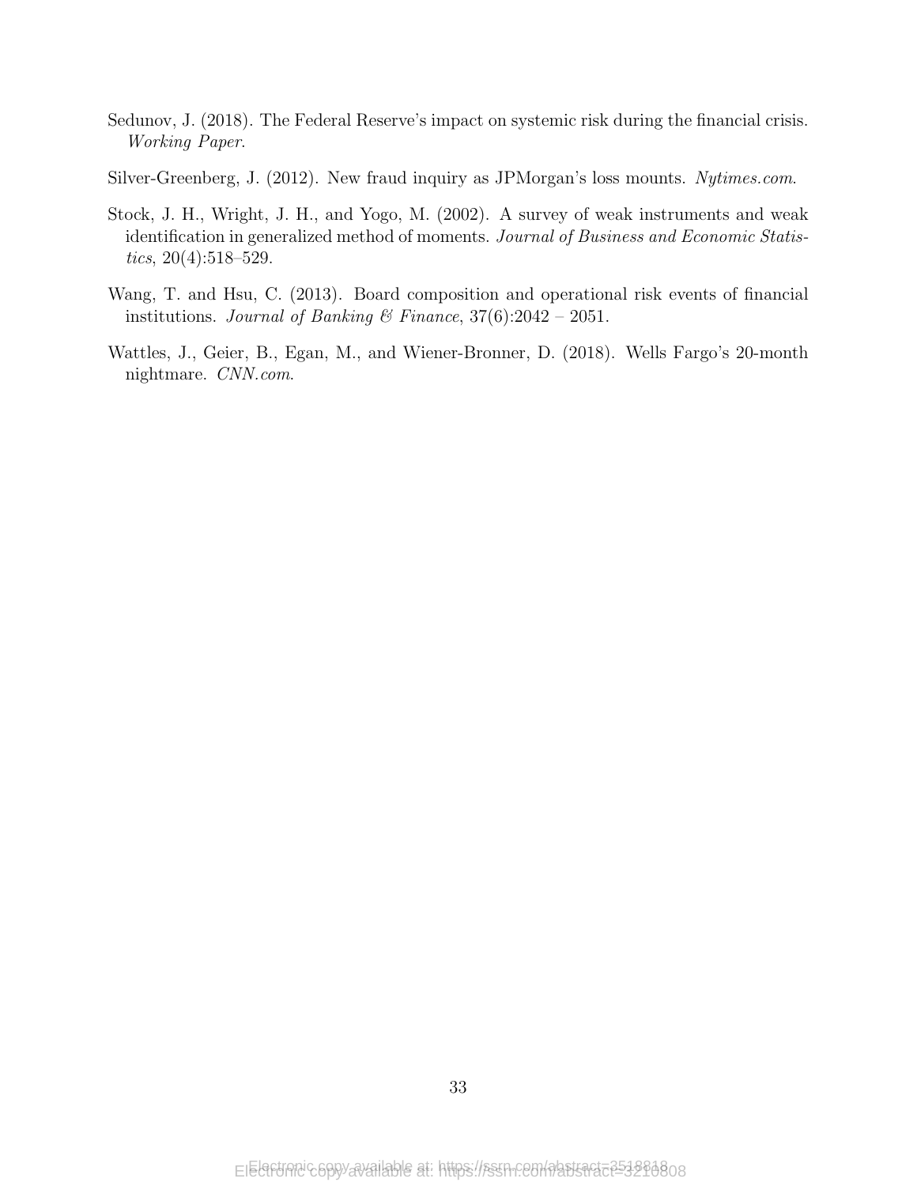Sedunov, J. (2018). The Federal Reserve's impact on systemic risk during the financial crisis. *Working Paper*.

Silver-Greenberg, J. (2012). New fraud inquiry as JPMorgan's loss mounts. *Nytimes.com*.

Stock, J. H., Wright, J. H., and Yogo, M. (2002). A survey of weak instruments and weak identification in generalized method of moments. *Journal of Business and Economic Statistics*, 20(4):518–529.

Wang, T. and Hsu, C. (2013). Board composition and operational risk events of financial institutions. *Journal of Banking & Finance*, 37(6):2042 – 2051.

Wattles, J., Geier, B., Egan, M., and Wiener-Bronner, D. (2018). Wells Fargo's 20-month nightmare. *CNN.com*.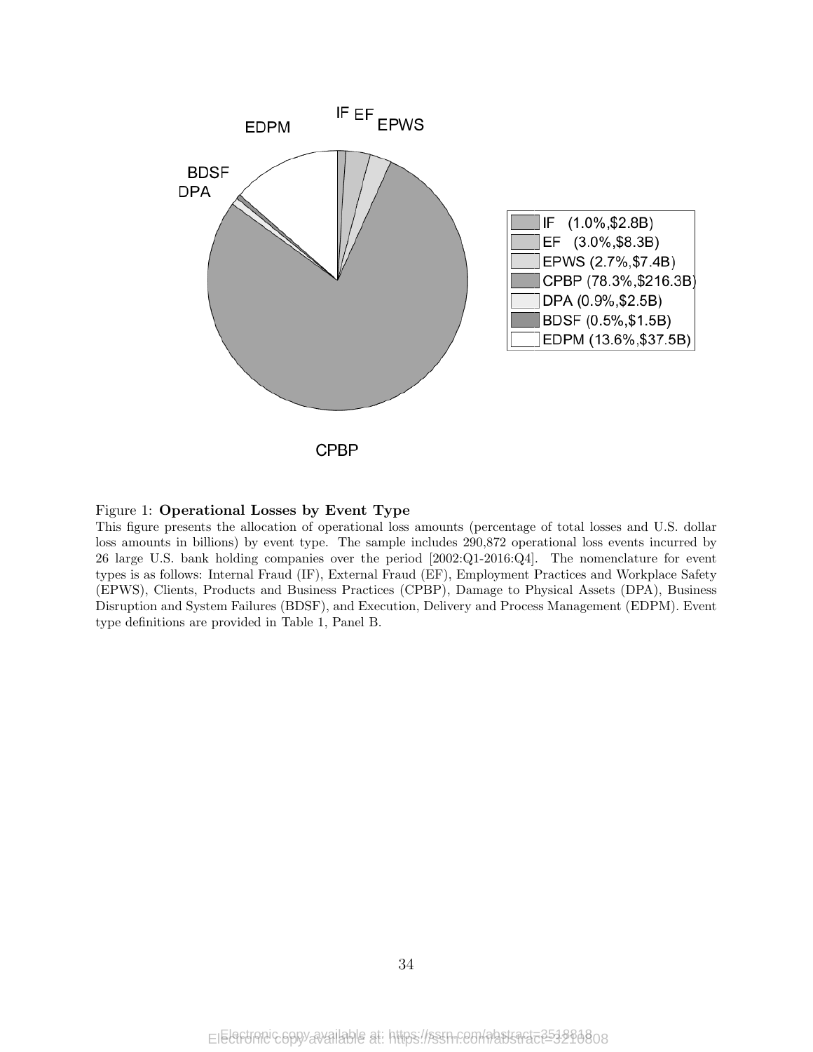Figure 1: **Operational Losses by Event Type**

This figure presents the allocation of operational loss amounts (percentage of total losses and U.S. dollar loss amounts in billions) by event type. The sample includes 290,872 operational loss events incurred by 26 large U.S. bank holding companies over the period [2002:Q1-2016:Q4]. The nomenclature for event types is as follows: Internal Fraud (IF), External Fraud (EF), Employment Practices and Workplace Safety (EPWS), Clients, Products and Business Practices (CPBP), Damage to Physical Assets (DPA), Business Disruption and System Failures (BDSF), and Execution, Delivery and Process Management (EDPM). Event type definitions are provided in Table 1, Panel B.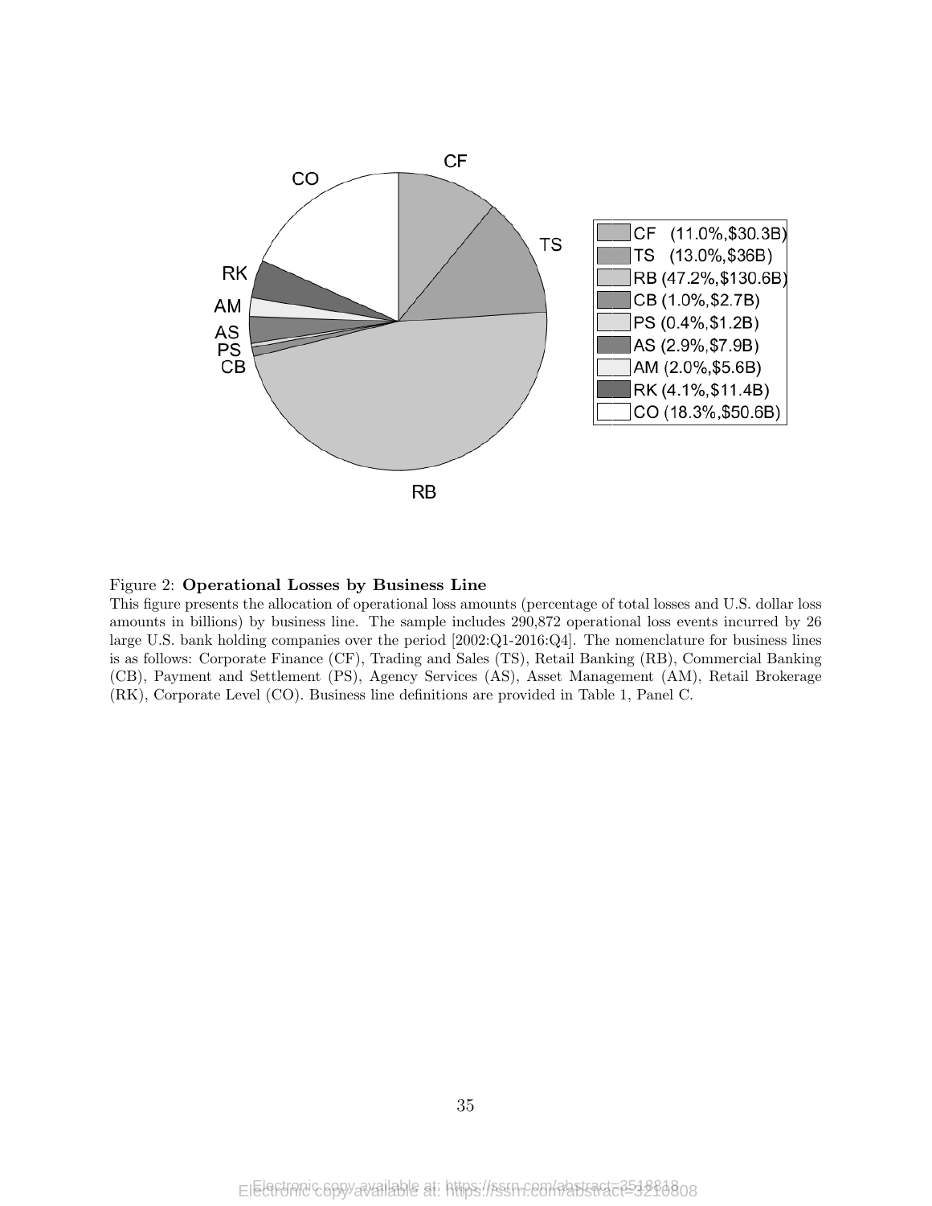Figure 2: **Operational Losses by Business Line**

This figure presents the allocation of operational loss amounts (percentage of total losses and U.S. dollar loss amounts in billions) by business line. The sample includes 290,872 operational loss events incurred by 26 large U.S. bank holding companies over the period [2002:Q1-2016:Q4]. The nomenclature for business lines is as follows: Corporate Finance (CF), Trading and Sales (TS), Retail Banking (RB), Commercial Banking (CB), Payment and Settlement (PS), Agency Services (AS), Asset Management (AM), Retail Brokerage (RK), Corporate Level (CO). Business line definitions are provided in Table 1, Panel C.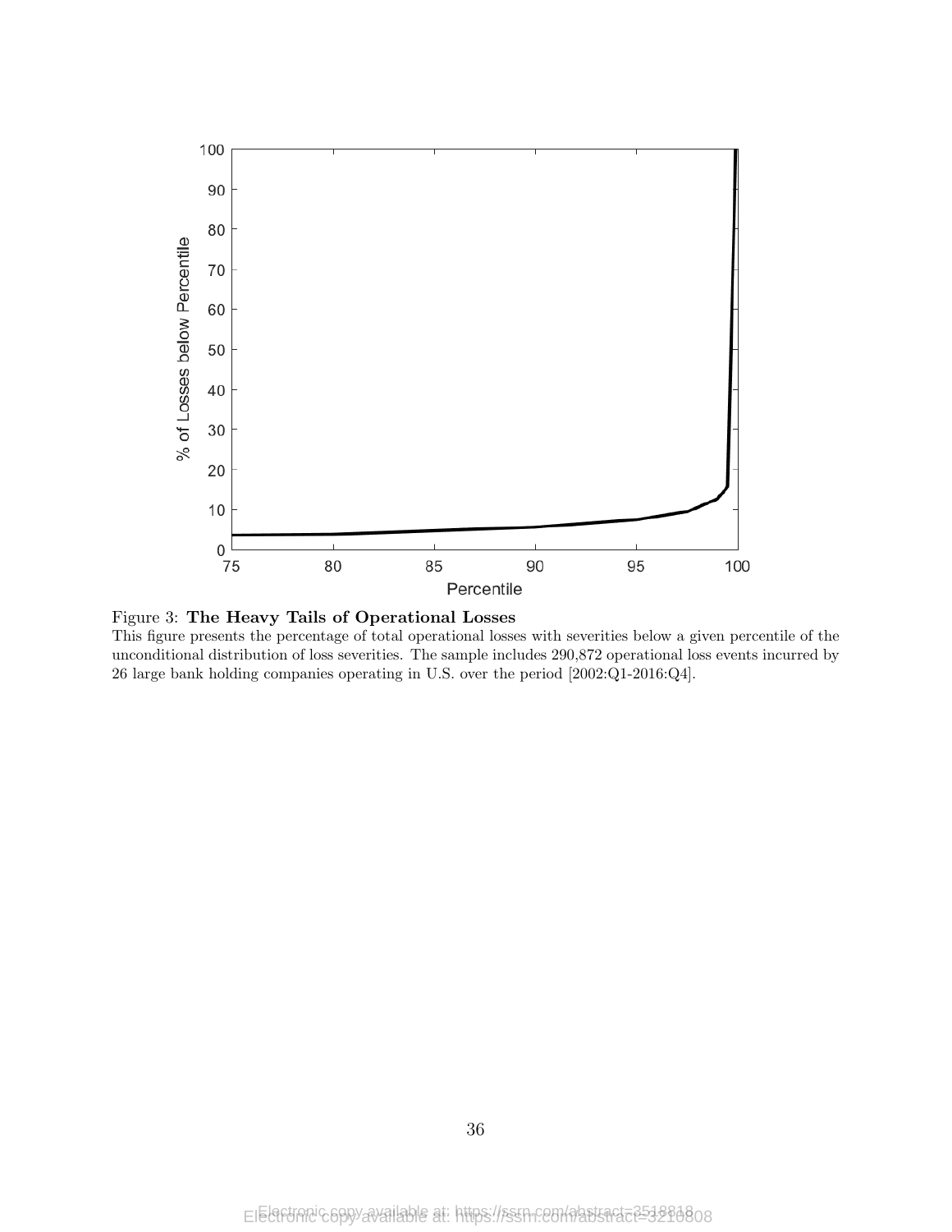Figure 3: **The Heavy Tails of Operational Losses**

This figure presents the percentage of total operational losses with severities below a given percentile of the unconditional distribution of loss severities. The sample includes 290,872 operational loss events incurred by 26 large bank holding companies operating in U.S. over the period [2002:Q1-2016:Q4].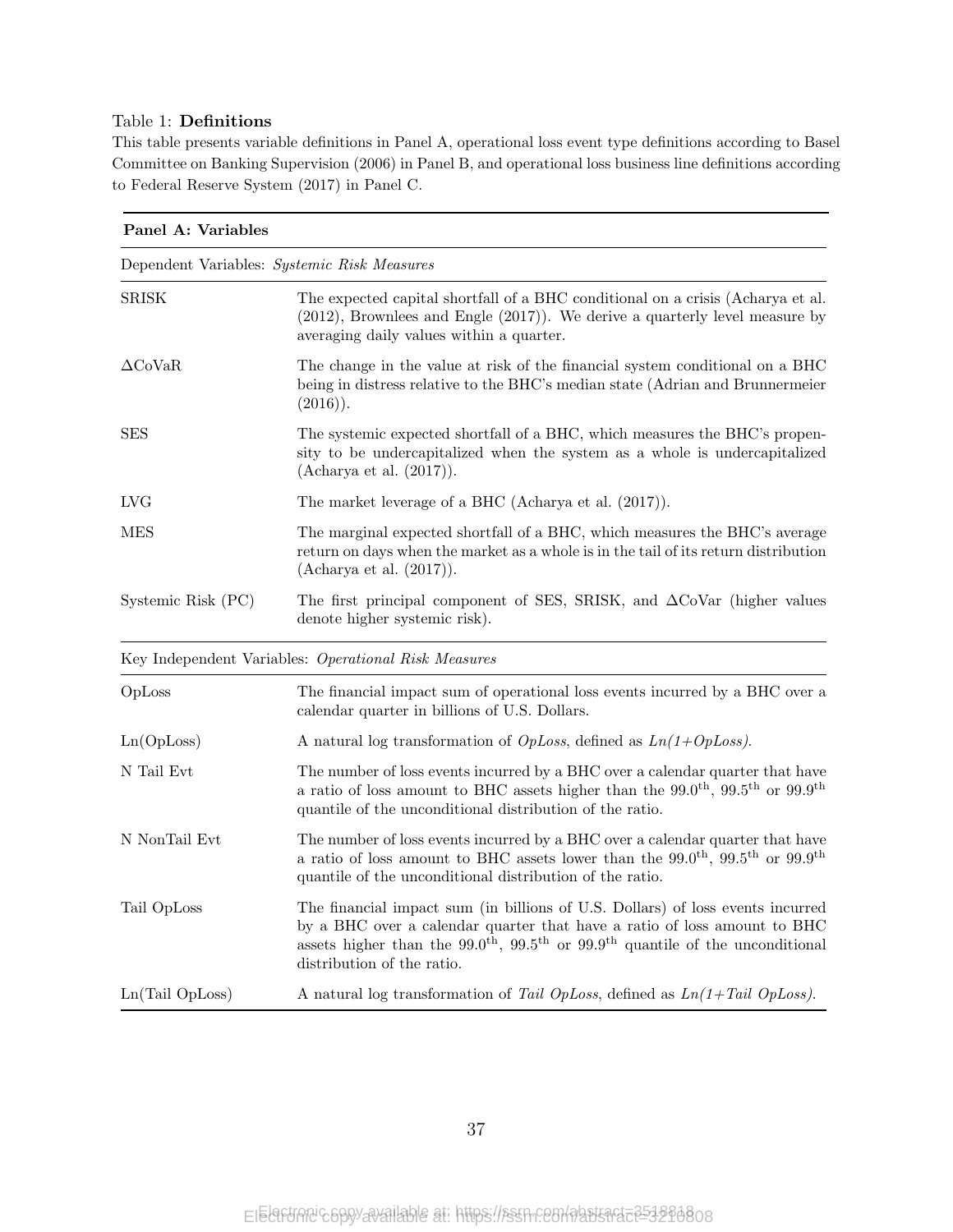Table 1: **Definitions**

This table presents variable definitions in Panel A, operational loss event type definitions according to Basel Committee on Banking Supervision (2006) in Panel B, and operational loss business line definitions according to Federal Reserve System (2017) in Panel C.

| **Panel A: Variables** | |
|---|---|
| Dependent Variables: *Systemic Risk Measures* | |
| SRISK | The expected capital shortfall of a BHC conditional on a crisis (Acharya et al. (2012), Brownlees and Engle (2017)). We derive a quarterly level measure by averaging daily values within a quarter. |
| ΔCoVaR | The change in the value at risk of the financial system conditional on a BHC being in distress relative to the BHC's median state (Adrian and Brunnermeier (2016)). |
| SES | The systemic expected shortfall of a BHC, which measures the BHC's propensity to be undercapitalized when the system as a whole is undercapitalized (Acharya et al. (2017)). |
| LVG | The market leverage of a BHC (Acharya et al. (2017)). |
| MES | The marginal expected shortfall of a BHC, which measures the BHC's average return on days when the market as a whole is in the tail of its return distribution (Acharya et al. (2017)). |
| Systemic Risk (PC) | The first principal component of SES, SRISK, and ΔCoVar (higher values denote higher systemic risk). |
| Key Independent Variables: *Operational Risk Measures* | |
| OpLoss | The financial impact sum of operational loss events incurred by a BHC over a calendar quarter in billions of U.S. Dollars. |
| Ln(OpLoss) | A natural log transformation of *OpLoss*, defined as *Ln(1+OpLoss)*. |
| N Tail Evt | The number of loss events incurred by a BHC over a calendar quarter that have a ratio of loss amount to BHC assets higher than the $99.0^{th}$, $99.5^{th}$ or $99.9^{th}$ quantile of the unconditional distribution of the ratio. |
| N NonTail Evt | The number of loss events incurred by a BHC over a calendar quarter that have a ratio of loss amount to BHC assets lower than the $99.0^{th}$, $99.5^{th}$ or $99.9^{th}$ quantile of the unconditional distribution of the ratio. |
| Tail OpLoss | The financial impact sum (in billions of U.S. Dollars) of loss events incurred by a BHC over a calendar quarter that have a ratio of loss amount to BHC assets higher than the $99.0^{th}$, $99.5^{th}$ or $99.9^{th}$ quantile of the unconditional distribution of the ratio. |
| Ln(Tail OpLoss) | A natural log transformation of *Tail OpLoss*, defined as *Ln(1+Tail OpLoss)*. |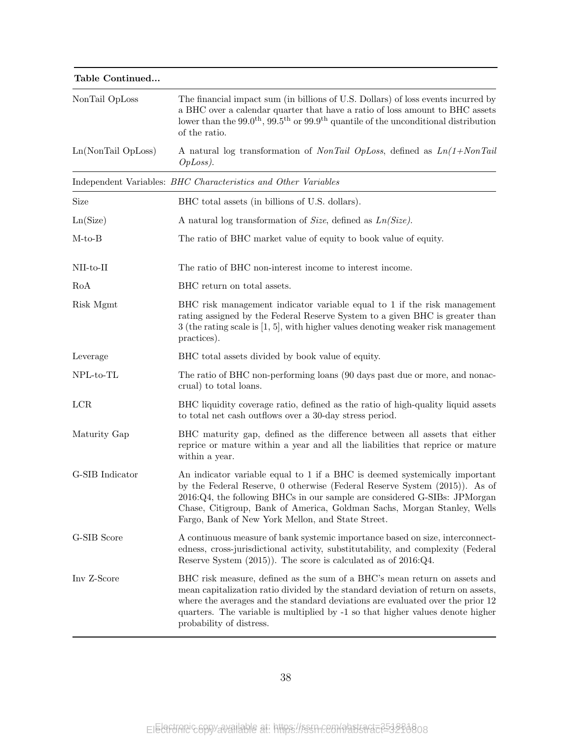| **Table Continued...** | |
|---|---|
| NonTail OpLoss | The financial impact sum (in billions of U.S. Dollars) of loss events incurred by a BHC over a calendar quarter that have a ratio of loss amount to BHC assets lower than the $99.0^{\text{th}}$, $99.5^{\text{th}}$ or $99.9^{\text{th}}$ quantile of the unconditional distribution of the ratio. |
| Ln(NonTail OpLoss) | A natural log transformation of *NonTail OpLoss*, defined as *Ln(1+NonTail OpLoss)*. |
| Independent Variables: *BHC Characteristics and Other Variables* | |
| Size | BHC total assets (in billions of U.S. dollars). |
| Ln(Size) | A natural log transformation of *Size*, defined as *Ln(Size)*. |
| M-to-B | The ratio of BHC market value of equity to book value of equity. |
| NII-to-II | The ratio of BHC non-interest income to interest income. |
| RoA | BHC return on total assets. |
| Risk Mgmt | BHC risk management indicator variable equal to 1 if the risk management rating assigned by the Federal Reserve System to a given BHC is greater than 3 (the rating scale is [1, 5], with higher values denoting weaker risk management practices). |
| Leverage | BHC total assets divided by book value of equity. |
| NPL-to-TL | The ratio of BHC non-performing loans (90 days past due or more, and nonaccrual) to total loans. |
| LCR | BHC liquidity coverage ratio, defined as the ratio of high-quality liquid assets to total net cash outflows over a 30-day stress period. |
| Maturity Gap | BHC maturity gap, defined as the difference between all assets that either reprice or mature within a year and all the liabilities that reprice or mature within a year. |
| G-SIB Indicator | An indicator variable equal to 1 if a BHC is deemed systemically important by the Federal Reserve, 0 otherwise (Federal Reserve System (2015)). As of 2016:Q4, the following BHCs in our sample are considered G-SIBs: JPMorgan Chase, Citigroup, Bank of America, Goldman Sachs, Morgan Stanley, Wells Fargo, Bank of New York Mellon, and State Street. |
| G-SIB Score | A continuous measure of bank systemic importance based on size, interconnectedness, cross-jurisdictional activity, substitutability, and complexity (Federal Reserve System (2015)). The score is calculated as of 2016:Q4. |
| Inv Z-Score | BHC risk measure, defined as the sum of a BHC's mean return on assets and mean capitalization ratio divided by the standard deviation of return on assets, where the averages and the standard deviations are evaluated over the prior 12 quarters. The variable is multiplied by -1 so that higher values denote higher probability of distress. |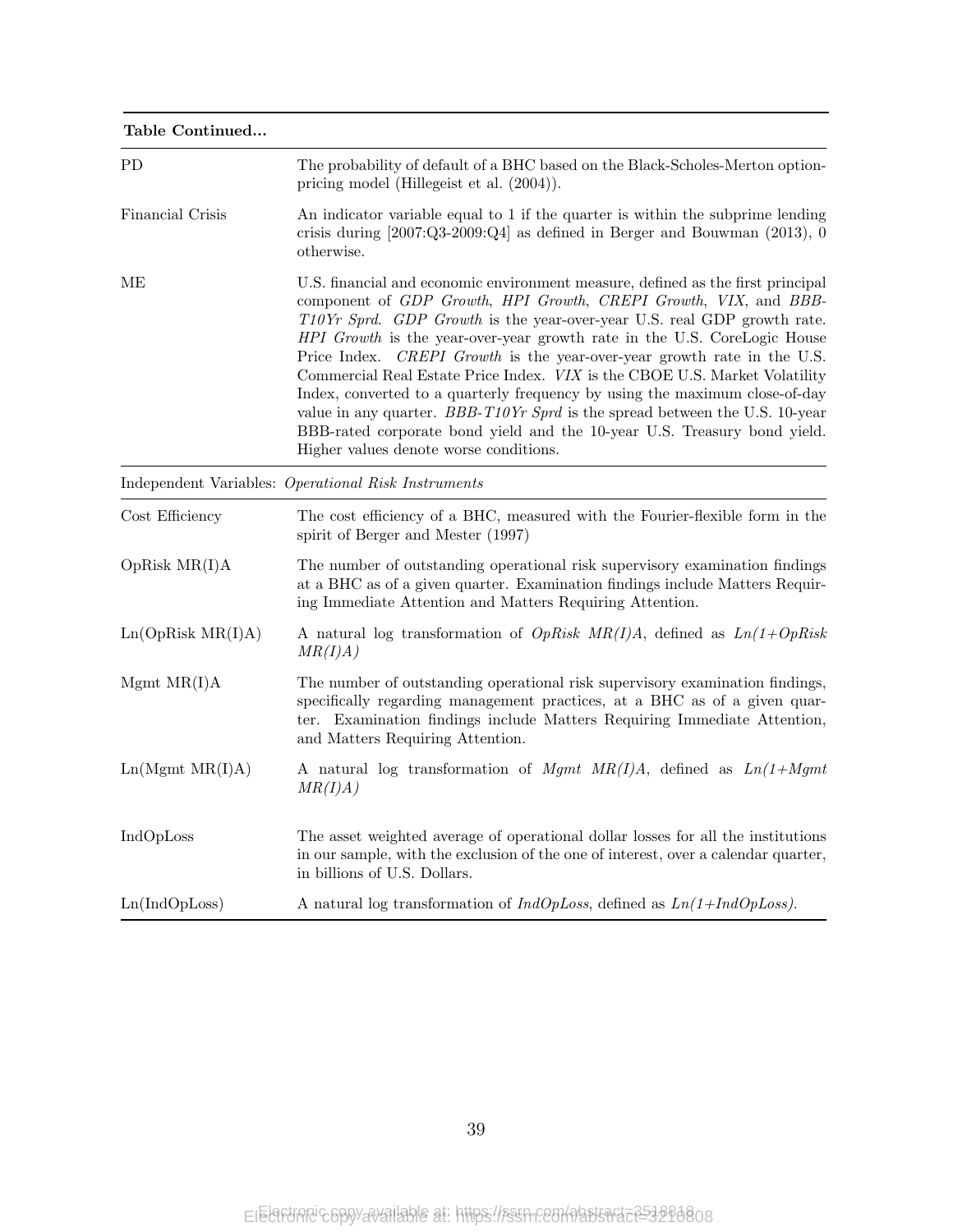| **Table Continued...** | |
|---|---|
| PD | The probability of default of a BHC based on the Black-Scholes-Merton option-pricing model (Hillegeist et al. (2004)). |
| Financial Crisis | An indicator variable equal to 1 if the quarter is within the subprime lending crisis during [2007:Q3-2009:Q4] as defined in Berger and Bouwman (2013), 0 otherwise. |
| ME | U.S. financial and economic environment measure, defined as the first principal component of *GDP Growth*, *HPI Growth*, *CREPI Growth*, *VIX*, and *BBB-T10Yr Sprd*. *GDP Growth* is the year-over-year U.S. real GDP growth rate. *HPI Growth* is the year-over-year growth rate in the U.S. CoreLogic House Price Index. *CREPI Growth* is the year-over-year growth rate in the U.S. Commercial Real Estate Price Index. *VIX* is the CBOE U.S. Market Volatility Index, converted to a quarterly frequency by using the maximum close-of-day value in any quarter. *BBB-T10Yr Sprd* is the spread between the U.S. 10-year BBB-rated corporate bond yield and the 10-year U.S. Treasury bond yield. Higher values denote worse conditions. |
| Independent Variables: *Operational Risk Instruments* | |
| Cost Efficiency | The cost efficiency of a BHC, measured with the Fourier-flexible form in the spirit of Berger and Mester (1997) |
| OpRisk MR(I)A | The number of outstanding operational risk supervisory examination findings at a BHC as of a given quarter. Examination findings include Matters Requiring Immediate Attention and Matters Requiring Attention. |
| Ln(OpRisk MR(I)A) | A natural log transformation of *OpRisk MR(I)A*, defined as *Ln(1+OpRisk MR(I)A)* |
| Mgmt MR(I)A | The number of outstanding operational risk supervisory examination findings, specifically regarding management practices, at a BHC as of a given quarter. Examination findings include Matters Requiring Immediate Attention, and Matters Requiring Attention. |
| Ln(Mgmt MR(I)A) | A natural log transformation of *Mgmt MR(I)A*, defined as *Ln(1+Mgmt MR(I)A)* |
| IndOpLoss | The asset weighted average of operational dollar losses for all the institutions in our sample, with the exclusion of the one of interest, over a calendar quarter, in billions of U.S. Dollars. |
| Ln(IndOpLoss) | A natural log transformation of *IndOpLoss*, defined as *Ln(1+IndOpLoss)*. |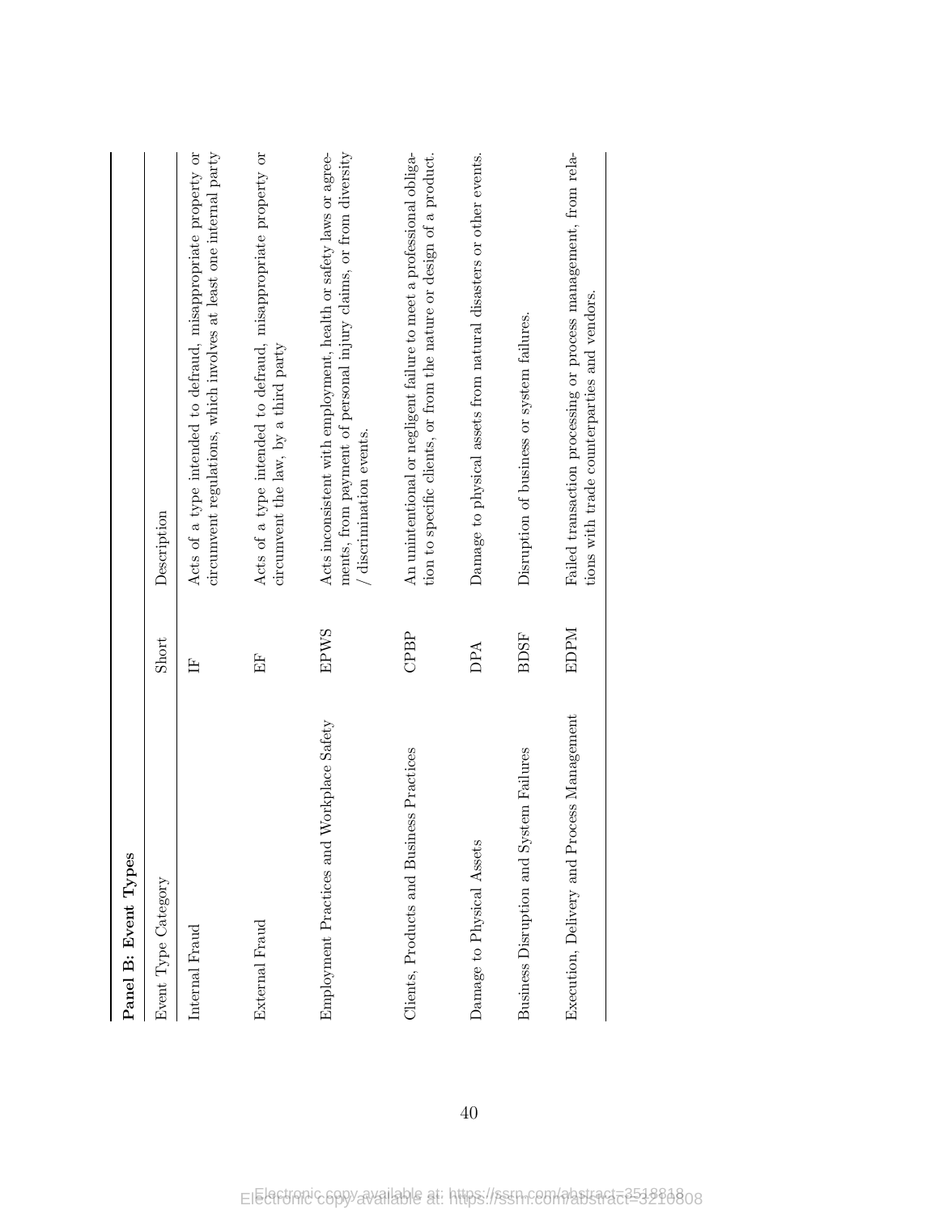**Panel B: Event Types**

| Event Type Category | Short | Description |
| --- | --- | --- |
| Internal Fraud | IF | Acts of a type intended to defraud, misappropriate property or circumvent regulations, which involves at least one internal party |
| External Fraud | EF | Acts of a type intended to defraud, misappropriate property or circumvent the law, by a third party |
| Employment Practices and Workplace Safety | EPWS | Acts inconsistent with employment, health or safety laws or agreements, from payment of personal injury claims, or from diversity / discrimination events. |
| Clients, Products and Business Practices | CPBP | An unintentional or negligent failure to meet a professional obligation to specific clients, or from the nature or design of a product. |
| Damage to Physical Assets | DPA | Damage to physical assets from natural disasters or other events. |
| Business Disruption and System Failures | BDSF | Disruption of business or system failures. |
| Execution, Delivery and Process Management | EDPM | Failed transaction processing or process management, from relations with trade counterparties and vendors. |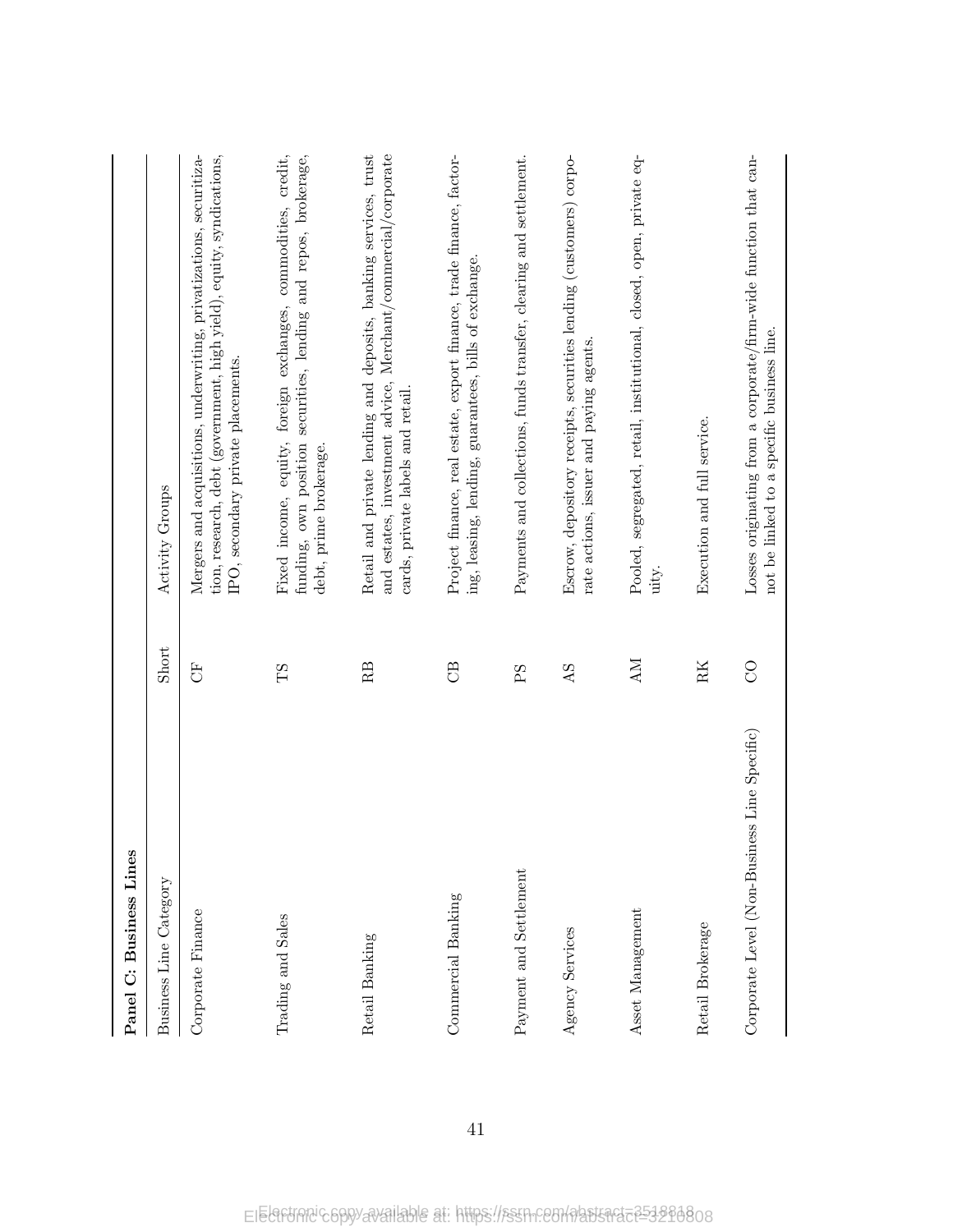**Panel C: Business Lines**

| Business Line Category | Short | Activity Groups |
|---|---|---|
| Corporate Finance | CF | Mergers and acquisitions, underwriting, privatizations, securitization, research, debt (government, high yield), equity, syndications, IPO, secondary private placements. |
| Trading and Sales | TS | Fixed income, equity, foreign exchanges, commodities, credit, funding, own position securities, lending and repos, brokerage, debt, prime brokerage. |
| Retail Banking | RB | Retail and private lending and deposits, banking services, trust and estates, investment advice, Merchant/commercial/corporate cards, private labels and retail. |
| Commercial Banking | CB | Project finance, real estate, export finance, trade finance, factoring, leasing, lending, guarantees, bills of exchange. |
| Payment and Settlement | PS | Payments and collections, funds transfer, clearing and settlement. |
| Agency Services | AS | Escrow, depository receipts, securities lending (customers) corporate actions, issuer and paying agents. |
| Asset Management | AM | Pooled, segregated, retail, institutional, closed, open, private equity. |
| Retail Brokerage | RK | Execution and full service. |
| Corporate Level (Non-Business Line Specific) | CO | Losses originating from a corporate/firm-wide function that cannot be linked to a specific business line. |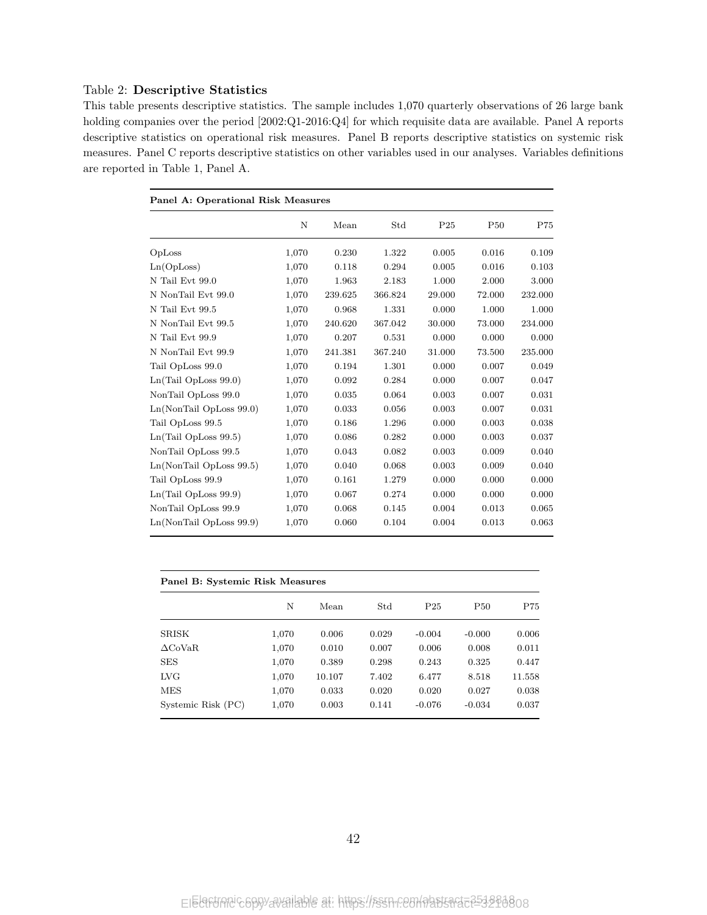Table 2: **Descriptive Statistics**

This table presents descriptive statistics. The sample includes 1,070 quarterly observations of 26 large bank holding companies over the period [2002:Q1-2016:Q4] for which requisite data are available. Panel A reports descriptive statistics on operational risk measures. Panel B reports descriptive statistics on systemic risk measures. Panel C reports descriptive statistics on other variables used in our analyses. Variables definitions are reported in Table 1, Panel A.

**Panel A: Operational Risk Measures**

| | N | Mean | Std | P25 | P50 | P75 |
|---|---|---|---|---|---|---|
| OpLoss | 1,070 | 0.230 | 1.322 | 0.005 | 0.016 | 0.109 |
| Ln(OpLoss) | 1,070 | 0.118 | 0.294 | 0.005 | 0.016 | 0.103 |
| N Tail Evt 99.0 | 1,070 | 1.963 | 2.183 | 1.000 | 2.000 | 3.000 |
| N NonTail Evt 99.0 | 1,070 | 239.625 | 366.824 | 29.000 | 72.000 | 232.000 |
| N Tail Evt 99.5 | 1,070 | 0.968 | 1.331 | 0.000 | 1.000 | 1.000 |
| N NonTail Evt 99.5 | 1,070 | 240.620 | 367.042 | 30.000 | 73.000 | 234.000 |
| N Tail Evt 99.9 | 1,070 | 0.207 | 0.531 | 0.000 | 0.000 | 0.000 |
| N NonTail Evt 99.9 | 1,070 | 241.381 | 367.240 | 31.000 | 73.500 | 235.000 |
| Tail OpLoss 99.0 | 1,070 | 0.194 | 1.301 | 0.000 | 0.007 | 0.049 |
| Ln(Tail OpLoss 99.0) | 1,070 | 0.092 | 0.284 | 0.000 | 0.007 | 0.047 |
| NonTail OpLoss 99.0 | 1,070 | 0.035 | 0.064 | 0.003 | 0.007 | 0.031 |
| Ln(NonTail OpLoss 99.0) | 1,070 | 0.033 | 0.056 | 0.003 | 0.007 | 0.031 |
| Tail OpLoss 99.5 | 1,070 | 0.186 | 1.296 | 0.000 | 0.003 | 0.038 |
| Ln(Tail OpLoss 99.5) | 1,070 | 0.086 | 0.282 | 0.000 | 0.003 | 0.037 |
| NonTail OpLoss 99.5 | 1,070 | 0.043 | 0.082 | 0.003 | 0.009 | 0.040 |
| Ln(NonTail OpLoss 99.5) | 1,070 | 0.040 | 0.068 | 0.003 | 0.009 | 0.040 |
| Tail OpLoss 99.9 | 1,070 | 0.161 | 1.279 | 0.000 | 0.000 | 0.000 |
| Ln(Tail OpLoss 99.9) | 1,070 | 0.067 | 0.274 | 0.000 | 0.000 | 0.000 |
| NonTail OpLoss 99.9 | 1,070 | 0.068 | 0.145 | 0.004 | 0.013 | 0.065 |
| Ln(NonTail OpLoss 99.9) | 1,070 | 0.060 | 0.104 | 0.004 | 0.013 | 0.063 |

**Panel B: Systemic Risk Measures**

| | N | Mean | Std | P25 | P50 | P75 |
|---|---|---|---|---|---|---|
| SRISK | 1,070 | 0.006 | 0.029 | -0.004 | -0.000 | 0.006 |
| $\Delta$CoVaR | 1,070 | 0.010 | 0.007 | 0.006 | 0.008 | 0.011 |
| SES | 1,070 | 0.389 | 0.298 | 0.243 | 0.325 | 0.447 |
| LVG | 1,070 | 10.107 | 7.402 | 6.477 | 8.518 | 11.558 |
| MES | 1,070 | 0.033 | 0.020 | 0.020 | 0.027 | 0.038 |
| Systemic Risk (PC) | 1,070 | 0.003 | 0.141 | -0.076 | -0.034 | 0.037 |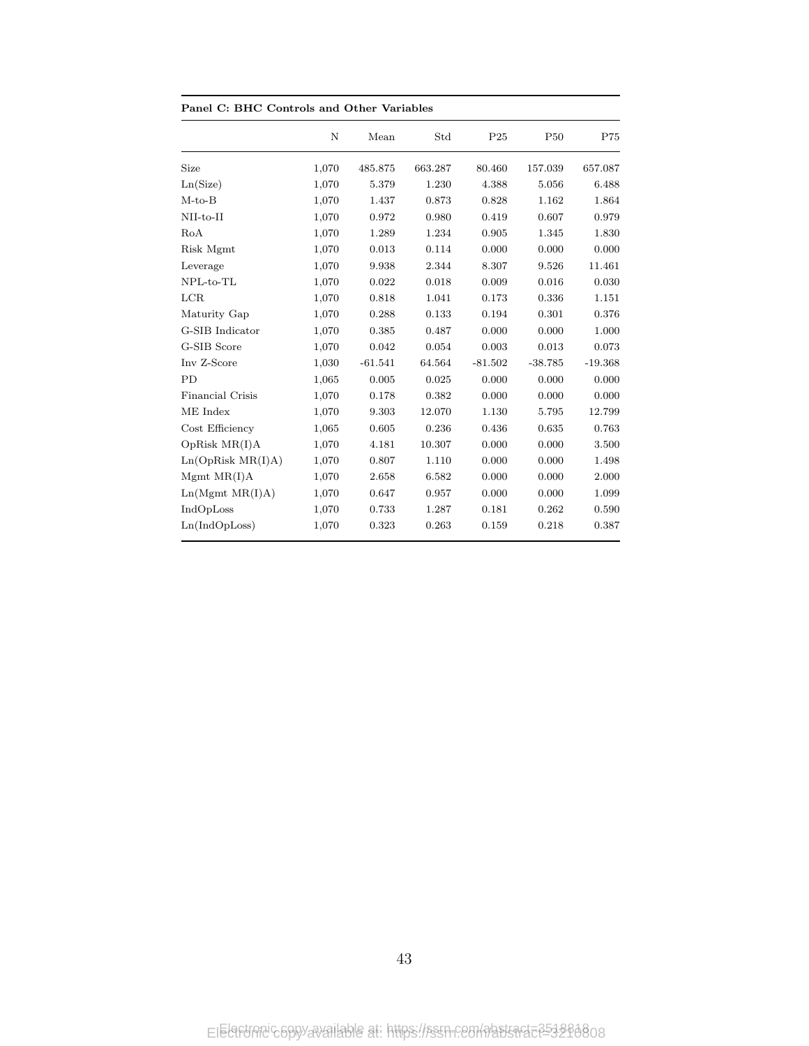**Panel C: BHC Controls and Other Variables**

| | N | Mean | Std | P25 | P50 | P75 |
|---|---|---|---|---|---|---|
| Size | 1,070 | 485.875 | 663.287 | 80.460 | 157.039 | 657.087 |
| Ln(Size) | 1,070 | 5.379 | 1.230 | 4.388 | 5.056 | 6.488 |
| M-to-B | 1,070 | 1.437 | 0.873 | 0.828 | 1.162 | 1.864 |
| NII-to-II | 1,070 | 0.972 | 0.980 | 0.419 | 0.607 | 0.979 |
| RoA | 1,070 | 1.289 | 1.234 | 0.905 | 1.345 | 1.830 |
| Risk Mgmt | 1,070 | 0.013 | 0.114 | 0.000 | 0.000 | 0.000 |
| Leverage | 1,070 | 9.938 | 2.344 | 8.307 | 9.526 | 11.461 |
| NPL-to-TL | 1,070 | 0.022 | 0.018 | 0.009 | 0.016 | 0.030 |
| LCR | 1,070 | 0.818 | 1.041 | 0.173 | 0.336 | 1.151 |
| Maturity Gap | 1,070 | 0.288 | 0.133 | 0.194 | 0.301 | 0.376 |
| G-SIB Indicator | 1,070 | 0.385 | 0.487 | 0.000 | 0.000 | 1.000 |
| G-SIB Score | 1,070 | 0.042 | 0.054 | 0.003 | 0.013 | 0.073 |
| Inv Z-Score | 1,030 | -61.541 | 64.564 | -81.502 | -38.785 | -19.368 |
| PD | 1,065 | 0.005 | 0.025 | 0.000 | 0.000 | 0.000 |
| Financial Crisis | 1,070 | 0.178 | 0.382 | 0.000 | 0.000 | 0.000 |
| ME Index | 1,070 | 9.303 | 12.070 | 1.130 | 5.795 | 12.799 |
| Cost Efficiency | 1,065 | 0.605 | 0.236 | 0.436 | 0.635 | 0.763 |
| OpRisk MR(I)A | 1,070 | 4.181 | 10.307 | 0.000 | 0.000 | 3.500 |
| Ln(OpRisk MR(I)A) | 1,070 | 0.807 | 1.110 | 0.000 | 0.000 | 1.498 |
| Mgmt MR(I)A | 1,070 | 2.658 | 6.582 | 0.000 | 0.000 | 2.000 |
| Ln(Mgmt MR(I)A) | 1,070 | 0.647 | 0.957 | 0.000 | 0.000 | 1.099 |
| IndOpLoss | 1,070 | 0.733 | 1.287 | 0.181 | 0.262 | 0.590 |
| Ln(IndOpLoss) | 1,070 | 0.323 | 0.263 | 0.159 | 0.218 | 0.387 |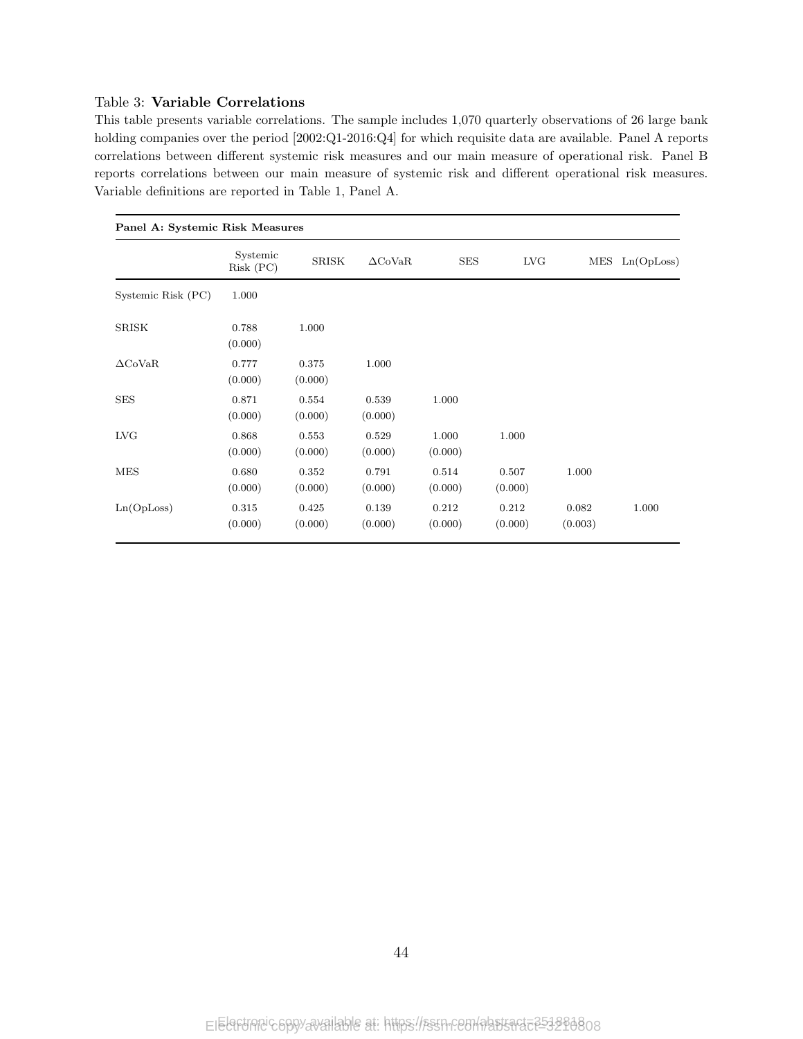Table 3: **Variable Correlations**

This table presents variable correlations. The sample includes 1,070 quarterly observations of 26 large bank holding companies over the period [2002:Q1-2016:Q4] for which requisite data are available. Panel A reports correlations between different systemic risk measures and our main measure of operational risk. Panel B reports correlations between our main measure of systemic risk and different operational risk measures. Variable definitions are reported in Table 1, Panel A.

**Panel A: Systemic Risk Measures**

| | Systemic Risk (PC) | SRISK | ΔCoVaR | SES | LVG | MES | Ln(OpLoss) |
|---|---|---|---|---|---|---|---|
| Systemic Risk (PC) | 1.000 | | | | | | |
| SRISK | 0.788 | 1.000 | | | | | |
| | (0.000) | | | | | | |
| ΔCoVaR | 0.777 | 0.375 | 1.000 | | | | |
| | (0.000) | (0.000) | | | | | |
| SES | 0.871 | 0.554 | 0.539 | 1.000 | | | |
| | (0.000) | (0.000) | (0.000) | | | | |
| LVG | 0.868 | 0.553 | 0.529 | 1.000 | 1.000 | | |
| | (0.000) | (0.000) | (0.000) | (0.000) | | | |
| MES | 0.680 | 0.352 | 0.791 | 0.514 | 0.507 | 1.000 | |
| | (0.000) | (0.000) | (0.000) | (0.000) | (0.000) | | |
| Ln(OpLoss) | 0.315 | 0.425 | 0.139 | 0.212 | 0.212 | 0.082 | 1.000 |
| | (0.000) | (0.000) | (0.000) | (0.000) | (0.000) | (0.003) | |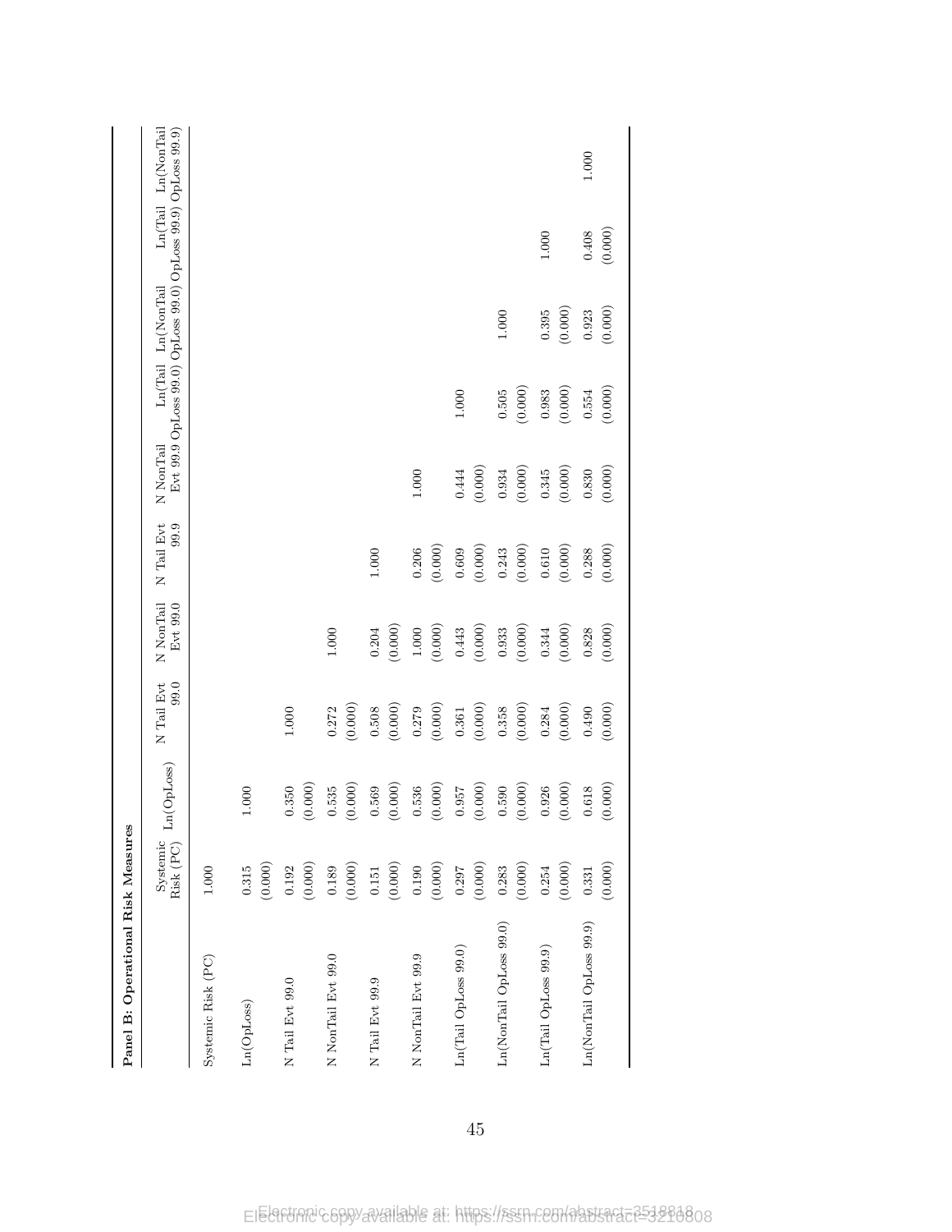**Panel B: Operational Risk Measures**

| | Systemic Risk (PC) | Ln(OpLoss) | N Tail Evt 99.0 | N NonTail Evt 99.0 | N Tail Evt 99.9 | N NonTail Evt 99.9 | Ln(Tail OpLoss 99.0) | Ln(NonTail OpLoss 99.0) | Ln(Tail OpLoss 99.9) | Ln(NonTail OpLoss 99.9) |
|---|---|---|---|---|---|---|---|---|---|---|
| Systemic Risk (PC) | 1.000 | | | | | | | | | |
| Ln(OpLoss) | 0.315 | 1.000 | | | | | | | | |
| | (0.000) | | | | | | | | | |
| N Tail Evt 99.0 | 0.192 | 0.350 | 1.000 | | | | | | | |
| | (0.000) | (0.000) | | | | | | | | |
| N NonTail Evt 99.0 | 0.189 | 0.535 | 0.272 | 1.000 | | | | | | |
| | (0.000) | (0.000) | (0.000) | | | | | | | |
| N Tail Evt 99.9 | 0.151 | 0.569 | 0.508 | 0.204 | 1.000 | | | | | |
| | (0.000) | (0.000) | (0.000) | (0.000) | | | | | | |
| N NonTail Evt 99.9 | 0.190 | 0.536 | 0.279 | 1.000 | 0.206 | 1.000 | | | | |
| | (0.000) | (0.000) | (0.000) | (0.000) | (0.000) | | | | | |
| Ln(Tail OpLoss 99.0) | 0.297 | 0.957 | 0.361 | 0.443 | 0.609 | 0.444 | 1.000 | | | |
| | (0.000) | (0.000) | (0.000) | (0.000) | (0.000) | (0.000) | | | | |
| Ln(NonTail OpLoss 99.0) | 0.283 | 0.590 | 0.358 | 0.933 | 0.243 | 0.934 | 0.505 | 1.000 | | |
| | (0.000) | (0.000) | (0.000) | (0.000) | (0.000) | (0.000) | (0.000) | | | |
| Ln(Tail OpLoss 99.9) | 0.254 | 0.926 | 0.284 | 0.344 | 0.610 | 0.345 | 0.983 | 0.395 | 1.000 | |
| | (0.000) | (0.000) | (0.000) | (0.000) | (0.000) | (0.000) | (0.000) | (0.000) | | |
| Ln(NonTail OpLoss 99.9) | 0.331 | 0.618 | 0.490 | 0.828 | 0.288 | 0.830 | 0.554 | 0.923 | 0.408 | 1.000 |
| | (0.000) | (0.000) | (0.000) | (0.000) | (0.000) | (0.000) | (0.000) | (0.000) | (0.000) | |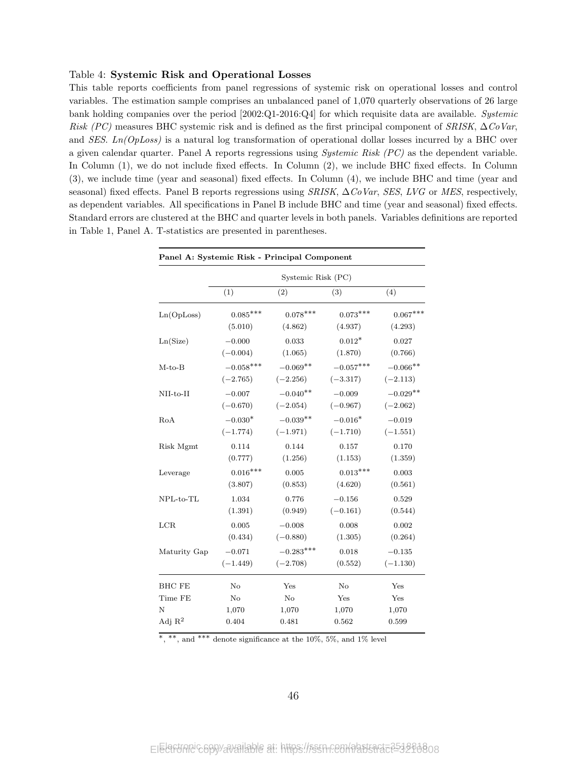Table 4: **Systemic Risk and Operational Losses**

This table reports coefficients from panel regressions of systemic risk on operational losses and control variables. The estimation sample comprises an unbalanced panel of 1,070 quarterly observations of 26 large bank holding companies over the period [2002:Q1-2016:Q4] for which requisite data are available. *Systemic Risk (PC)* measures BHC systemic risk and is defined as the first principal component of *SRISK*, $\Delta CoVar$, and *SES*. *Ln(OpLoss)* is a natural log transformation of operational dollar losses incurred by a BHC over a given calendar quarter. Panel A reports regressions using *Systemic Risk (PC)* as the dependent variable. In Column (1), we do not include fixed effects. In Column (2), we include BHC fixed effects. In Column (3), we include time (year and seasonal) fixed effects. In Column (4), we include BHC and time (year and seasonal) fixed effects. Panel B reports regressions using *SRISK*, $\Delta CoVar$, *SES*, *LVG* or *MES*, respectively, as dependent variables. All specifications in Panel B include BHC and time (year and seasonal) fixed effects. Standard errors are clustered at the BHC and quarter levels in both panels. Variables definitions are reported in Table 1, Panel A. T-statistics are presented in parentheses.

**Panel A: Systemic Risk - Principal Component**

| | Systemic Risk (PC) | | | |
|---|---|---|---|---|
| | (1) | (2) | (3) | (4) |
| Ln(OpLoss) | 0.085*** | 0.078*** | 0.073*** | 0.067*** |
| | (5.010) | (4.862) | (4.937) | (4.293) |
| Ln(Size) | −0.000 | 0.033 | 0.012* | 0.027 |
| | (−0.004) | (1.065) | (1.870) | (0.766) |
| M-to-B | −0.058*** | −0.069** | −0.057*** | −0.066** |
| | (−2.765) | (−2.256) | (−3.317) | (−2.113) |
| NII-to-II | −0.007 | −0.040** | −0.009 | −0.029** |
| | (−0.670) | (−2.054) | (−0.967) | (−2.062) |
| RoA | −0.030* | −0.039** | −0.016* | −0.019 |
| | (−1.774) | (−1.971) | (−1.710) | (−1.551) |
| Risk Mgmt | 0.114 | 0.144 | 0.157 | 0.170 |
| | (0.777) | (1.256) | (1.153) | (1.359) |
| Leverage | 0.016*** | 0.005 | 0.013*** | 0.003 |
| | (3.807) | (0.853) | (4.620) | (0.561) |
| NPL-to-TL | 1.034 | 0.776 | −0.156 | 0.529 |
| | (1.391) | (0.949) | (−0.161) | (0.544) |
| LCR | 0.005 | −0.008 | 0.008 | 0.002 |
| | (0.434) | (−0.880) | (1.305) | (0.264) |
| Maturity Gap | −0.071 | −0.283*** | 0.018 | −0.135 |
| | (−1.449) | (−2.708) | (0.552) | (−1.130) |
| BHC FE | No | Yes | No | Yes |
| Time FE | No | No | Yes | Yes |
| N | 1,070 | 1,070 | 1,070 | 1,070 |
| Adj $R^2$ | 0.404 | 0.481 | 0.562 | 0.599 |

*, **, and *** denote significance at the 10%, 5%, and 1% level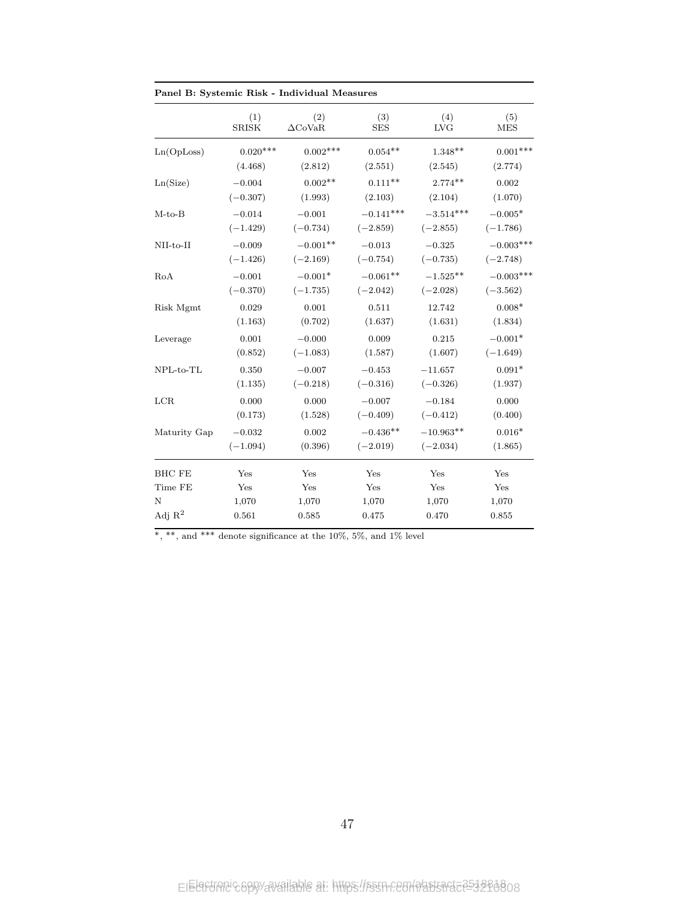**Panel B: Systemic Risk - Individual Measures**

| | (1) SRISK | (2) ΔCoVaR | (3) SES | (4) LVG | (5) MES |
|---|---|---|---|---|---|
| Ln(OpLoss) | 0.020*** | 0.002*** | 0.054** | 1.348** | 0.001*** |
| | (4.468) | (2.812) | (2.551) | (2.545) | (2.774) |
| Ln(Size) | −0.004 | 0.002** | 0.111** | 2.774** | 0.002 |
| | (−0.307) | (1.993) | (2.103) | (2.104) | (1.070) |
| M-to-B | −0.014 | −0.001 | −0.141*** | −3.514*** | −0.005* |
| | (−1.429) | (−0.734) | (−2.859) | (−2.855) | (−1.786) |
| NII-to-II | −0.009 | −0.001** | −0.013 | −0.325 | −0.003*** |
| | (−1.426) | (−2.169) | (−0.754) | (−0.735) | (−2.748) |
| RoA | −0.001 | −0.001* | −0.061** | −1.525** | −0.003*** |
| | (−0.370) | (−1.735) | (−2.042) | (−2.028) | (−3.562) |
| Risk Mgmt | 0.029 | 0.001 | 0.511 | 12.742 | 0.008* |
| | (1.163) | (0.702) | (1.637) | (1.631) | (1.834) |
| Leverage | 0.001 | −0.000 | 0.009 | 0.215 | −0.001* |
| | (0.852) | (−1.083) | (1.587) | (1.607) | (−1.649) |
| NPL-to-TL | 0.350 | −0.007 | −0.453 | −11.657 | 0.091* |
| | (1.135) | (−0.218) | (−0.316) | (−0.326) | (1.937) |
| LCR | 0.000 | 0.000 | −0.007 | −0.184 | 0.000 |
| | (0.173) | (1.528) | (−0.409) | (−0.412) | (0.400) |
| Maturity Gap | −0.032 | 0.002 | −0.436** | −10.963** | 0.016* |
| | (−1.094) | (0.396) | (−2.019) | (−2.034) | (1.865) |
| BHC FE | Yes | Yes | Yes | Yes | Yes |
| Time FE | Yes | Yes | Yes | Yes | Yes |
| N | 1,070 | 1,070 | 1,070 | 1,070 | 1,070 |
| Adj $R^2$ | 0.561 | 0.585 | 0.475 | 0.470 | 0.855 |

*, **, and *** denote significance at the 10%, 5%, and 1% level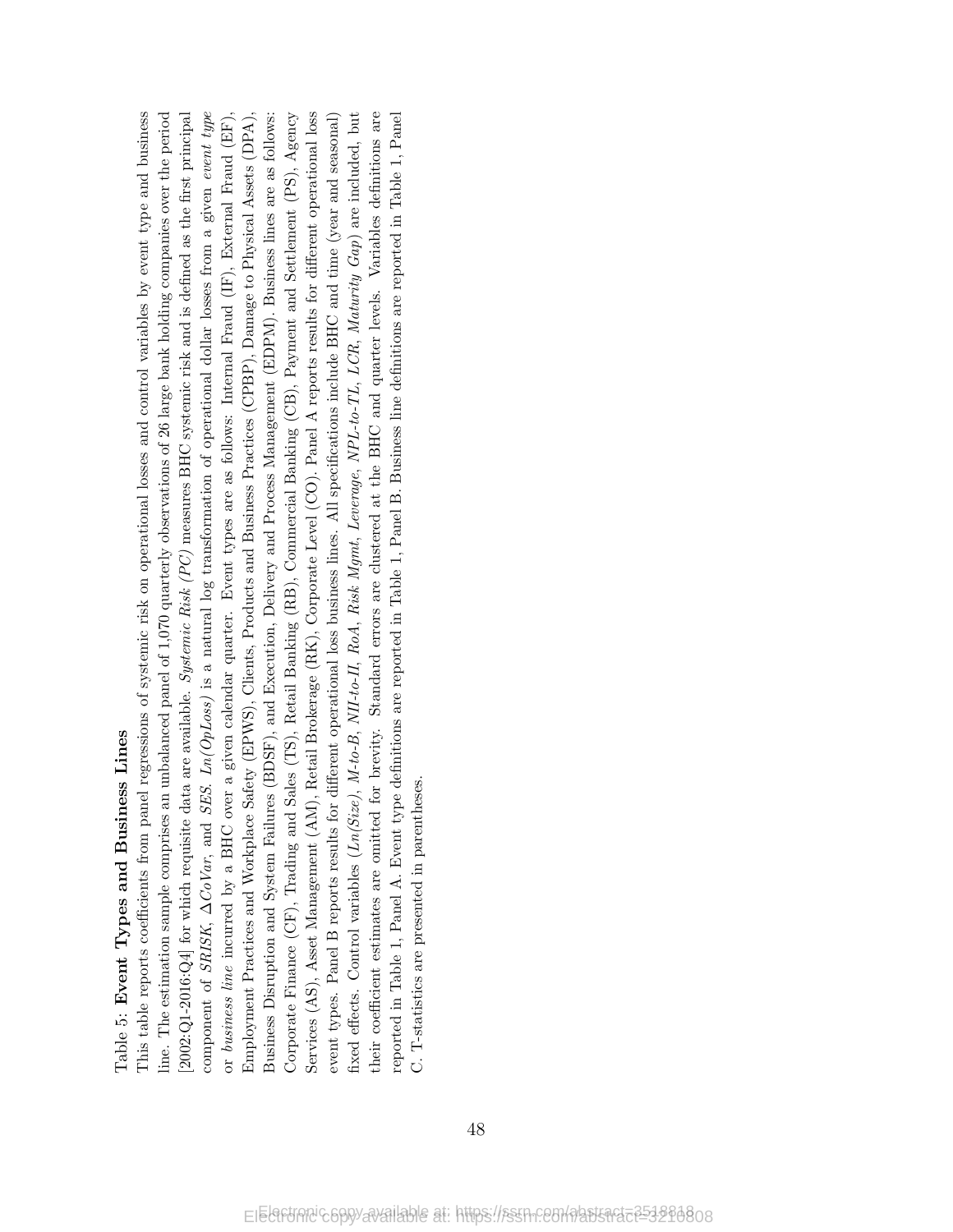Table 5: **Event Types and Business Lines**

This table reports coefficients from panel regressions of systemic risk on operational losses and control variables by event type and business line. The estimation sample comprises an unbalanced panel of 1,070 quarterly observations of 26 large bank holding companies over the period [2002:Q1-2016:Q4] for which requisite data are available. *Systemic Risk (PC)* measures BHC systemic risk and is defined as the first principal component of *SRISK*, $\Delta CoVar$, and *SES*. *Ln(OpLoss)* is a natural log transformation of operational dollar losses from a given *event type* or *business line* incurred by a BHC over a given calendar quarter. Event types are as follows: Internal Fraud (IF), External Fraud (EF), Employment Practices and Workplace Safety (EPWS), Clients, Products and Business Practices (CPBP), Damage to Physical Assets (DPA), Business Disruption and System Failures (BDSF), and Execution, Delivery and Process Management (EDPM). Business lines are as follows: Corporate Finance (CF), Trading and Sales (TS), Retail Banking (RB), Commercial Banking (CB), Payment and Settlement (PS), Agency Services (AS), Asset Management (AM), Retail Brokerage (RK), Corporate Level (CO). Panel A reports results for different operational loss event types. Panel B reports results for different operational loss business lines. All specifications include BHC and time (year and seasonal) fixed effects. Control variables (*Ln(Size)*, *M-to-B*, *NII-to-II*, *RoA*, *Risk Mgmt*, *Leverage*, *NPL-to-TL*, *LCR*, *Maturity Gap*) are included, but their coefficient estimates are omitted for brevity. Standard errors are clustered at the BHC and quarter levels. Variables definitions are reported in Table 1, Panel A. Event type definitions are reported in Table 1, Panel B. Business line definitions are reported in Table 1, Panel C. T-statistics are presented in parentheses.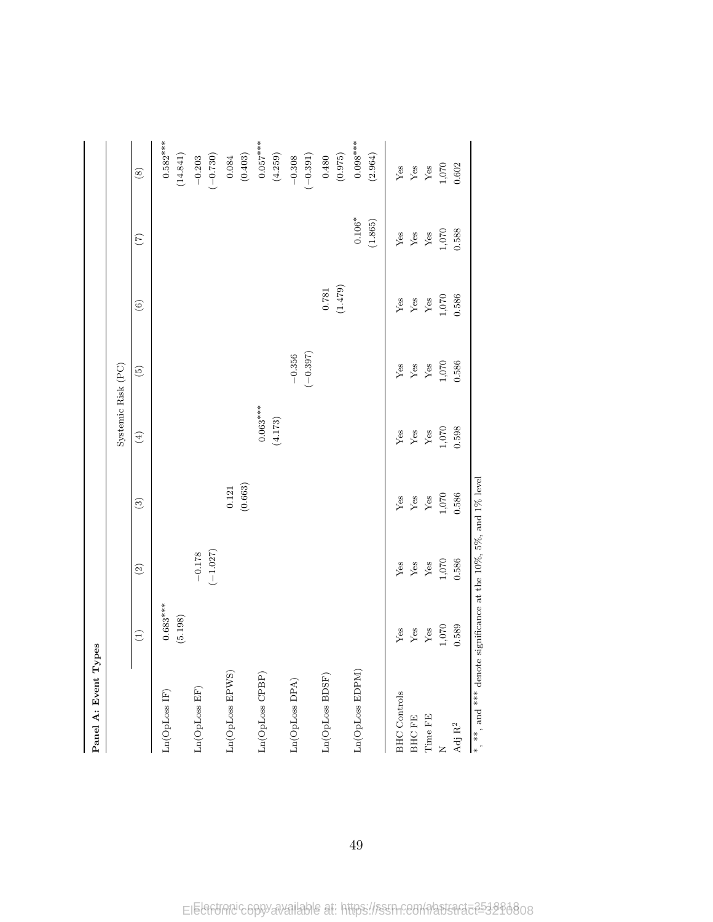**Panel A: Event Types**

| | Systemic Risk (PC) | | | | | | | |
|---|---|---|---|---|---|---|---|---|
| | (1) | (2) | (3) | (4) | (5) | (6) | (7) | (8) |
| Ln(OpLoss IF) | 0.683*** | | | | | | | 0.582*** |
| | (5.198) | | | | | | | (14.841) |
| Ln(OpLoss EF) | | −0.178 | | | | | | −0.203 |
| | | (−1.027) | | | | | | (−0.730) |
| Ln(OpLoss EPWS) | | | 0.121 | | | | | 0.084 |
| | | | (0.663) | | | | | (0.403) |
| Ln(OpLoss CPBP) | | | | 0.063*** | | | | 0.057*** |
| | | | | (4.173) | | | | (4.259) |
| Ln(OpLoss DPA) | | | | | −0.356 | | | −0.308 |
| | | | | | (−0.397) | | | (−0.391) |
| Ln(OpLoss BDSF) | | | | | | 0.781 | | 0.480 |
| | | | | | | (1.479) | | (0.975) |
| Ln(OpLoss EDPM) | | | | | | | 0.106* | 0.098*** |
| | | | | | | | (1.865) | (2.964) |
| BHC Controls | Yes | Yes | Yes | Yes | Yes | Yes | Yes | Yes |
| BHC FE | Yes | Yes | Yes | Yes | Yes | Yes | Yes | Yes |
| Time FE | Yes | Yes | Yes | Yes | Yes | Yes | Yes | Yes |
| N | 1,070 | 1,070 | 1,070 | 1,070 | 1,070 | 1,070 | 1,070 | 1,070 |
| Adj $R^2$ | 0.589 | 0.586 | 0.586 | 0.598 | 0.586 | 0.586 | 0.588 | 0.602 |

*, **, and *** denote significance at the 10%, 5%, and 1% level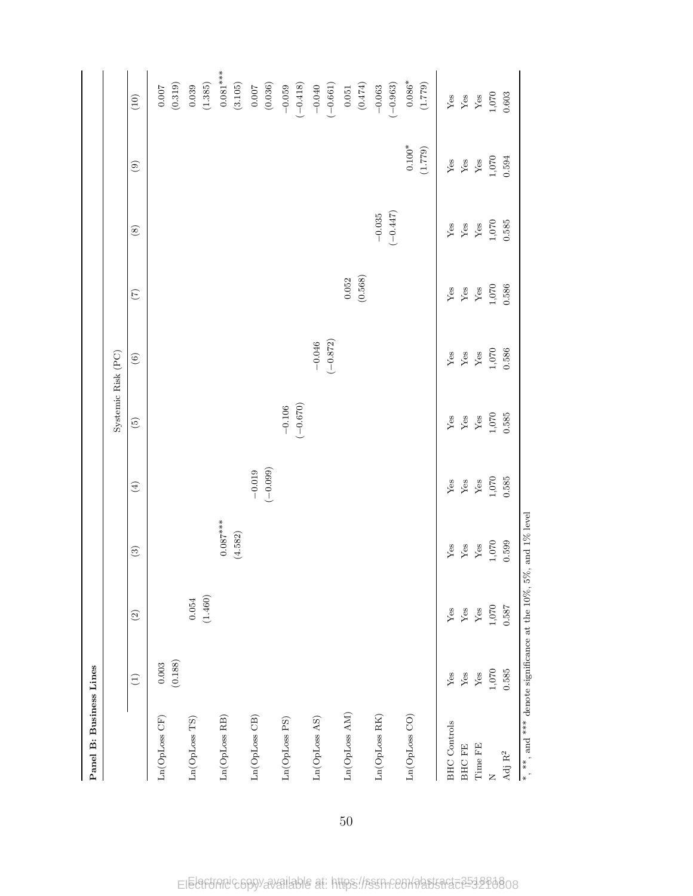**Panel B: Business Lines**

| | Systemic Risk (PC) | | | | | | | | | |
|---|---|---|---|---|---|---|---|---|---|---|
| | (1) | (2) | (3) | (4) | (5) | (6) | (7) | (8) | (9) | (10) |
| Ln(OpLoss CF) | 0.003 | | | | | | | | | 0.007 |
| | (0.188) | | | | | | | | | (0.319) |
| Ln(OpLoss TS) | | 0.054 | | | | | | | | 0.039 |
| | | (1.460) | | | | | | | | (1.385) |
| Ln(OpLoss RB) | | | 0.087*** | | | | | | | 0.081*** |
| | | | (4.582) | | | | | | | (3.105) |
| Ln(OpLoss CB) | | | | −0.019 | | | | | | 0.007 |
| | | | | (−0.099) | | | | | | (0.036) |
| Ln(OpLoss PS) | | | | | −0.106 | | | | | −0.059 |
| | | | | | (−0.670) | | | | | (−0.418) |
| Ln(OpLoss AS) | | | | | | −0.046 | | | | −0.040 |
| | | | | | | (−0.872) | | | | (−0.661) |
| Ln(OpLoss AM) | | | | | | | 0.052 | | | 0.051 |
| | | | | | | | (0.568) | | | (0.474) |
| Ln(OpLoss RK) | | | | | | | | −0.035 | | −0.063 |
| | | | | | | | | (−0.447) | | (−0.963) |
| Ln(OpLoss CO) | | | | | | | | | 0.100* | 0.086* |
| | | | | | | | | | (1.779) | (1.779) |
| BHC Controls | Yes | Yes | Yes | Yes | Yes | Yes | Yes | Yes | Yes | Yes |
| BHC FE | Yes | Yes | Yes | Yes | Yes | Yes | Yes | Yes | Yes | Yes |
| Time FE | Yes | Yes | Yes | Yes | Yes | Yes | Yes | Yes | Yes | Yes |
| N | 1,070 | 1,070 | 1,070 | 1,070 | 1,070 | 1,070 | 1,070 | 1,070 | 1,070 | 1,070 |
| Adj $R^2$ | 0.585 | 0.587 | 0.599 | 0.585 | 0.585 | 0.586 | 0.586 | 0.585 | 0.594 | 0.603 |

*, **, and *** denote significance at the 10%, 5%, and 1% level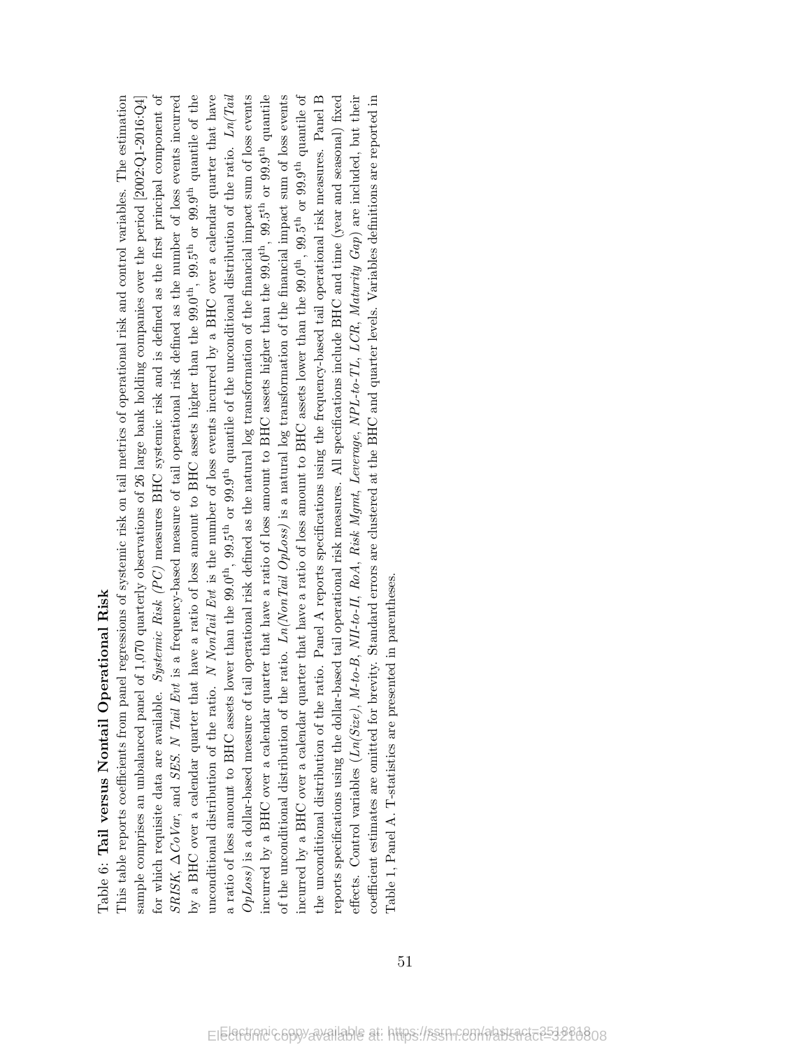Table 6: **Tail versus Nontail Operational Risk**

This table reports coefficients from panel regressions of systemic risk on tail metrics of operational risk and control variables. The estimation sample comprises an unbalanced panel of 1,070 quarterly observations of 26 large bank holding companies over the period [2002:Q1-2016:Q4] for which requisite data are available. *Systemic Risk (PC)* measures BHC systemic risk and is defined as the first principal component of *SRISK*, $\Delta CoVar$, and *SES*. *N Tail Evt* is a frequency-based measure of tail operational risk defined as the number of loss events incurred by a BHC over a calendar quarter that have a ratio of loss amount to BHC assets higher than the 99.0$^{\text{th}}$, 99.5$^{\text{th}}$ or 99.9$^{\text{th}}$ quantile of the unconditional distribution of the ratio. *N NonTail Evt* is the number of loss events incurred by a BHC over a calendar quarter that have a ratio of loss amount to BHC assets lower than the 99.0$^{\text{th}}$, 99.5$^{\text{th}}$ or 99.9$^{\text{th}}$ quantile of the unconditional distribution of the ratio. *Ln(Tail OpLoss)* is a dollar-based measure of tail operational risk defined as the natural log transformation of the financial impact sum of loss events incurred by a BHC over a calendar quarter that have a ratio of loss amount to BHC assets higher than the 99.0$^{\text{th}}$, 99.5$^{\text{th}}$ or 99.9$^{\text{th}}$ quantile of the unconditional distribution of the ratio. *Ln(NonTail OpLoss)* is a natural log transformation of the financial impact sum of loss events incurred by a BHC over a calendar quarter that have a ratio of loss amount to BHC assets lower than the 99.0$^{\text{th}}$, 99.5$^{\text{th}}$ or 99.9$^{\text{th}}$ quantile of the unconditional distribution of the ratio. Panel A reports specifications using the frequency-based tail operational risk measures. Panel B reports specifications using the dollar-based tail operational risk measures. All specifications include BHC and time (year and seasonal) fixed effects. Control variables (*Ln(Size)*, *M-to-B*, *NII-to-II*, *RoA*, *Risk Mgmt*, *Leverage*, *NPL-to-TL*, *LCR*, *Maturity Gap*) are included, but their coefficient estimates are omitted for brevity. Standard errors are clustered at the BHC and quarter levels. Variables definitions are reported in Table 1, Panel A. T-statistics are presented in parentheses.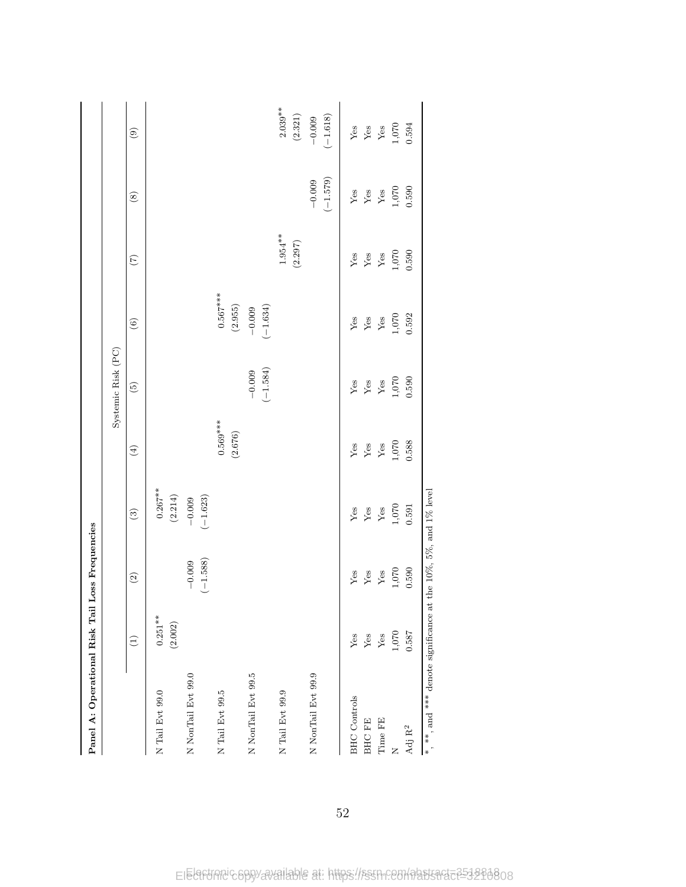**Panel A: Operational Risk Tail Loss Frequencies**

| | Systemic Risk (PC) | | | | | | | | |
|---|---|---|---|---|---|---|---|---|---|
| | (1) | (2) | (3) | (4) | (5) | (6) | (7) | (8) | (9) |
| N Tail Evt 99.0 | 0.251** | | 0.267** | | | | | | |
| | (2.002) | | (2.214) | | | | | | |
| N NonTail Evt 99.0 | | −0.009 | −0.009 | | | | | | |
| | | (−1.588) | (−1.623) | | | | | | |
| N Tail Evt 99.5 | | | | 0.569*** | | 0.567*** | | | |
| | | | | (2.676) | | (2.955) | | | |
| N NonTail Evt 99.5 | | | | | −0.009 | −0.009 | | | |
| | | | | | (−1.584) | (−1.634) | | | |
| N Tail Evt 99.9 | | | | | | | 1.954** | | 2.039** |
| | | | | | | | (2.297) | | (2.321) |
| N NonTail Evt 99.9 | | | | | | | | −0.009 | −0.009 |
| | | | | | | | | (−1.579) | (−1.618) |
| BHC Controls | Yes | Yes | Yes | Yes | Yes | Yes | Yes | Yes | Yes |
| BHC FE | Yes | Yes | Yes | Yes | Yes | Yes | Yes | Yes | Yes |
| Time FE | Yes | Yes | Yes | Yes | Yes | Yes | Yes | Yes | Yes |
| N | 1,070 | 1,070 | 1,070 | 1,070 | 1,070 | 1,070 | 1,070 | 1,070 | 1,070 |
| Adj $R^2$ | 0.587 | 0.590 | 0.591 | 0.588 | 0.590 | 0.592 | 0.590 | 0.590 | 0.594 |

*, **, and *** denote significance at the 10%, 5%, and 1% level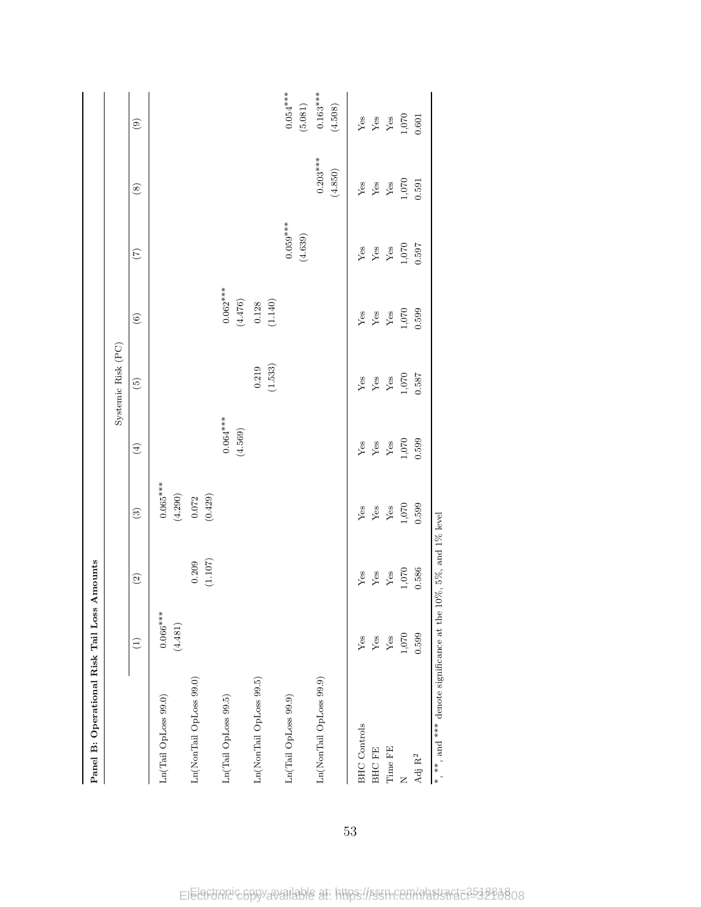**Panel B: Operational Risk Tail Loss Amounts**

| | Systemic Risk (PC) | | | | | | | | |
|---|---|---|---|---|---|---|---|---|---|
| | (1) | (2) | (3) | (4) | (5) | (6) | (7) | (8) | (9) |
| Ln(Tail OpLoss 99.0) | 0.066*** | | 0.065*** | | | | | | |
| | (4.481) | | (4.290) | | | | | | |
| Ln(NonTail OpLoss 99.0) | | 0.209 | 0.072 | | | | | | |
| | | (1.107) | (0.429) | | | | | | |
| Ln(Tail OpLoss 99.5) | | | | 0.064*** | | 0.062*** | | | |
| | | | | (4.569) | | (4.476) | | | |
| Ln(NonTail OpLoss 99.5) | | | | | 0.219 | 0.128 | | | |
| | | | | | (1.533) | (1.140) | | | |
| Ln(Tail OpLoss 99.9) | | | | | | | 0.059*** | | 0.054*** |
| | | | | | | | (4.639) | | (5.081) |
| Ln(NonTail OpLoss 99.9) | | | | | | | | 0.203*** | 0.163*** |
| | | | | | | | | (4.850) | (4.508) |
| BHC Controls | Yes | Yes | Yes | Yes | Yes | Yes | Yes | Yes | Yes |
| BHC FE | Yes | Yes | Yes | Yes | Yes | Yes | Yes | Yes | Yes |
| Time FE | Yes | Yes | Yes | Yes | Yes | Yes | Yes | Yes | Yes |
| N | 1,070 | 1,070 | 1,070 | 1,070 | 1,070 | 1,070 | 1,070 | 1,070 | 1,070 |
| Adj $R^2$ | 0.599 | 0.586 | 0.599 | 0.599 | 0.587 | 0.599 | 0.597 | 0.591 | 0.601 |

*, **, and *** denote significance at the 10%, 5%, and 1% level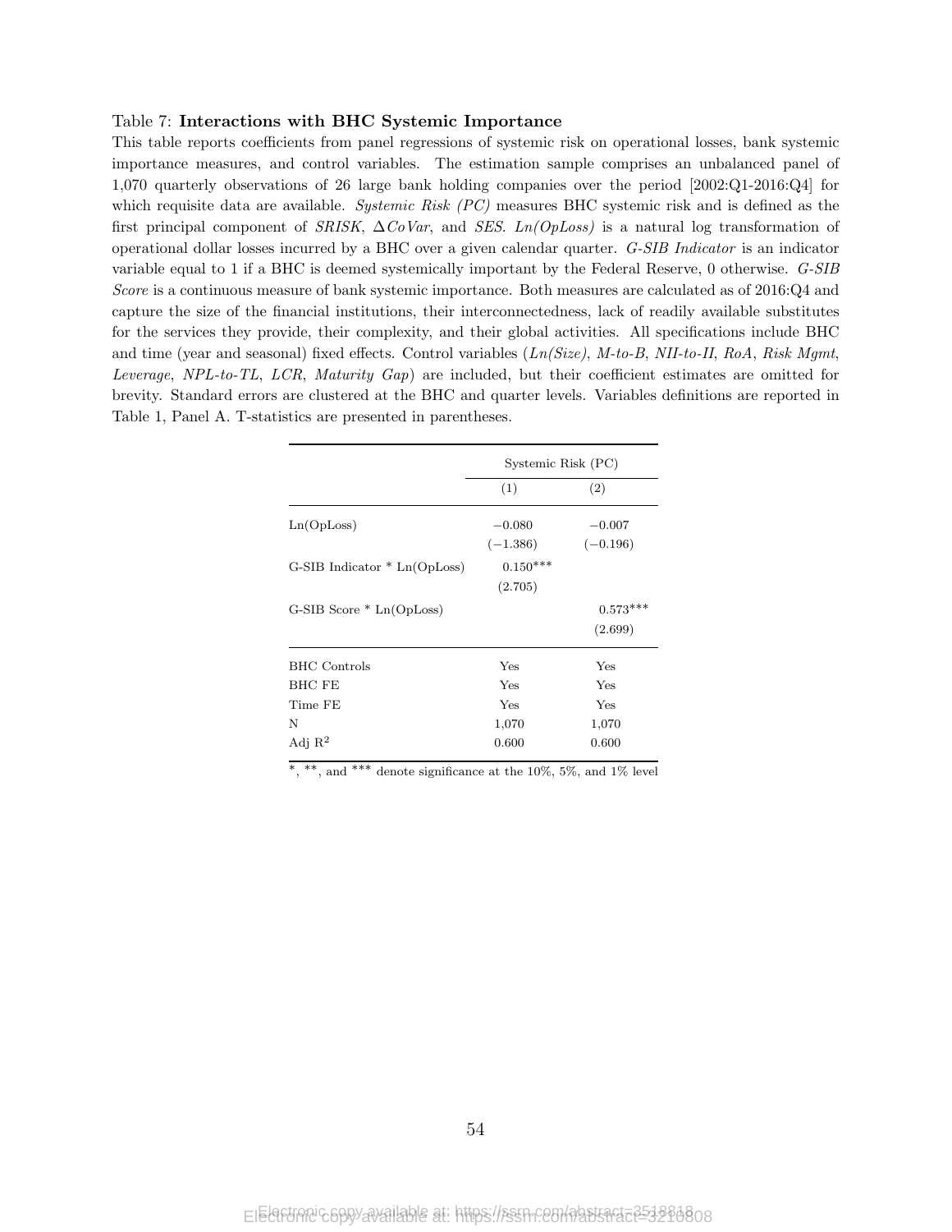Table 7: **Interactions with BHC Systemic Importance**

This table reports coefficients from panel regressions of systemic risk on operational losses, bank systemic importance measures, and control variables. The estimation sample comprises an unbalanced panel of 1,070 quarterly observations of 26 large bank holding companies over the period [2002:Q1-2016:Q4] for which requisite data are available. *Systemic Risk (PC)* measures BHC systemic risk and is defined as the first principal component of *SRISK*, $\Delta CoVar$, and *SES*. *Ln(OpLoss)* is a natural log transformation of operational dollar losses incurred by a BHC over a given calendar quarter. *G-SIB Indicator* is an indicator variable equal to 1 if a BHC is deemed systemically important by the Federal Reserve, 0 otherwise. *G-SIB Score* is a continuous measure of bank systemic importance. Both measures are calculated as of 2016:Q4 and capture the size of the financial institutions, their interconnectedness, lack of readily available substitutes for the services they provide, their complexity, and their global activities. All specifications include BHC and time (year and seasonal) fixed effects. Control variables (*Ln(Size)*, *M-to-B*, *NII-to-II*, *RoA*, *Risk Mgmt*, *Leverage*, *NPL-to-TL*, *LCR*, *Maturity Gap*) are included, but their coefficient estimates are omitted for brevity. Standard errors are clustered at the BHC and quarter levels. Variables definitions are reported in Table 1, Panel A. T-statistics are presented in parentheses.

| | Systemic Risk (PC) | |
|---|---|---|
| | (1) | (2) |
| Ln(OpLoss) | $-0.080$ | $-0.007$ |
| | $(-1.386)$ | $(-0.196)$ |
| G-SIB Indicator * Ln(OpLoss) | 0.150*** | |
| | (2.705) | |
| G-SIB Score * Ln(OpLoss) | | 0.573*** |
| | | (2.699) |
| BHC Controls | Yes | Yes |
| BHC FE | Yes | Yes |
| Time FE | Yes | Yes |
| N | 1,070 | 1,070 |
| Adj $R^2$ | 0.600 | 0.600 |

*, **, and *** denote significance at the 10%, 5%, and 1% level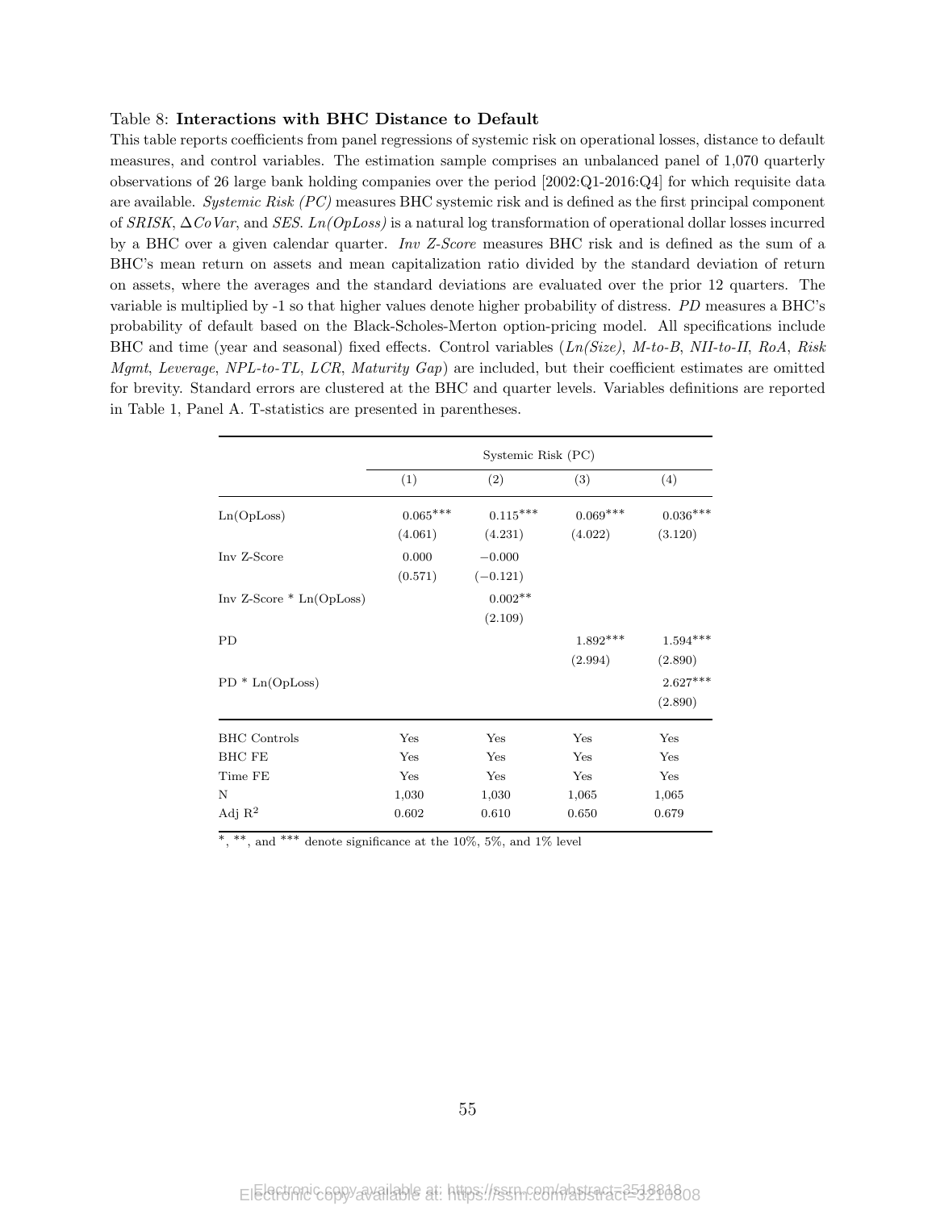Table 8: **Interactions with BHC Distance to Default**

This table reports coefficients from panel regressions of systemic risk on operational losses, distance to default measures, and control variables. The estimation sample comprises an unbalanced panel of 1,070 quarterly observations of 26 large bank holding companies over the period [2002:Q1-2016:Q4] for which requisite data are available. *Systemic Risk (PC)* measures BHC systemic risk and is defined as the first principal component of *SRISK*, $\Delta CoVar$, and *SES*. *Ln(OpLoss)* is a natural log transformation of operational dollar losses incurred by a BHC over a given calendar quarter. *Inv Z-Score* measures BHC risk and is defined as the sum of a BHC's mean return on assets and mean capitalization ratio divided by the standard deviation of return on assets, where the averages and the standard deviations are evaluated over the prior 12 quarters. The variable is multiplied by -1 so that higher values denote higher probability of distress. *PD* measures a BHC's probability of default based on the Black-Scholes-Merton option-pricing model. All specifications include BHC and time (year and seasonal) fixed effects. Control variables (*Ln(Size)*, *M-to-B*, *NII-to-II*, *RoA*, *Risk Mgmt*, *Leverage*, *NPL-to-TL*, *LCR*, *Maturity Gap*) are included, but their coefficient estimates are omitted for brevity. Standard errors are clustered at the BHC and quarter levels. Variables definitions are reported in Table 1, Panel A. T-statistics are presented in parentheses.

| | Systemic Risk (PC) | | | |
|---|---|---|---|---|
| | (1) | (2) | (3) | (4) |
| Ln(OpLoss) | 0.065*** | 0.115*** | 0.069*** | 0.036*** |
| | (4.061) | (4.231) | (4.022) | (3.120) |
| Inv Z-Score | 0.000 | −0.000 | | |
| | (0.571) | (−0.121) | | |
| Inv Z-Score * Ln(OpLoss) | | 0.002** | | |
| | | (2.109) | | |
| PD | | | 1.892*** | 1.594*** |
| | | | (2.994) | (2.890) |
| PD * Ln(OpLoss) | | | | 2.627*** |
| | | | | (2.890) |
| BHC Controls | Yes | Yes | Yes | Yes |
| BHC FE | Yes | Yes | Yes | Yes |
| Time FE | Yes | Yes | Yes | Yes |
| N | 1,030 | 1,030 | 1,065 | 1,065 |
| Adj $R^2$ | 0.602 | 0.610 | 0.650 | 0.679 |

*, **, and *** denote significance at the 10%, 5%, and 1% level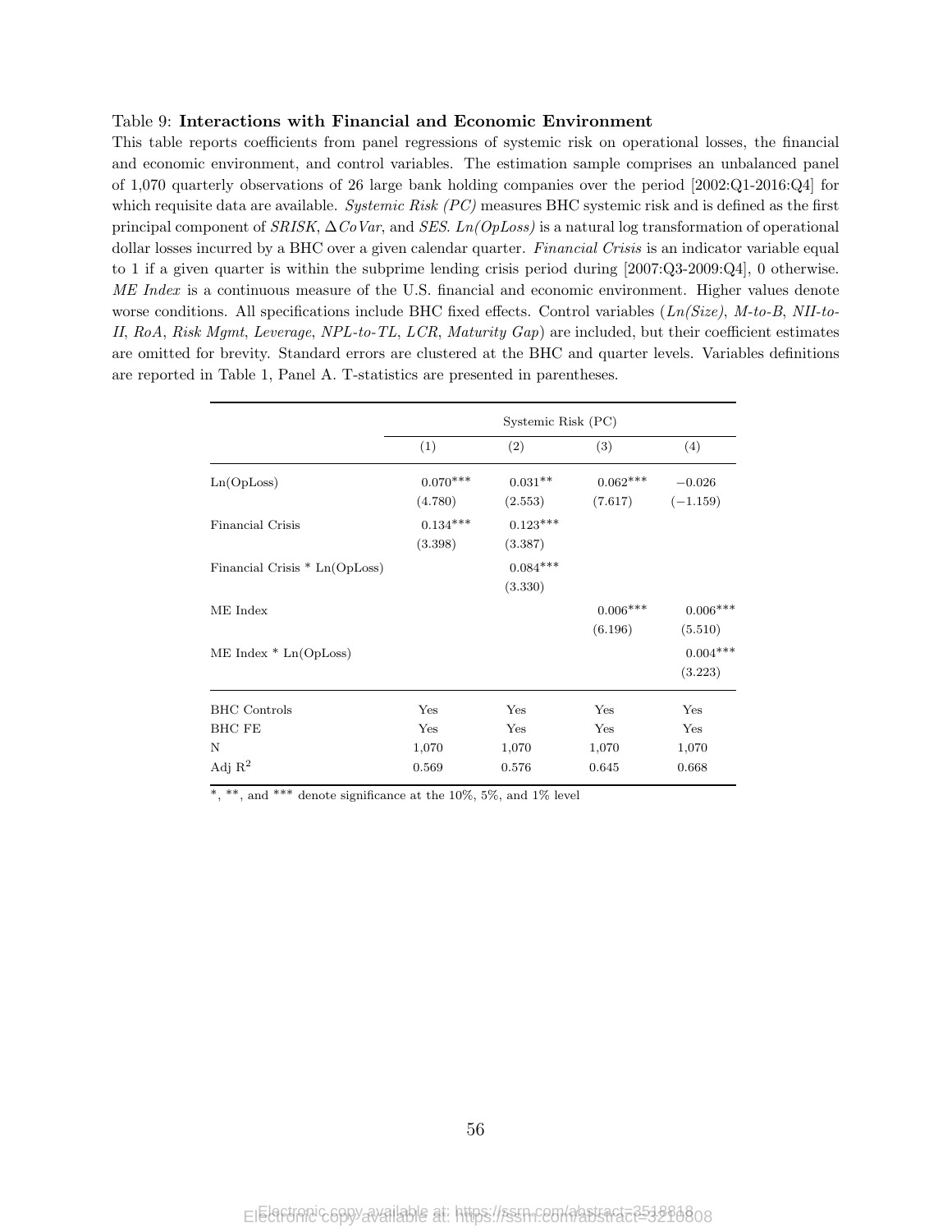Table 9: **Interactions with Financial and Economic Environment**

This table reports coefficients from panel regressions of systemic risk on operational losses, the financial and economic environment, and control variables. The estimation sample comprises an unbalanced panel of 1,070 quarterly observations of 26 large bank holding companies over the period [2002:Q1-2016:Q4] for which requisite data are available. *Systemic Risk (PC)* measures BHC systemic risk and is defined as the first principal component of *SRISK*, $\Delta CoVar$, and *SES*. *Ln(OpLoss)* is a natural log transformation of operational dollar losses incurred by a BHC over a given calendar quarter. *Financial Crisis* is an indicator variable equal to 1 if a given quarter is within the subprime lending crisis period during [2007:Q3-2009:Q4], 0 otherwise. *ME Index* is a continuous measure of the U.S. financial and economic environment. Higher values denote worse conditions. All specifications include BHC fixed effects. Control variables (*Ln(Size)*, *M-to-B*, *NII-to-II*, *RoA*, *Risk Mgmt*, *Leverage*, *NPL-to-TL*, *LCR*, *Maturity Gap*) are included, but their coefficient estimates are omitted for brevity. Standard errors are clustered at the BHC and quarter levels. Variables definitions are reported in Table 1, Panel A. T-statistics are presented in parentheses.

| | Systemic Risk (PC) | | | |
|---|---|---|---|---|
| | (1) | (2) | (3) | (4) |
| Ln(OpLoss) | 0.070*** | 0.031** | 0.062*** | −0.026 |
| | (4.780) | (2.553) | (7.617) | (−1.159) |
| Financial Crisis | 0.134*** | 0.123*** | | |
| | (3.398) | (3.387) | | |
| Financial Crisis * Ln(OpLoss) | | 0.084*** | | |
| | | (3.330) | | |
| ME Index | | | 0.006*** | 0.006*** |
| | | | (6.196) | (5.510) |
| ME Index * Ln(OpLoss) | | | | 0.004*** |
| | | | | (3.223) |
| BHC Controls | Yes | Yes | Yes | Yes |
| BHC FE | Yes | Yes | Yes | Yes |
| N | 1,070 | 1,070 | 1,070 | 1,070 |
| Adj $R^2$ | 0.569 | 0.576 | 0.645 | 0.668 |

*, **, and *** denote significance at the 10%, 5%, and 1% level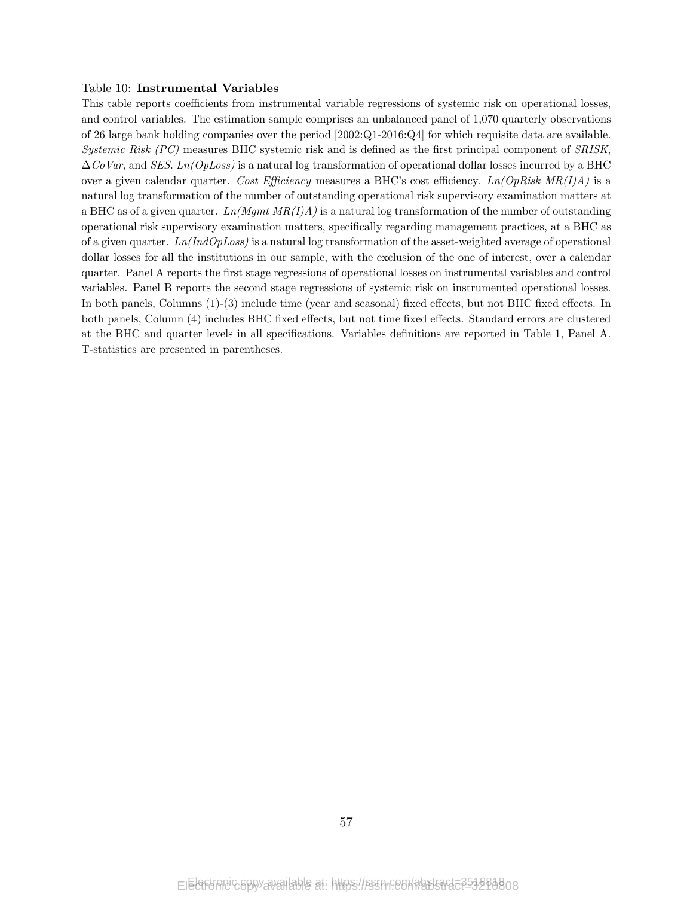Table 10: **Instrumental Variables**

This table reports coefficients from instrumental variable regressions of systemic risk on operational losses, and control variables. The estimation sample comprises an unbalanced panel of 1,070 quarterly observations of 26 large bank holding companies over the period [2002:Q1-2016:Q4] for which requisite data are available. *Systemic Risk (PC)* measures BHC systemic risk and is defined as the first principal component of *SRISK*, $\Delta CoVar$, and *SES*. *Ln(OpLoss)* is a natural log transformation of operational dollar losses incurred by a BHC over a given calendar quarter. *Cost Efficiency* measures a BHC's cost efficiency. *Ln(OpRisk MR(I)A)* is a natural log transformation of the number of outstanding operational risk supervisory examination matters at a BHC as of a given quarter. *Ln(Mgmt MR(I)A)* is a natural log transformation of the number of outstanding operational risk supervisory examination matters, specifically regarding management practices, at a BHC as of a given quarter. *Ln(IndOpLoss)* is a natural log transformation of the asset-weighted average of operational dollar losses for all the institutions in our sample, with the exclusion of the one of interest, over a calendar quarter. Panel A reports the first stage regressions of operational losses on instrumental variables and control variables. Panel B reports the second stage regressions of systemic risk on instrumented operational losses. In both panels, Columns (1)-(3) include time (year and seasonal) fixed effects, but not BHC fixed effects. In both panels, Column (4) includes BHC fixed effects, but not time fixed effects. Standard errors are clustered at the BHC and quarter levels in all specifications. Variables definitions are reported in Table 1, Panel A. T-statistics are presented in parentheses.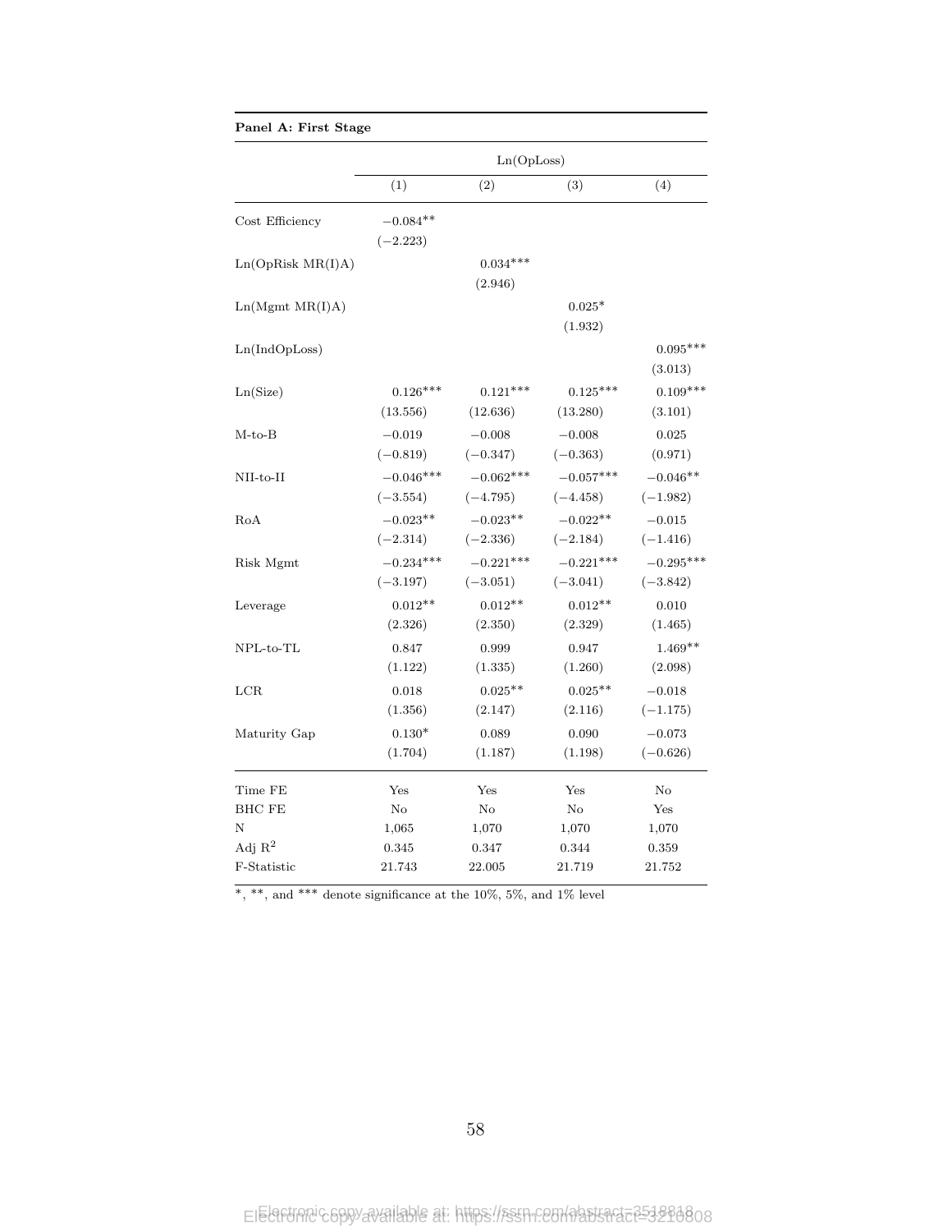**Panel A: First Stage**

| | Ln(OpLoss) | | | |
|---|---|---|---|---|
| | (1) | (2) | (3) | (4) |
| Cost Efficiency | −0.084** | | | |
| | (−2.223) | | | |
| Ln(OpRisk MR(I)A) | | 0.034*** | | |
| | | (2.946) | | |
| Ln(Mgmt MR(I)A) | | | 0.025* | |
| | | | (1.932) | |
| Ln(IndOpLoss) | | | | 0.095*** |
| | | | | (3.013) |
| Ln(Size) | 0.126*** | 0.121*** | 0.125*** | 0.109*** |
| | (13.556) | (12.636) | (13.280) | (3.101) |
| M-to-B | −0.019 | −0.008 | −0.008 | 0.025 |
| | (−0.819) | (−0.347) | (−0.363) | (0.971) |
| NII-to-II | −0.046*** | −0.062*** | −0.057*** | −0.046** |
| | (−3.554) | (−4.795) | (−4.458) | (−1.982) |
| RoA | −0.023** | −0.023** | −0.022** | −0.015 |
| | (−2.314) | (−2.336) | (−2.184) | (−1.416) |
| Risk Mgmt | −0.234*** | −0.221*** | −0.221*** | −0.295*** |
| | (−3.197) | (−3.051) | (−3.041) | (−3.842) |
| Leverage | 0.012** | 0.012** | 0.012** | 0.010 |
| | (2.326) | (2.350) | (2.329) | (1.465) |
| NPL-to-TL | 0.847 | 0.999 | 0.947 | 1.469** |
| | (1.122) | (1.335) | (1.260) | (2.098) |
| LCR | 0.018 | 0.025** | 0.025** | −0.018 |
| | (1.356) | (2.147) | (2.116) | (−1.175) |
| Maturity Gap | 0.130* | 0.089 | 0.090 | −0.073 |
| | (1.704) | (1.187) | (1.198) | (−0.626) |
| Time FE | Yes | Yes | Yes | No |
| BHC FE | No | No | No | Yes |
| N | 1,065 | 1,070 | 1,070 | 1,070 |
| Adj $R^2$ | 0.345 | 0.347 | 0.344 | 0.359 |
| F-Statistic | 21.743 | 22.005 | 21.719 | 21.752 |

*, **, and *** denote significance at the 10%, 5%, and 1% level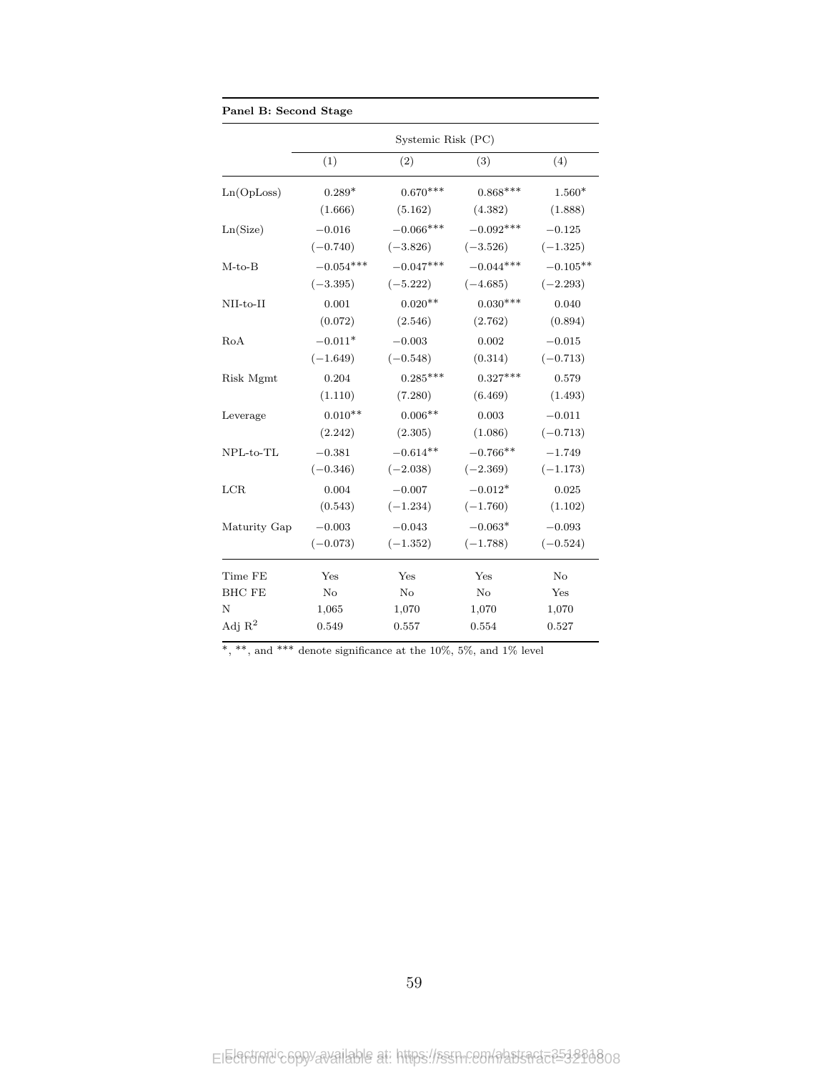**Panel B: Second Stage**

| | Systemic Risk (PC) | | | |
|---|---|---|---|---|
| | (1) | (2) | (3) | (4) |
| Ln(OpLoss) | 0.289* | 0.670*** | 0.868*** | 1.560* |
| | (1.666) | (5.162) | (4.382) | (1.888) |
| Ln(Size) | −0.016 | −0.066*** | −0.092*** | −0.125 |
| | (−0.740) | (−3.826) | (−3.526) | (−1.325) |
| M-to-B | −0.054*** | −0.047*** | −0.044*** | −0.105** |
| | (−3.395) | (−5.222) | (−4.685) | (−2.293) |
| NII-to-II | 0.001 | 0.020** | 0.030*** | 0.040 |
| | (0.072) | (2.546) | (2.762) | (0.894) |
| RoA | −0.011* | −0.003 | 0.002 | −0.015 |
| | (−1.649) | (−0.548) | (0.314) | (−0.713) |
| Risk Mgmt | 0.204 | 0.285*** | 0.327*** | 0.579 |
| | (1.110) | (7.280) | (6.469) | (1.493) |
| Leverage | 0.010** | 0.006** | 0.003 | −0.011 |
| | (2.242) | (2.305) | (1.086) | (−0.713) |
| NPL-to-TL | −0.381 | −0.614** | −0.766** | −1.749 |
| | (−0.346) | (−2.038) | (−2.369) | (−1.173) |
| LCR | 0.004 | −0.007 | −0.012* | 0.025 |
| | (0.543) | (−1.234) | (−1.760) | (1.102) |
| Maturity Gap | −0.003 | −0.043 | −0.063* | −0.093 |
| | (−0.073) | (−1.352) | (−1.788) | (−0.524) |
| Time FE | Yes | Yes | Yes | No |
| BHC FE | No | No | No | Yes |
| N | 1,065 | 1,070 | 1,070 | 1,070 |
| Adj $R^2$ | 0.549 | 0.557 | 0.554 | 0.527 |

*, **, and *** denote significance at the 10%, 5%, and 1% level